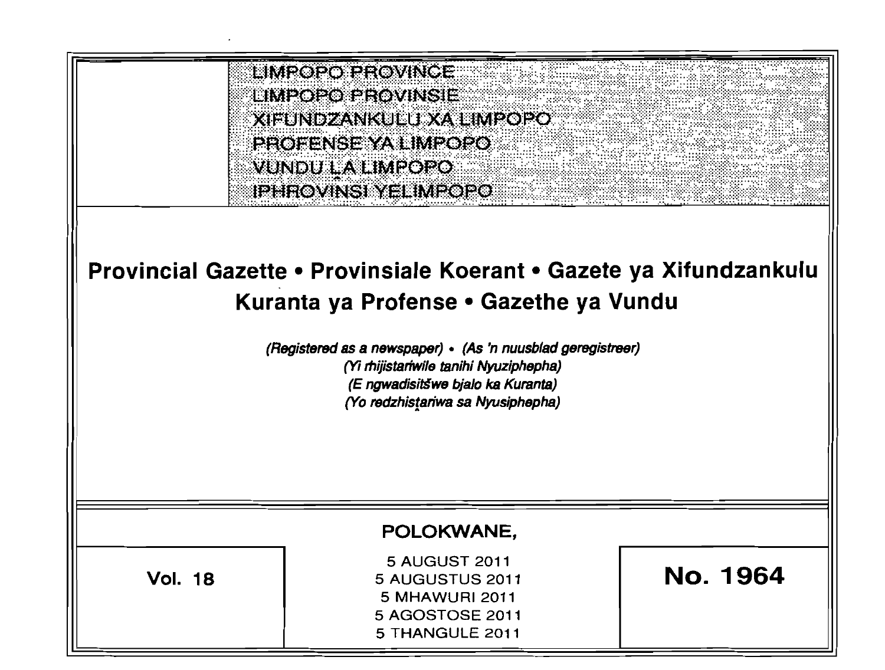LIMPOPO PROVINCE
LIMPOPO PROVINSIE
XIFUNDZANKULU XA LIMPOPO
PROFENSE YA LIMPOPO
VUNDU ḼA LIMPOPO
IPHROVINSI YELIMPOPO

# Provincial Gazette • Provinsiale Koerant • Gazete ya Xifundzankulu Kuranta ya Profense • Gazethe ya Vundu

*(Registered as a newspaper) • (As 'n nuusblad geregistreer)*
*(Yi ṙhijistariwile tanihi Nyuziphepha)*
*(E ngwadisitšwe bjalo ka Kuranta)*
*(Yo redzhistariwa sa Nyusiphepha)*

**POLOKWANE,**

**Vol. 18**

5 AUGUST 2011
5 AUGUSTUS 2011
5 MHAWURI 2011
5 AGOSTOSE 2011
5 THANGULE 2011

**No. 1964**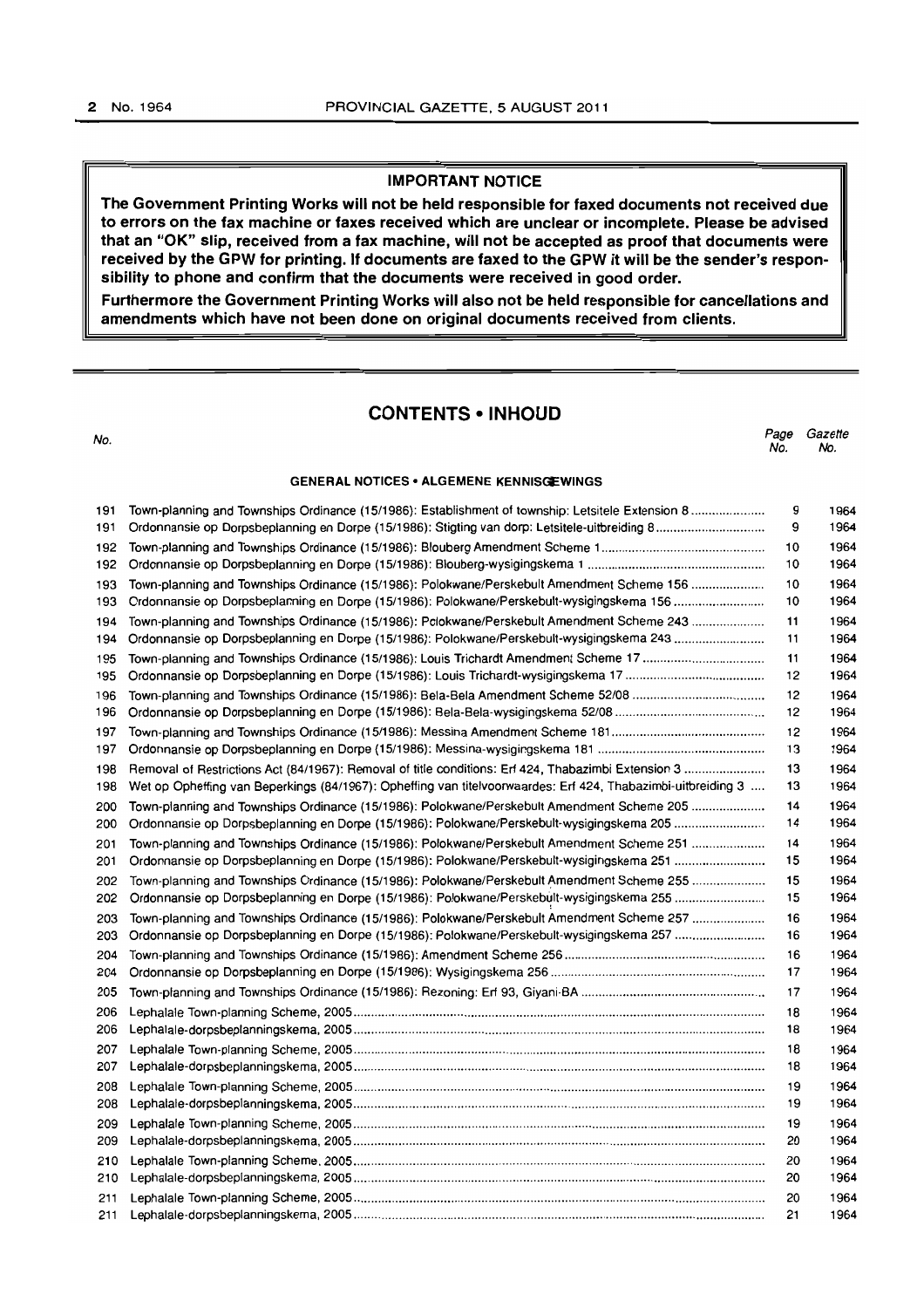**IMPORTANT NOTICE**

**The Government Printing Works will not be held responsible for faxed documents not received due to errors on the fax machine or faxes received which are unclear or incomplete. Please be advised that an "OK" slip, received from a fax machine, will not be accepted as proof that documents were received by the GPW for printing. If documents are faxed to the GPW it will be the sender's responsibility to phone and confirm that the documents were received in good order.**

**Furthermore the Government Printing Works will also not be held responsible for cancellations and amendments which have not been done on original documents received from clients.**

## CONTENTS • INHOUD

| No. | | Page No. | Gazette No. |
|---|---|---|---|
| | **GENERAL NOTICES • ALGEMENE KENNISGEWINGS** | | |
| 191 | Town-planning and Townships Ordinance (15/1986): Establishment of township: Letsitele Extension 8 | 9 | 1964 |
| 191 | Ordonnansie op Dorpsbeplanning en Dorpe (15/1986): Stigting van dorp: Letsitele-uitbreiding 8 | 9 | 1964 |
| 192 | Town-planning and Townships Ordinance (15/1986): Blouberg Amendment Scheme 1 | 10 | 1964 |
| 192 | Ordonnansie op Dorpsbeplanning en Dorpe (15/1986): Blouberg-wysigingskema 1 | 10 | 1964 |
| 193 | Town-planning and Townships Ordinance (15/1986): Polokwane/Perskebult Amendment Scheme 156 | 10 | 1964 |
| 193 | Ordonnansie op Dorpsbeplanning en Dorpe (15/1986): Polokwane/Perskebult-wysigingskema 156 | 10 | 1964 |
| 194 | Town-planning and Townships Ordinance (15/1986): Polokwane/Perskebult Amendment Scheme 243 | 11 | 1964 |
| 194 | Ordonnansie op Dorpsbeplanning en Dorpe (15/1986): Polokwane/Perskebult-wysigingskema 243 | 11 | 1964 |
| 195 | Town-planning and Townships Ordinance (15/1986): Louis Trichardt Amendment Scheme 17 | 11 | 1964 |
| 195 | Ordonnansie op Dorpsbeplanning en Dorpe (15/1986): Louis Trichardt-wysigingskema 17 | 12 | 1964 |
| 196 | Town-planning and Townships Ordinance (15/1986): Bela-Bela Amendment Scheme 52/08 | 12 | 1964 |
| 196 | Ordonnansie op Dorpsbeplanning en Dorpe (15/1986): Bela-Bela-wysigingskema 52/08 | 12 | 1964 |
| 197 | Town-planning and Townships Ordinance (15/1986): Messina Amendment Scheme 181 | 12 | 1964 |
| 197 | Ordonnansie op Dorpsbeplanning en Dorpe (15/1986): Messina-wysigingskema 181 | 13 | 1964 |
| 198 | Removal of Restrictions Act (84/1967): Removal of title conditions: Erf 424, Thabazimbi Extension 3 | 13 | 1964 |
| 198 | Wet op Opheffing van Beperkings (84/1967): Opheffing van titelvoorwaardes: Erf 424, Thabazimbi-uitbreiding 3 | 13 | 1964 |
| 200 | Town-planning and Townships Ordinance (15/1986): Polokwane/Perskebult Amendment Scheme 205 | 14 | 1964 |
| 200 | Ordonnansie op Dorpsbeplanning en Dorpe (15/1986): Polokwane/Perskebult-wysigingskema 205 | 14 | 1964 |
| 201 | Town-planning and Townships Ordinance (15/1986): Polokwane/Perskebult Amendment Scheme 251 | 14 | 1964 |
| 201 | Ordonnansie op Dorpsbeplanning en Dorpe (15/1986): Polokwane/Perskebult-wysigingskema 251 | 15 | 1964 |
| 202 | Town-planning and Townships Ordinance (15/1986): Polokwane/Perskebult Amendment Scheme 255 | 15 | 1964 |
| 202 | Ordonnansie op Dorpsbeplanning en Dorpe (15/1986): Polokwane/Perskebult-wysigingskema 255 | 15 | 1964 |
| 203 | Town-planning and Townships Ordinance (15/1986): Polokwane/Perskebult Amendment Scheme 257 | 16 | 1964 |
| 203 | Ordonnansie op Dorpsbeplanning en Dorpe (15/1986): Polokwane/Perskebult-wysigingskema 257 | 16 | 1964 |
| 204 | Town-planning and Townships Ordinance (15/1986): Amendment Scheme 256 | 16 | 1964 |
| 204 | Ordonnansie op Dorpsbeplanning en Dorpe (15/1986): Wysigingskema 256 | 17 | 1964 |
| 205 | Town-planning and Townships Ordinance (15/1986): Rezoning: Erf 93, Giyani-BA | 17 | 1964 |
| 206 | Lephalale Town-planning Scheme, 2005 | 18 | 1964 |
| 206 | Lephalale-dorpsbeplanningskema, 2005 | 18 | 1964 |
| 207 | Lephalale Town-planning Scheme, 2005 | 18 | 1964 |
| 207 | Lephalale-dorpsbeplanningskema, 2005 | 18 | 1964 |
| 208 | Lephalale Town-planning Scheme, 2005 | 19 | 1964 |
| 208 | Lephalale-dorpsbeplanningskema, 2005 | 19 | 1964 |
| 209 | Lephalale Town-planning Scheme, 2005 | 19 | 1964 |
| 209 | Lephalale-dorpsbeplanningskema, 2005 | 20 | 1964 |
| 210 | Lephalale Town-planning Scheme, 2005 | 20 | 1964 |
| 210 | Lephalale-dorpsbeplanningskema, 2005 | 20 | 1964 |
| 211 | Lephalale Town-planning Scheme, 2005 | 20 | 1964 |
| 211 | Lephalale-dorpsbeplanningskema, 2005 | 21 | 1964 |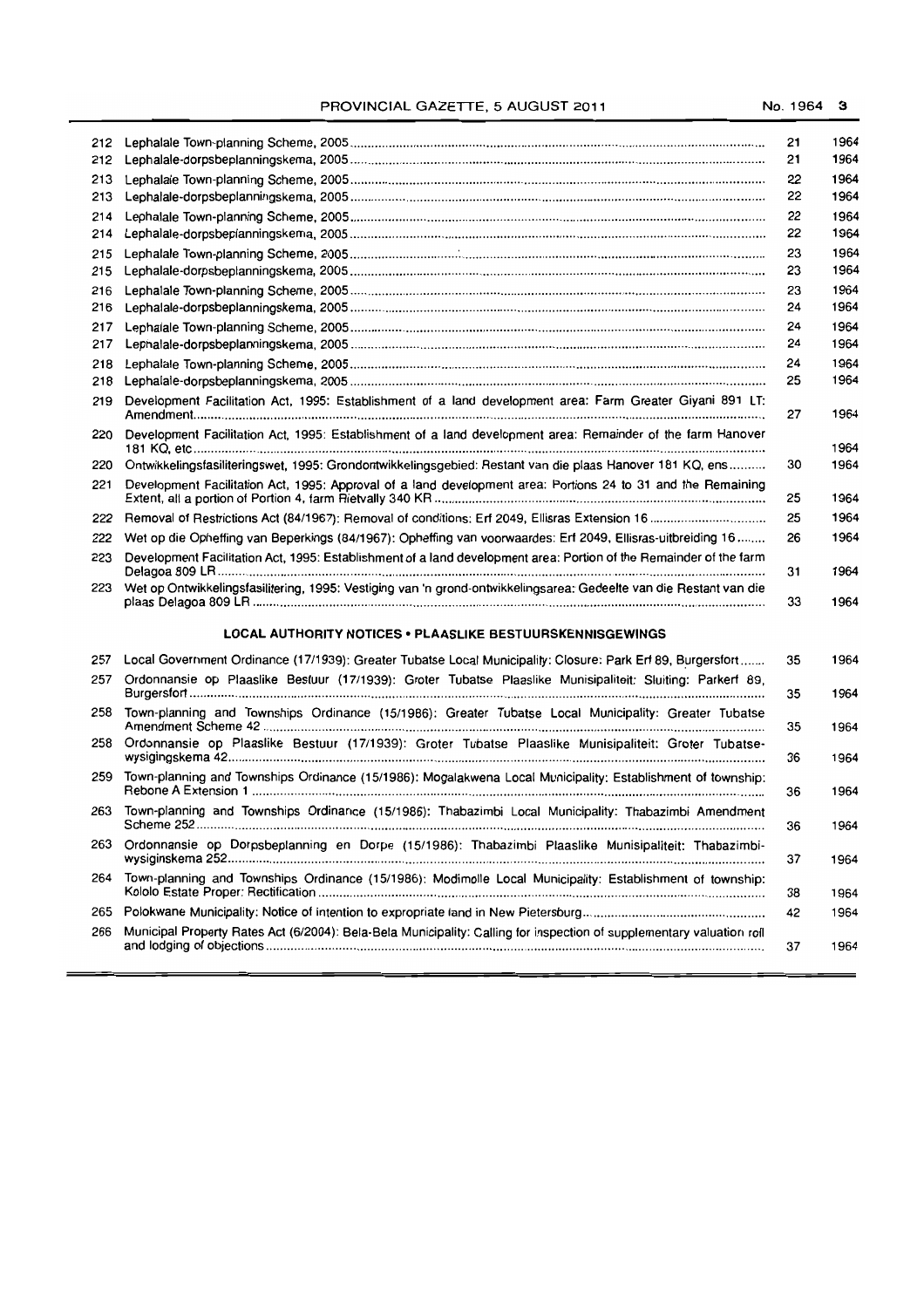| | | | |
|---|---|---|---|
| 212 | Lephalale Town-planning Scheme, 2005 | 21 | 1964 |
| 212 | Lephalale-dorpsbeplanningskema, 2005 | 21 | 1964 |
| 213 | Lephalale Town-planning Scheme, 2005 | 22 | 1964 |
| 213 | Lephalale-dorpsbeplanningskema, 2005 | 22 | 1964 |
| 214 | Lephalale Town-planning Scheme, 2005 | 22 | 1964 |
| 214 | Lephalale-dorpsbeplanningskema, 2005 | 22 | 1964 |
| 215 | Lephalale Town-planning Scheme, 2005 | 23 | 1964 |
| 215 | Lephalale-dorpsbeplanningskema, 2005 | 23 | 1964 |
| 216 | Lephalale Town-planning Scheme, 2005 | 23 | 1964 |
| 216 | Lephalale-dorpsbeplanningskema, 2005 | 24 | 1964 |
| 217 | Lephalale Town-planning Scheme, 2005 | 24 | 1964 |
| 217 | Lephalale-dorpsbeplanningskema, 2005 | 24 | 1964 |
| 218 | Lephalale Town-planning Scheme, 2005 | 24 | 1964 |
| 218 | Lephalale-dorpsbeplanningskema, 2005 | 25 | 1964 |
| 219 | Development Facilitation Act, 1995: Establishment of a land development area: Farm Greater Giyani 891 LT: Amendment | 27 | 1964 |
| 220 | Development Facilitation Act, 1995: Establishment of a land development area: Remainder of the farm Hanover 181 KQ, etc | | 1964 |
| 220 | Ontwikkelingsfasiliteringswet, 1995: Grondontwikkelingsgebied: Restant van die plaas Hanover 181 KQ, ens | 30 | 1964 |
| 221 | Development Facilitation Act, 1995: Approval of a land development area: Portions 24 to 31 and the Remaining Extent, all a portion of Portion 4, farm Rietvally 340 KR | 25 | 1964 |
| 222 | Removal of Restrictions Act (84/1967): Removal of conditions: Erf 2049, Ellisras Extension 16 | 25 | 1964 |
| 222 | Wet op die Opheffing van Beperkings (84/1967): Opheffing van voorwaardes: Erf 2049, Ellisras-uitbreiding 16 | 26 | 1964 |
| 223 | Development Facilitation Act, 1995: Establishment of a land development area: Portion of the Remainder of the farm Delagoa 809 LR | 31 | 1964 |
| 223 | Wet op Ontwikkelingsfasilitering, 1995: Vestiging van 'n grond-ontwikkelingsarea: Gedeelte van die Restant van die plaas Delagoa 809 LR | 33 | 1964 |

## LOCAL AUTHORITY NOTICES • PLAASLIKE BESTUURSKENNISGEWINGS

| | | | |
|---|---|---|---|
| 257 | Local Government Ordinance (17/1939): Greater Tubatse Local Municipality: Closure: Park Erf 89, Burgersfort | 35 | 1964 |
| 257 | Ordonnansie op Plaaslike Bestuur (17/1939): Groter Tubatse Plaaslike Munisipaliteit: Sluiting: Parkerf 89, Burgersfort | 35 | 1964 |
| 258 | Town-planning and Townships Ordinance (15/1986): Greater Tubatse Local Municipality: Greater Tubatse Amendment Scheme 42 | 35 | 1964 |
| 258 | Ordonnansie op Plaaslike Bestuur (17/1939): Groter Tubatse Plaaslike Munisipaliteit: Groter Tubatse-wysigingskema 42 | 36 | 1964 |
| 259 | Town-planning and Townships Ordinance (15/1986): Mogalakwena Local Municipality: Establishment of township: Rebone A Extension 1 | 36 | 1964 |
| 263 | Town-planning and Townships Ordinance (15/1986): Thabazimbi Local Municipality: Thabazimbi Amendment Scheme 252 | 36 | 1964 |
| 263 | Ordonnansie op Dorpsbeplanning en Dorpe (15/1986): Thabazimbi Plaaslike Munisipaliteit: Thabazimbi-wysiginskema 252 | 37 | 1964 |
| 264 | Town-planning and Townships Ordinance (15/1986): Modimolle Local Municipality: Establishment of township: Kololo Estate Proper: Rectification | 38 | 1964 |
| 265 | Polokwane Municipality: Notice of intention to expropriate land in New Pietersburg | 42 | 1964 |
| 266 | Municipal Property Rates Act (6/2004): Bela-Bela Municipality: Calling for inspection of supplementary valuation roll and lodging of objections | 37 | 1964 |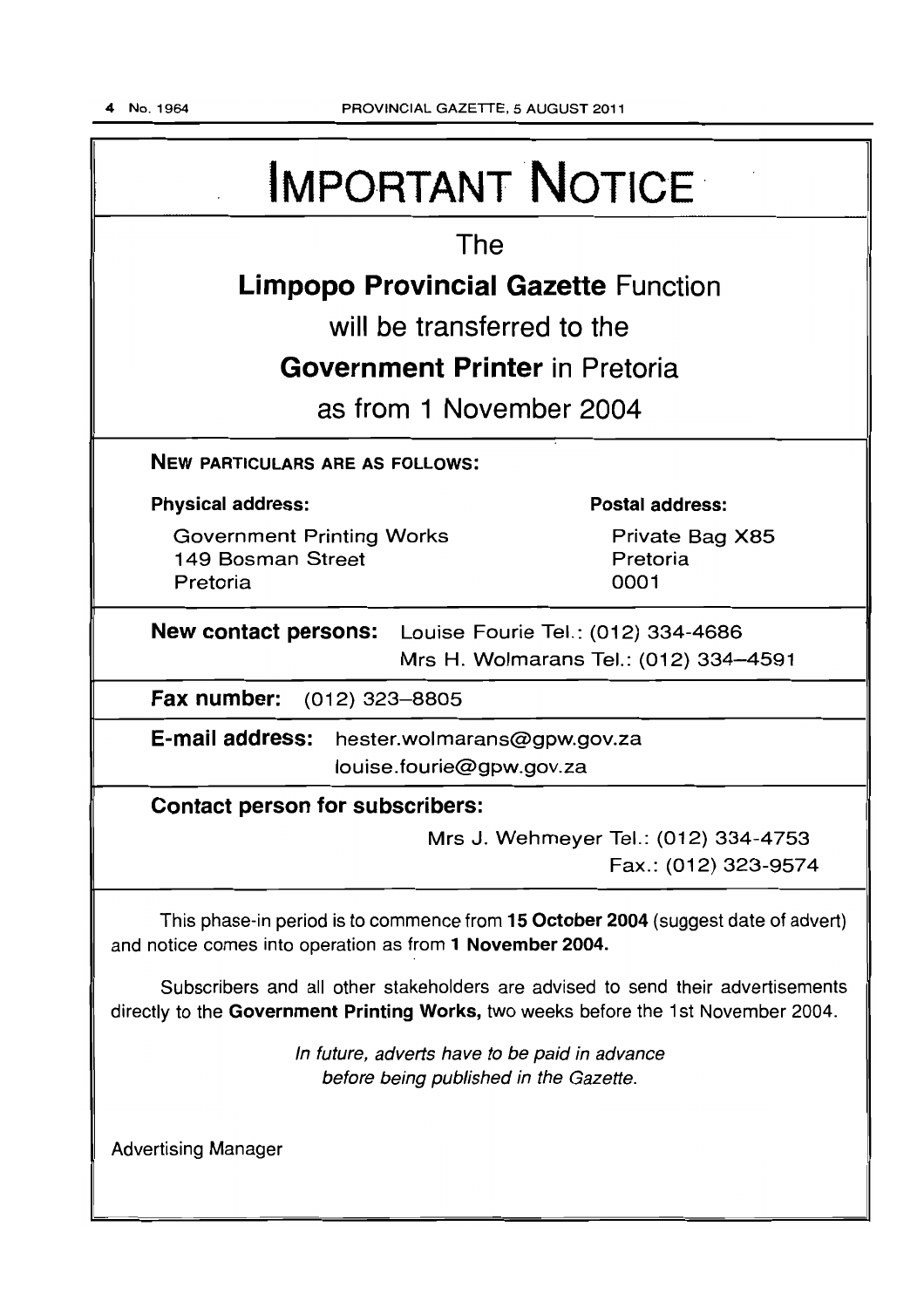# IMPORTANT NOTICE

The

**Limpopo Provincial Gazette** Function

will be transferred to the

**Government Printer** in Pretoria

as from 1 November 2004

**NEW PARTICULARS ARE AS FOLLOWS:**

**Physical address:**

Government Printing Works
149 Bosman Street
Pretoria

**Postal address:**

Private Bag X85
Pretoria
0001

**New contact persons:** Louise Fourie Tel.: (012) 334-4686
Mrs H. Wolmarans Tel.: (012) 334–4591

**Fax number:** (012) 323–8805

**E-mail address:** hester.wolmarans@gpw.gov.za
louise.fourie@gpw.gov.za

**Contact person for subscribers:**

Mrs J. Wehmeyer Tel.: (012) 334-4753
Fax.: (012) 323-9574

This phase-in period is to commence from **15 October 2004** (suggest date of advert) and notice comes into operation as from **1 November 2004.**

Subscribers and all other stakeholders are advised to send their advertisements directly to the **Government Printing Works,** two weeks before the 1st November 2004.

*In future, adverts have to be paid in advance before being published in the Gazette.*

Advertising Manager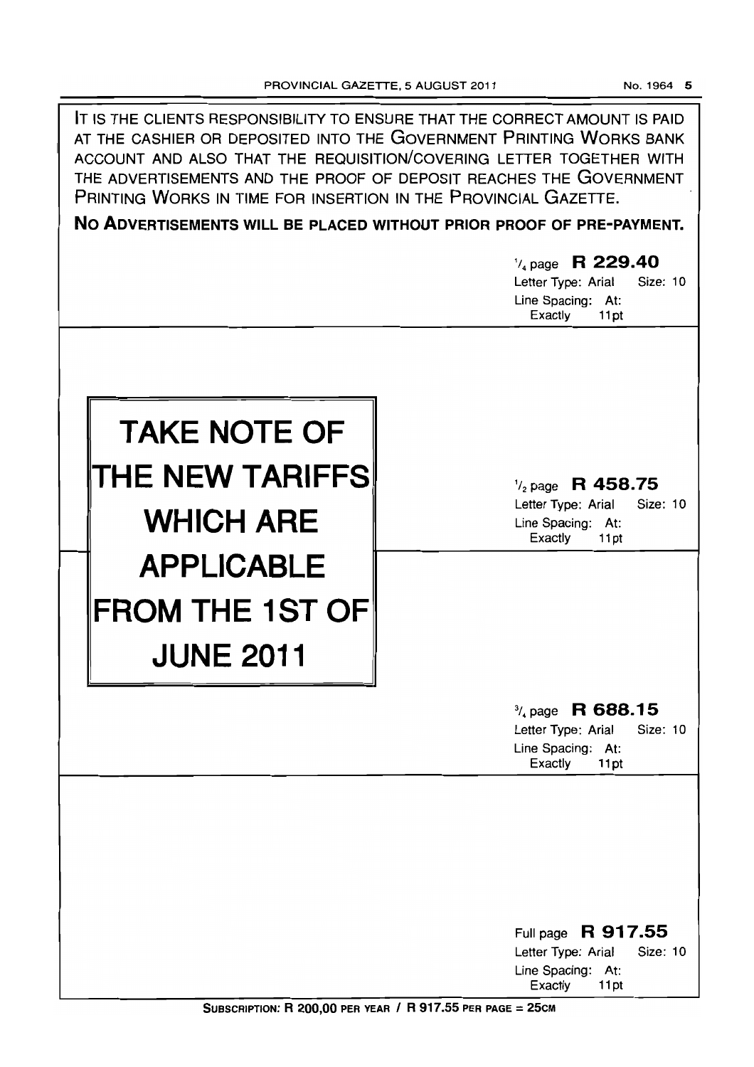IT IS THE CLIENTS RESPONSIBILITY TO ENSURE THAT THE CORRECT AMOUNT IS PAID AT THE CASHIER OR DEPOSITED INTO THE GOVERNMENT PRINTING WORKS BANK ACCOUNT AND ALSO THAT THE REQUISITION/COVERING LETTER TOGETHER WITH THE ADVERTISEMENTS AND THE PROOF OF DEPOSIT REACHES THE GOVERNMENT PRINTING WORKS IN TIME FOR INSERTION IN THE PROVINCIAL GAZETTE.

**NO ADVERTISEMENTS WILL BE PLACED WITHOUT PRIOR PROOF OF PRE-PAYMENT.**

$^1/_4$ page **R 229.40**
Letter Type: Arial Size: 10
Line Spacing: At: Exactly 11pt

# TAKE NOTE OF THE NEW TARIFFS WHICH ARE APPLICABLE FROM THE 1ST OF JUNE 2011

$^1/_2$ page **R 458.75**
Letter Type: Arial Size: 10
Line Spacing: At: Exactly 11pt

$^3/_4$ page **R 688.15**
Letter Type: Arial Size: 10
Line Spacing: At: Exactly 11pt

Full page **R 917.55**
Letter Type: Arial Size: 10
Line Spacing: At: Exactly 11pt

**SUBSCRIPTION: R 200,00 PER YEAR / R 917.55 PER PAGE = 25CM**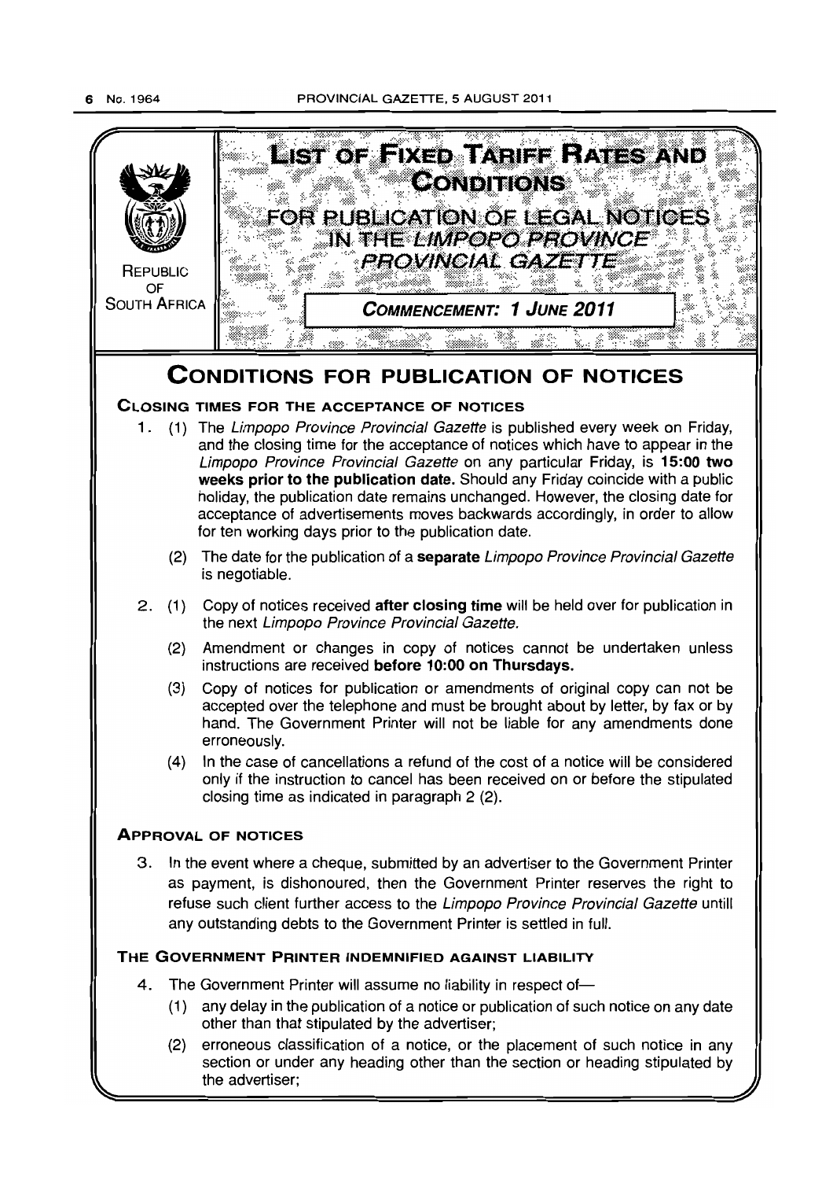REPUBLIC OF SOUTH AFRICA

# LIST OF FIXED TARIFF RATES AND CONDITIONS

## FOR PUBLICATION OF LEGAL NOTICES IN THE *LIMPOPO PROVINCE PROVINCIAL GAZETTE*

**COMMENCEMENT: 1 JUNE 2011**

# CONDITIONS FOR PUBLICATION OF NOTICES

## CLOSING TIMES FOR THE ACCEPTANCE OF NOTICES

1. (1) The *Limpopo Province Provincial Gazette* is published every week on Friday, and the closing time for the acceptance of notices which have to appear in the *Limpopo Province Provincial Gazette* on any particular Friday, is **15:00 two weeks prior to the publication date.** Should any Friday coincide with a public holiday, the publication date remains unchanged. However, the closing date for acceptance of advertisements moves backwards accordingly, in order to allow for ten working days prior to the publication date.

   (2) The date for the publication of a **separate** *Limpopo Province Provincial Gazette* is negotiable.

2. (1) Copy of notices received **after closing time** will be held over for publication in the next *Limpopo Province Provincial Gazette.*

   (2) Amendment or changes in copy of notices cannot be undertaken unless instructions are received **before 10:00 on Thursdays.**

   (3) Copy of notices for publication or amendments of original copy can not be accepted over the telephone and must be brought about by letter, by fax or by hand. The Government Printer will not be liable for any amendments done erroneously.

   (4) In the case of cancellations a refund of the cost of a notice will be considered only if the instruction to cancel has been received on or before the stipulated closing time as indicated in paragraph 2 (2).

## APPROVAL OF NOTICES

3. In the event where a cheque, submitted by an advertiser to the Government Printer as payment, is dishonoured, then the Government Printer reserves the right to refuse such client further access to the *Limpopo Province Provincial Gazette* untill any outstanding debts to the Government Printer is settled in full.

## THE GOVERNMENT PRINTER INDEMNIFIED AGAINST LIABILITY

4. The Government Printer will assume no liability in respect of—

   (1) any delay in the publication of a notice or publication of such notice on any date other than that stipulated by the advertiser;

   (2) erroneous classification of a notice, or the placement of such notice in any section or under any heading other than the section or heading stipulated by the advertiser;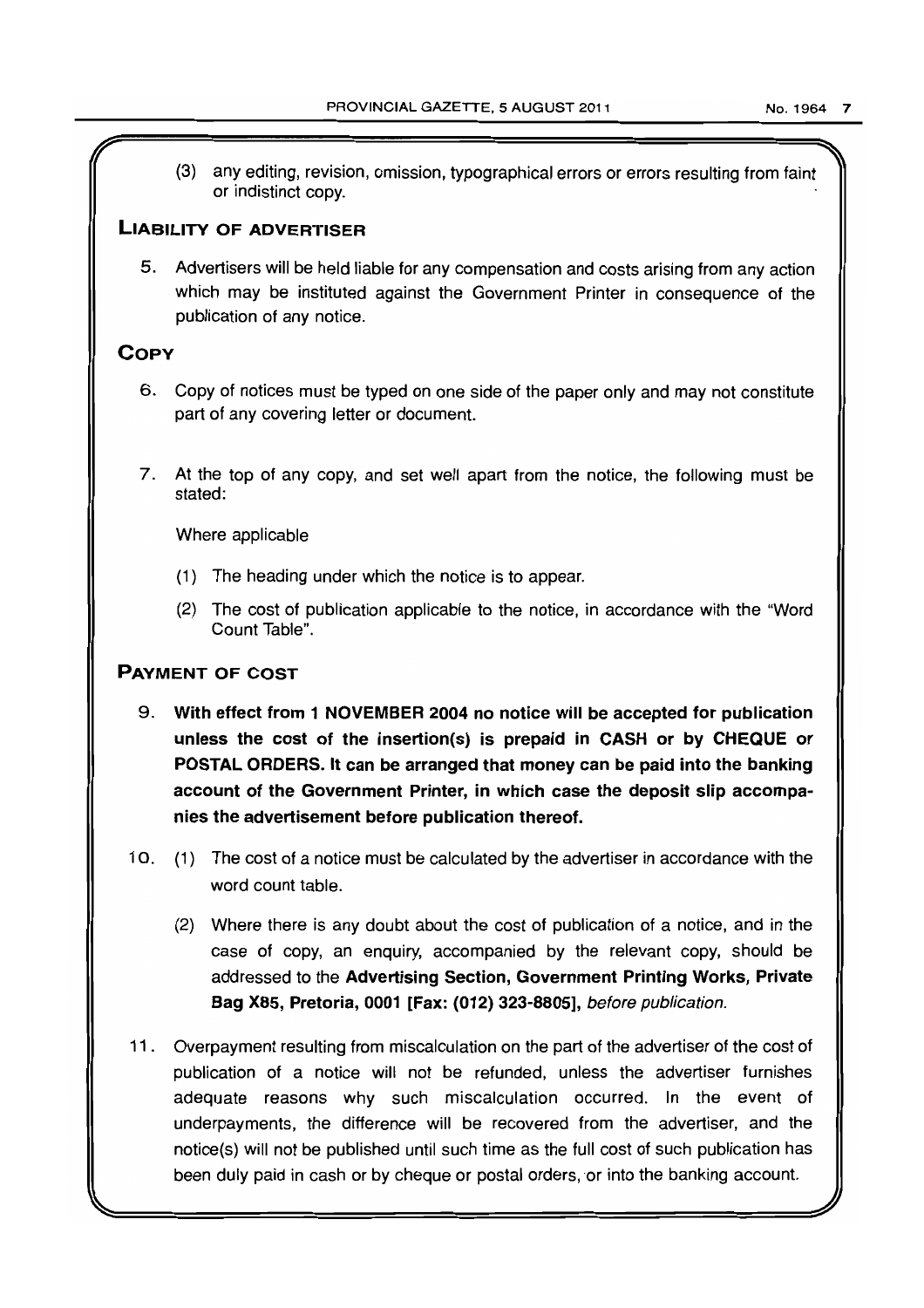(3) any editing, revision, omission, typographical errors or errors resulting from faint or indistinct copy.

## LIABILITY OF ADVERTISER

5. Advertisers will be held liable for any compensation and costs arising from any action which may be instituted against the Government Printer in consequence of the publication of any notice.

## COPY

6. Copy of notices must be typed on one side of the paper only and may not constitute part of any covering letter or document.

7. At the top of any copy, and set well apart from the notice, the following must be stated:

   Where applicable

   (1) The heading under which the notice is to appear.

   (2) The cost of publication applicable to the notice, in accordance with the "Word Count Table".

## PAYMENT OF COST

9. **With effect from 1 NOVEMBER 2004 no notice will be accepted for publication unless the cost of the insertion(s) is prepaid in CASH or by CHEQUE or POSTAL ORDERS. It can be arranged that money can be paid into the banking account of the Government Printer, in which case the deposit slip accompanies the advertisement before publication thereof.**

10. (1) The cost of a notice must be calculated by the advertiser in accordance with the word count table.

    (2) Where there is any doubt about the cost of publication of a notice, and in the case of copy, an enquiry, accompanied by the relevant copy, should be addressed to the **Advertising Section, Government Printing Works, Private Bag X85, Pretoria, 0001 [Fax: (012) 323-8805],** *before publication.*

11. Overpayment resulting from miscalculation on the part of the advertiser of the cost of publication of a notice will not be refunded, unless the advertiser furnishes adequate reasons why such miscalculation occurred. In the event of underpayments, the difference will be recovered from the advertiser, and the notice(s) will not be published until such time as the full cost of such publication has been duly paid in cash or by cheque or postal orders, or into the banking account.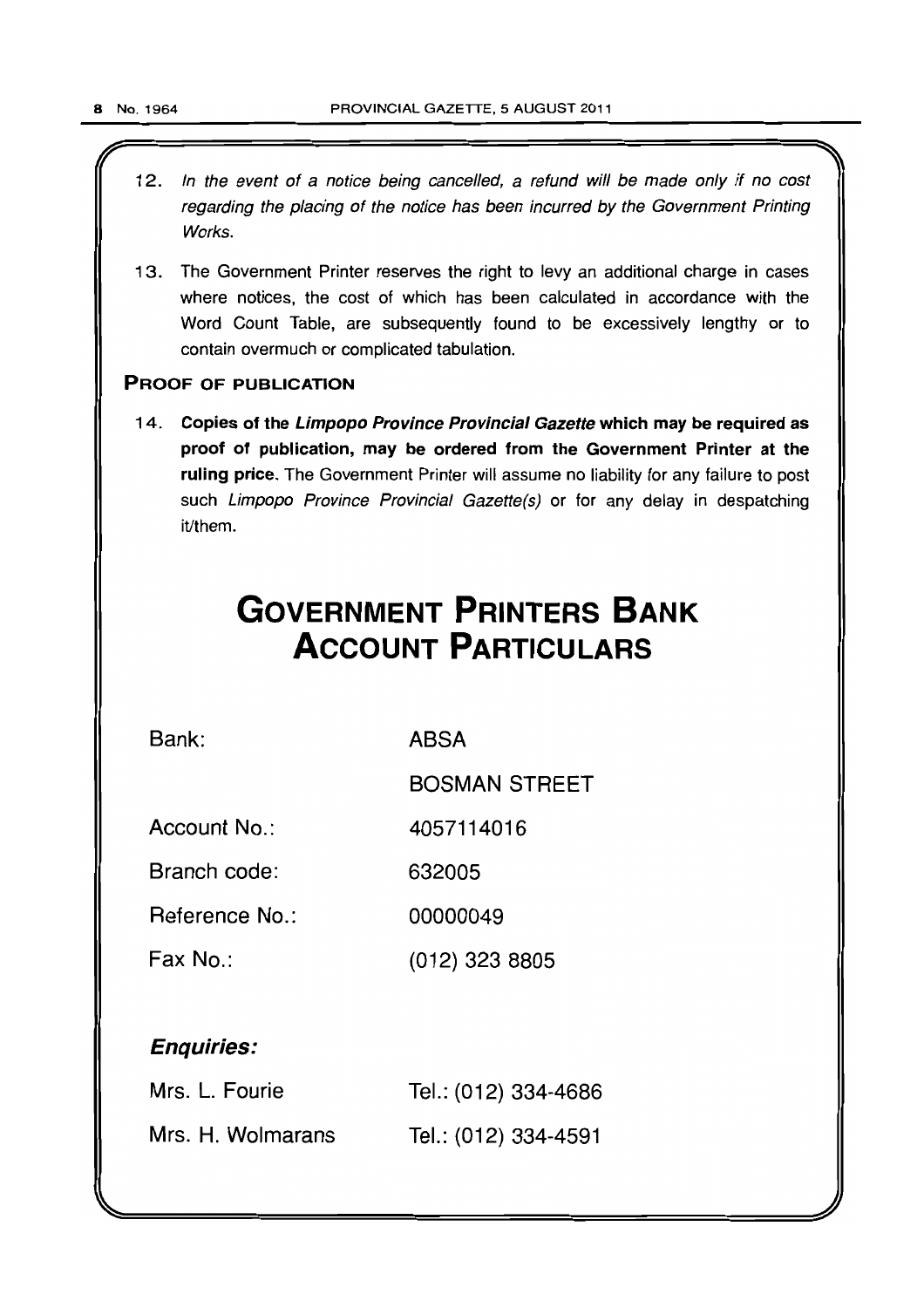12. *In the event of a notice being cancelled, a refund will be made only if no cost regarding the placing of the notice has been incurred by the Government Printing Works.*

13. The Government Printer reserves the right to levy an additional charge in cases where notices, the cost of which has been calculated in accordance with the Word Count Table, are subsequently found to be excessively lengthy or to contain overmuch or complicated tabulation.

**PROOF OF PUBLICATION**

14. **Copies of the *Limpopo Province Provincial Gazette* which may be required as proof of publication, may be ordered from the Government Printer at the ruling price.** The Government Printer will assume no liability for any failure to post such *Limpopo Province Provincial Gazette(s)* or for any delay in despatching it/them.

# GOVERNMENT PRINTERS BANK ACCOUNT PARTICULARS

| | |
|---|---|
| Bank: | ABSA |
| | BOSMAN STREET |
| Account No.: | 4057114016 |
| Branch code: | 632005 |
| Reference No.: | 00000049 |
| Fax No.: | (012) 323 8805 |

***Enquiries:***

| | |
|---|---|
| Mrs. L. Fourie | Tel.: (012) 334-4686 |
| Mrs. H. Wolmarans | Tel.: (012) 334-4591 |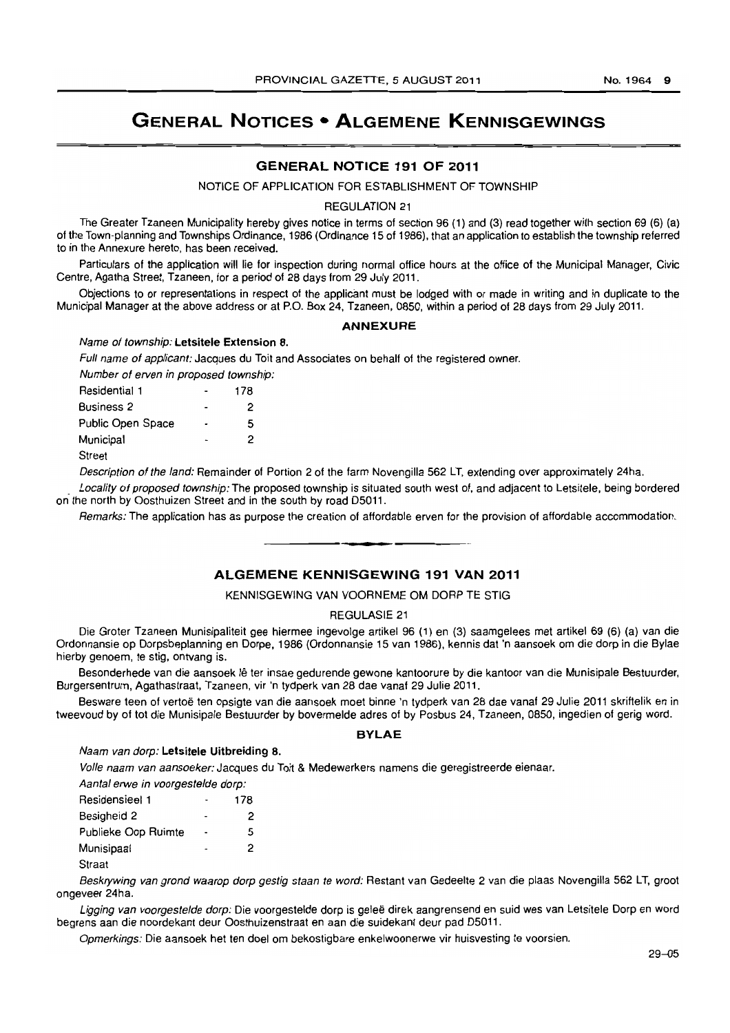# GENERAL NOTICES • ALGEMENE KENNISGEWINGS

## GENERAL NOTICE 191 OF 2011

NOTICE OF APPLICATION FOR ESTABLISHMENT OF TOWNSHIP

REGULATION 21

The Greater Tzaneen Municipality hereby gives notice in terms of section 96 (1) and (3) read together with section 69 (6) (a) of the Town-planning and Townships Ordinance, 1986 (Ordinance 15 of 1986), that an application to establish the township referred to in the Annexure hereto, has been received.

Particulars of the application will lie for inspection during normal office hours at the office of the Municipal Manager, Civic Centre, Agatha Street, Tzaneen, for a period of 28 days from 29 July 2011.

Objections to or representations in respect of the applicant must be lodged with or made in writing and in duplicate to the Municipal Manager at the above address or at P.O. Box 24, Tzaneen, 0850, within a period of 28 days from 29 July 2011.

### ANNEXURE

*Name of township:* **Letsitele Extension 8.**

*Full name of applicant:* Jacques du Toit and Associates on behalf of the registered owner.

*Number of erven in proposed township:*

| | | |
|---|---|---|
| Residential 1 | - | 178 |
| Business 2 | - | 2 |
| Public Open Space | - | 5 |
| Municipal | - | 2 |
| Street | | |

*Description of the land:* Remainder of Portion 2 of the farm Novengilla 562 LT, extending over approximately 24ha.

*Locality of proposed township:* The proposed township is situated south west of, and adjacent to Letsitele, being bordered on the north by Oosthuizen Street and in the south by road D5011.

*Remarks:* The application has as purpose the creation of affordable erven for the provision of affordable accommodation.

---

## ALGEMENE KENNISGEWING 191 VAN 2011

KENNISGEWING VAN VOORNEME OM DORP TE STIG

REGULASIE 21

Die Groter Tzaneen Munisipaliteit gee hiermee ingevolge artikel 96 (1) en (3) saamgelees met artikel 69 (6) (a) van die Ordonnansie op Dorpsbeplanning en Dorpe, 1986 (Ordonnansie 15 van 1986), kennis dat 'n aansoek om die dorp in die Bylae hierby genoem, te stig, ontvang is.

Besonderhede van die aansoek lê ter insae gedurende gewone kantoorure by die kantoor van die Munisipale Bestuurder, Burgersentrum, Agathastraat, Tzaneen, vir 'n tydperk van 28 dae vanaf 29 Julie 2011.

Besware teen of vertoë ten opsigte van die aansoek moet binne 'n tydperk van 28 dae vanaf 29 Julie 2011 skriftelik en in tweevoud by of tot die Munisipale Bestuurder by bovermelde adres of by Posbus 24, Tzaneen, 0850, ingedien of gerig word.

### BYLAE

*Naam van dorp:* **Letsitele Uitbreiding 8.**

*Volle naam van aansoeker:* Jacques du Toit & Medewerkers namens die geregistreerde eienaar.

*Aantal erwe in voorgestelde dorp:*

| | | |
|---|---|---|
| Residensieel 1 | - | 178 |
| Besigheid 2 | - | 2 |
| Publieke Oop Ruimte | - | 5 |
| Munisipaal | - | 2 |
| Straat | | |

*Beskrywing van grond waarop dorp gestig staan te word:* Restant van Gedeelte 2 van die plaas Novengilla 562 LT, groot ongeveer 24ha.

*Ligging van voorgestelde dorp:* Die voorgestelde dorp is geleë direk aangrensend en suid wes van Letsitele Dorp en word begrens aan die noordekant deur Oosthuizenstraat en aan die suidekant deur pad D5011.

*Opmerkings:* Die aansoek het ten doel om bekostigbare enkelwoonerwe vir huisvesting te voorsien.

29–05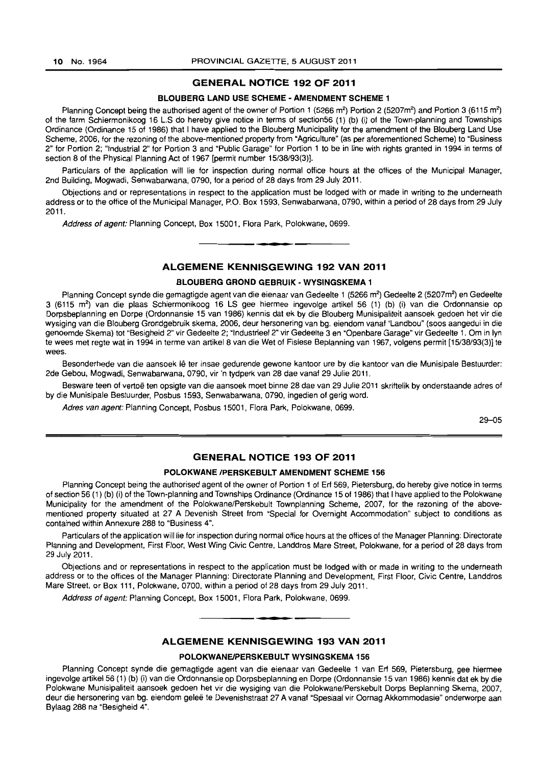## GENERAL NOTICE 192 OF 2011

### BLOUBERG LAND USE SCHEME - AMENDMENT SCHEME 1

Planning Concept being the authorised agent of the owner of Portion 1 (5266 m²) Portion 2 (5207m²) and Portion 3 (6115 m²) of the farm Schiermonikoog 16 L.S do hereby give notice in terms of section56 (1) (b) (i) of the Town-planning and Townships Ordinance (Ordinance 15 of 1986) that I have applied to the Blouberg Municipality for the amendment of the Blouberg Land Use Scheme, 2006, for the rezoning of the above-mentioned property from "Agriculture" (as per aforementioned Scheme) to "Business 2" for Portion 2; "Industrial 2" for Portion 3 and "Public Garage" for Portion 1 to be in line with rights granted in 1994 in terms of section 8 of the Physical Planning Act of 1967 [permit number 15/38/93(3)].

Particulars of the application will lie for inspection during normal office hours at the offices of the Municipal Manager, 2nd Building, Mogwadi, Senwabarwana, 0790, for a period of 28 days from 29 July 2011.

Objections and or representations in respect to the application must be lodged with or made in writing to the underneath address or to the office of the Municipal Manager, P.O. Box 1593, Senwabarwana, 0790, within a period of 28 days from 29 July 2011.

*Address of agent:* Planning Concept, Box 15001, Flora Park, Polokwane, 0699.

---

## ALGEMENE KENNISGEWING 192 VAN 2011

### BLOUBERG GROND GEBRUIK - WYSINGSKEMA 1

Planning Concept synde die gemagtigde agent van die eienaar van Gedeelte 1 (5266 m²) Gedeelte 2 (5207m²) en Gedeelte 3 (6115 m²) van die plaas Schiermonikoog 16 LS gee hiermee ingevolge artikel 56 (1) (b) (i) van die Ordonnansie op Dorpsbeplanning en Dorpe (Ordonnansie 15 van 1986) kennis dat ek by die Blouberg Munisipaliteit aansoek gedoen het vir die wysiging van die Blouberg Grondgebruik skema, 2006, deur hersonering van bg. eiendom vanaf "Landbou" (soos aangedui in die genoemde Skema) tot "Besigheid 2" vir Gedeelte 2; "Industrieel 2" vir Gedeelte 3 en "Openbare Garage" vir Gedeelte 1. Om in lyn te wees met regte wat in 1994 in terme van artikel 8 van die Wet of Fisiese Beplanning van 1967, volgens permit [15/38/93(3)] te wees.

Besonderhede van die aansoek lê ter insae gedurende gewone kantoor ure by die kantoor van die Munisipale Bestuurder: 2de Gebou, Mogwadi, Senwabarwana, 0790, vir 'n tydperk van 28 dae vanaf 29 Julie 2011.

Besware teen of vertoë ten opsigte van die aansoek moet binne 28 dae van 29 Julie 2011 skriftelik by onderstaande adres of by die Munisipale Bestuurder, Posbus 1593, Senwabarwana, 0790, ingedien of gerig word.

*Adres van agent:* Planning Concept, Posbus 15001, Flora Park, Polokwane, 0699.

29–05

---

## GENERAL NOTICE 193 OF 2011

### POLOKWANE /PERSKEBULT AMENDMENT SCHEME 156

Planning Concept being the authorised agent of the owner of Portion 1 of Erf 569, Pietersburg, do hereby give notice in terms of section 56 (1) (b) (i) of the Town-planning and Townships Ordinance (Ordinance 15 of 1986) that I have applied to the Polokwane Municipality for the amendment of the Polokwane/Perskebult Townplanning Scheme, 2007, for the rezoning of the above-mentioned property situated at 27 A Devenish Street from "Special for Overnight Accommodation" subject to conditions as contained within Annexure 288 to "Business 4".

Particulars of the application will lie for inspection during normal office hours at the offices of the Manager Planning: Directorate Planning and Development, First Floor, West Wing Civic Centre, Landdros Mare Street, Polokwane, for a period of 28 days from 29 July 2011.

Objections and or representations in respect to the application must be lodged with or made in writing to the underneath address or to the offices of the Manager Planning: Directorate Planning and Development, First Floor, Civic Centre, Landdros Mare Street, or Box 111, Polokwane, 0700, within a period of 28 days from 29 July 2011.

*Address of agent:* Planning Concept, Box 15001, Flora Park, Polokwane, 0699.

---

## ALGEMENE KENNISGEWING 193 VAN 2011

### POLOKWANE/PERSKEBULT WYSINGSKEMA 156

Planning Concept synde die gemagtigde agent van die eienaar van Gedeelte 1 van Erf 569, Pietersburg, gee hiermee ingevolge artikel 56 (1) (b) (i) van die Ordonnansie op Dorpsbeplanning en Dorpe (Ordonnansie 15 van 1986) kennis dat ek by die Polokwane Munisipaliteit aansoek gedoen het vir die wysiging van die Polokwane/Perskebult Dorps Beplanning Skema, 2007, deur die hersonering van bg. eiendom geleë te Devenishstraat 27 A vanaf "Spesiaal vir Oornag Akkommodasie" onderworpe aan Bylaag 288 na "Besigheid 4".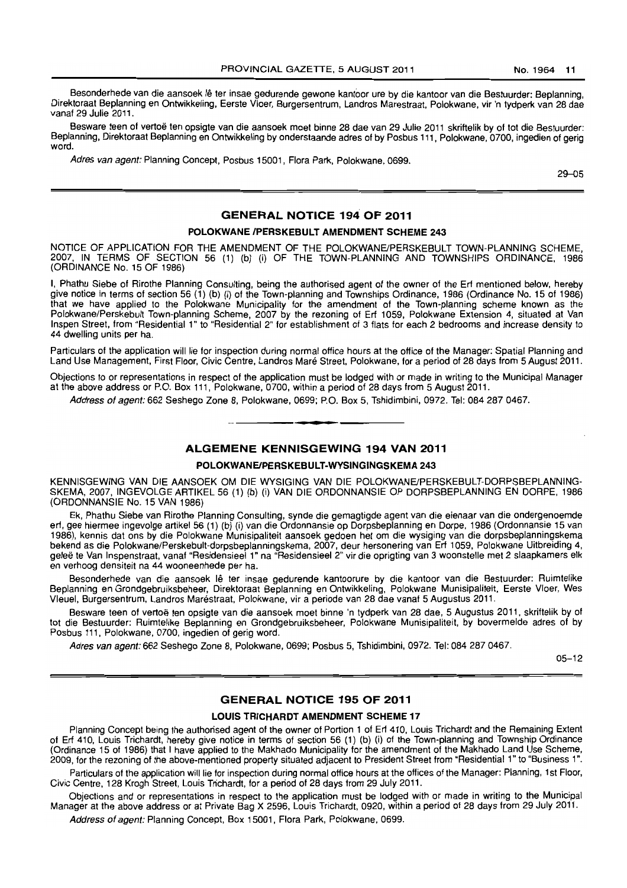Besonderhede van die aansoek lê ter insae gedurende gewone kantoor ure by die kantoor van die Bestuurder: Beplanning, Direktoraat Beplanning en Ontwikkeling, Eerste Vloer, Burgersentrum, Landros Marestraat, Polokwane, vir 'n tydperk van 28 dae vanaf 29 Julie 2011.

Besware teen of vertoë ten opsigte van die aansoek moet binne 28 dae van 29 Julie 2011 skriftelik by of tot die Bestuurder: Beplanning, Direktoraat Beplanning en Ontwikkeling by onderstaande adres of by Posbus 111, Polokwane, 0700, ingedien of gerig word.

*Adres van agent:* Planning Concept, Posbus 15001, Flora Park, Polokwane, 0699.

29–05

## GENERAL NOTICE 194 OF 2011

### POLOKWANE /PERSKEBULT AMENDMENT SCHEME 243

NOTICE OF APPLICATION FOR THE AMENDMENT OF THE POLOKWANE/PERSKEBULT TOWN-PLANNING SCHEME, 2007, IN TERMS OF SECTION 56 (1) (b) (i) OF THE TOWN-PLANNING AND TOWNSHIPS ORDINANCE, 1986 (ORDINANCE No. 15 OF 1986)

I, Phathu Siebe of Rirothe Planning Consulting, being the authorised agent of the owner of the Erf mentioned below, hereby give notice in terms of section 56 (1) (b) (i) of the Town-planning and Townships Ordinance, 1986 (Ordinance No. 15 of 1986) that we have applied to the Polokwane Municipality for the amendment of the Town-planning scheme known as the Polokwane/Perskebult Town-planning Scheme, 2007 by the rezoning of Erf 1059, Polokwane Extension 4, situated at Van Inspen Street, from "Residential 1" to "Residential 2" for establishment of 3 flats for each 2 bedrooms and increase density to 44 dwelling units per ha.

Particulars of the application will lie for inspection during normal office hours at the office of the Manager: Spatial Planning and Land Use Management, First Floor, Civic Centre, Landros Maré Street, Polokwane, for a period of 28 days from 5 August 2011.

Objections to or representations in respect of the application must be lodged with or made in writing to the Municipal Manager at the above address or P.O. Box 111, Polokwane, 0700, within a period of 28 days from 5 August 2011.

*Address of agent:* 662 Seshego Zone 8, Polokwane, 0699; P.O. Box 5, Tshidimbini, 0972. Tel: 084 287 0467.

## ALGEMENE KENNISGEWING 194 VAN 2011

### POLOKWANE/PERSKEBULT-WYSIGINGSKEMA 243

KENNISGEWING VAN DIE AANSOEK OM DIE WYSIGING VAN DIE POLOKWANE/PERSKEBULT-DORPSBEPLANNING-SKEMA, 2007, INGEVOLGE ARTIKEL 56 (1) (b) (i) VAN DIE ORDONNANSIE OP DORPSBEPLANNING EN DORPE, 1986 (ORDONNANSIE No. 15 VAN 1986)

Ek, Phathu Siebe van Rirothe Planning Consulting, synde die gemagtigde agent van die eienaar van die ondergenoemde erf, gee hiermee ingevolge artikel 56 (1) (b) (i) van die Ordonnansie op Dorpsbeplanning en Dorpe, 1986 (Ordonnansie 15 van 1986), kennis dat ons by die Polokwane Munisipaliteit aansoek gedoen het om die wysiging van die dorpsbeplanningskema bekend as die Polokwane/Perskebult-dorpsbeplanningskema, 2007, deur hersonering van Erf 1059, Polokwane Uitbreiding 4, geleë te Van Inspenstraat, vanaf "Residensieel 1" na "Residensieel 2" vir die oprigting van 3 woonstelle met 2 slaapkamers elk en verhoog densiteit na 44 wooneenhede per ha.

Besonderhede van die aansoek lê ter insae gedurende kantoorure by die kantoor van die Bestuurder: Ruimtelike Beplanning en Grondgebruiksbeheer, Direktoraat Beplanning en Ontwikkeling, Polokwane Munisipaliteit, Eerste Vloer, Wes Vleuel, Burgersentrum, Landros Maréstraat, Polokwane, vir a periode van 28 dae vanaf 5 Augustus 2011.

Besware teen of vertoë ten opsigte van die aansoek moet binne 'n tydperk van 28 dae, 5 Augustus 2011, skriftelik by of tot die Bestuurder: Ruimtelike Beplanning en Grondgebruiksbeheer, Polokwane Munisipaliteit, by bovermelde adres of by Posbus 111, Polokwane, 0700, ingedien of gerig word.

*Adres van agent:* 662 Seshego Zone 8, Polokwane, 0699; Posbus 5, Tshidimbini, 0972. Tel: 084 287 0467.

05–12

## GENERAL NOTICE 195 OF 2011

### LOUIS TRICHARDT AMENDMENT SCHEME 17

Planning Concept being the authorised agent of the owner of Portion 1 of Erf 410, Louis Trichardt and the Remaining Extent of Erf 410, Louis Trichardt, hereby give notice in terms of section 56 (1) (b) (i) of the Town-planning and Township Ordinance (Ordinance 15 of 1986) that I have applied to the Makhado Municipality for the amendment of the Makhado Land Use Scheme, 2009, for the rezoning of the above-mentioned property situated adjacent to President Street from "Residential 1" to "Business 1".

Particulars of the application will lie for inspection during normal office hours at the offices of the Manager: Planning, 1st Floor, Civic Centre, 128 Krogh Street, Louis Trichardt, for a period of 28 days from 29 July 2011.

Objections and or representations in respect to the application must be lodged with or made in writing to the Municipal Manager at the above address or at Private Bag X 2596, Louis Trichardt, 0920, within a period of 28 days from 29 July 2011.

*Address of agent:* Planning Concept, Box 15001, Flora Park, Polokwane, 0699.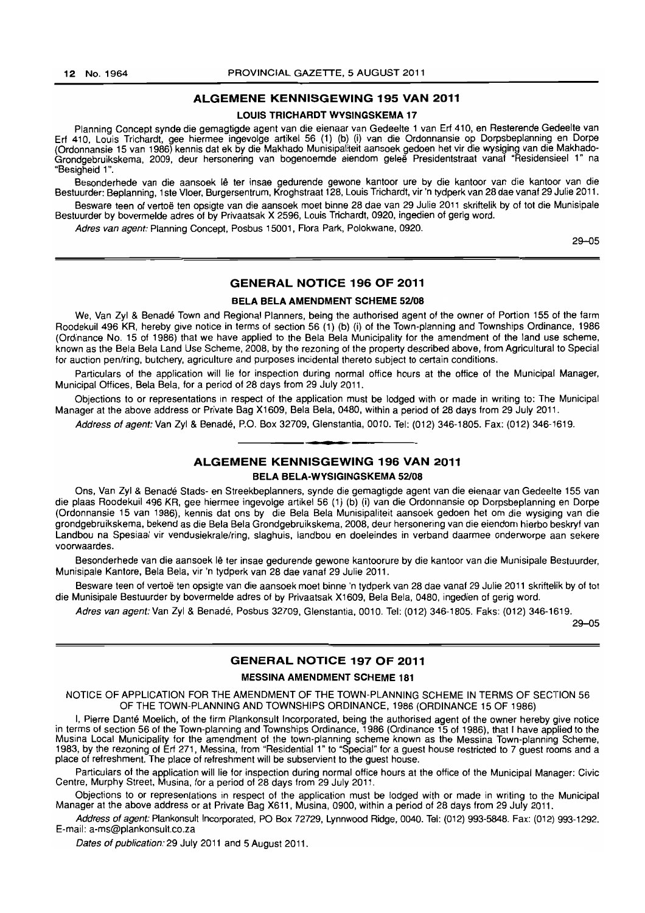## ALGEMENE KENNISGEWING 195 VAN 2011

### LOUIS TRICHARDT WYSINGSKEMA 17

Planning Concept synde die gemagtigde agent van die eienaar van Gedeelte 1 van Erf 410, en Resterende Gedeelte van Erf 410, Louis Trichardt, gee hiermee ingevolge artikel 56 (1) (b) (i) van die Ordonnansie op Dorpsbeplanning en Dorpe (Ordonnansie 15 van 1986) kennis dat ek by die Makhado Munisipaliteit aansoek gedoen het vir die wysiging van die Makhado-Grondgebruikskema, 2009, deur hersonering van bogenoemde eiendom geleë Presidentstraat vanaf "Residensieel 1" na "Besigheid 1".

Besonderhede van die aansoek lê ter insae gedurende gewone kantoor ure by die kantoor van die kantoor van die Bestuurder: Beplanning, 1ste Vloer, Burgersentrum, Kroghstraat 128, Louis Trichardt, vir 'n tydperk van 28 dae vanaf 29 Julie 2011.

Besware teen of vertoë ten opsigte van die aansoek moet binne 28 dae van 29 Julie 2011 skriftelik by of tot die Munisipale Bestuurder by bovermelde adres of by Privaatsak X 2596, Louis Trichardt, 0920, ingedien of gerig word.

*Adres van agent:* Planning Concept, Posbus 15001, Flora Park, Polokwane, 0920.

29–05

## GENERAL NOTICE 196 OF 2011

### BELA BELA AMENDMENT SCHEME 52/08

We, Van Zyl & Benadé Town and Regional Planners, being the authorised agent of the owner of Portion 155 of the farm Roodekuil 496 KR, hereby give notice in terms of section 56 (1) (b) (i) of the Town-planning and Townships Ordinance, 1986 (Ordinance No. 15 of 1986) that we have applied to the Bela Bela Municipality for the amendment of the land use scheme, known as the Bela Bela Land Use Scheme, 2008, by the rezoning of the property described above, from Agricultural to Special for auction pen/ring, butchery, agriculture and purposes incidental thereto subject to certain conditions.

Particulars of the application will lie for inspection during normal office hours at the office of the Municipal Manager, Municipal Offices, Bela Bela, for a period of 28 days from 29 July 2011.

Objections to or representations in respect of the application must be lodged with or made in writing to: The Municipal Manager at the above address or Private Bag X1609, Bela Bela, 0480, within a period of 28 days from 29 July 2011.

*Address of agent:* Van Zyl & Benadé, P.O. Box 32709, Glenstantia, 0010. Tel: (012) 346-1805. Fax: (012) 346-1619.

## ALGEMENE KENNISGEWING 196 VAN 2011

### BELA BELA-WYSIGINGSKEMA 52/08

Ons, Van Zyl & Benadé Stads- en Streekbeplanners, synde die gemagtigde agent van die eienaar van Gedeelte 155 van die plaas Roodekuil 496 KR, gee hiermee ingevolge artikel 56 (1) (b) (i) van die Ordonnansie op Dorpsbeplanning en Dorpe (Ordonnansie 15 van 1986), kennis dat ons by die Bela Bela Munisipaliteit aansoek gedoen het om die wysiging van die grondgebruikskema, bekend as die Bela Bela Grondgebruikskema, 2008, deur hersonering van die eiendom hierbo beskryf van Landbou na Spesiaal vir vendusiekrale/ring, slaghuis, landbou en doeleindes in verband daarmee onderworpe aan sekere voorwaardes.

Besonderhede van die aansoek lê ter insae gedurende gewone kantoorure by die kantoor van die Munisipale Bestuurder, Munisipale Kantore, Bela Bela, vir 'n tydperk van 28 dae vanaf 29 Julie 2011.

Besware teen of vertoë ten opsigte van die aansoek moet binne 'n tydperk van 28 dae vanaf 29 Julie 2011 skriftelik by of tot die Munisipale Bestuurder by bovermelde adres of by Privaatsak X1609, Bela Bela, 0480, ingedien of gerig word.

*Adres van agent:* Van Zyl & Benadé, Posbus 32709, Glenstantia, 0010. Tel: (012) 346-1805. Faks: (012) 346-1619.

29–05

## GENERAL NOTICE 197 OF 2011

### MESSINA AMENDMENT SCHEME 181

NOTICE OF APPLICATION FOR THE AMENDMENT OF THE TOWN-PLANNING SCHEME IN TERMS OF SECTION 56 OF THE TOWN-PLANNING AND TOWNSHIPS ORDINANCE, 1986 (ORDINANCE 15 OF 1986)

I, Pierre Danté Moelich, of the firm Plankonsult Incorporated, being the authorised agent of the owner hereby give notice in terms of section 56 of the Town-planning and Townships Ordinance, 1986 (Ordinance 15 of 1986), that I have applied to the Musina Local Municipality for the amendment of the town-planning scheme known as the Messina Town-planning Scheme, 1983, by the rezoning of Erf 271, Messina, from "Residential 1" to "Special" for a guest house restricted to 7 guest rooms and a place of refreshment. The place of refreshment will be subservient to the guest house.

Particulars of the application will lie for inspection during normal office hours at the office of the Municipal Manager: Civic Centre, Murphy Street, Musina, for a period of 28 days from 29 July 2011.

Objections to or representations in respect of the application must be lodged with or made in writing to the Municipal Manager at the above address or at Private Bag X611, Musina, 0900, within a period of 28 days from 29 July 2011.

*Address of agent:* Plankonsult Incorporated, PO Box 72729, Lynnwood Ridge, 0040. Tel: (012) 993-5848. Fax: (012) 993-1292. E-mail: a-ms@plankonsult.co.za

*Dates of publication:* 29 July 2011 and 5 August 2011.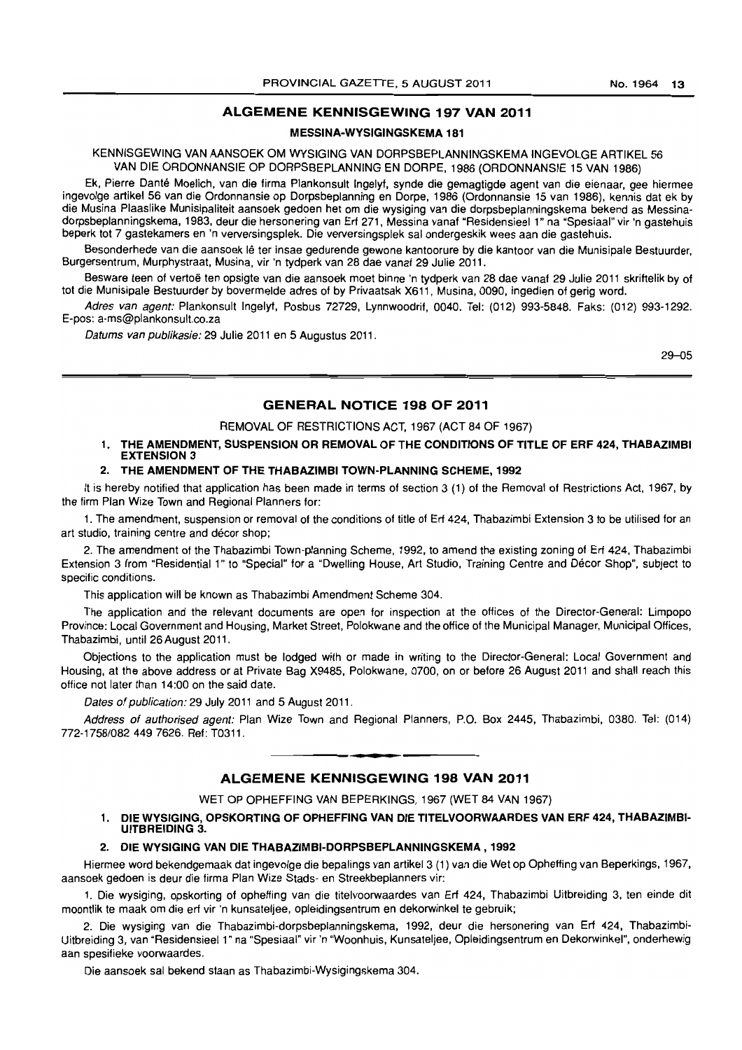## ALGEMENE KENNISGEWING 197 VAN 2011

### MESSINA-WYSIGINGSKEMA 181

KENNISGEWING VAN AANSOEK OM WYSIGING VAN DORPSBEPLANNINGSKEMA INGEVOLGE ARTIKEL 56 VAN DIE ORDONNANSIE OP DORPSBEPLANNING EN DORPE, 1986 (ORDONNANSIE 15 VAN 1986)

Ek, Pierre Danté Moelich, van die firma Plankonsult Ingelyf, synde die gemagtigde agent van die eienaar, gee hiermee ingevolge artikel 56 van die Ordonnansie op Dorpsbeplanning en Dorpe, 1986 (Ordonnansie 15 van 1986), kennis dat ek by die Musina Plaaslike Munisipaliteit aansoek gedoen het om die wysiging van die dorpsbeplanningskema bekend as Messina-dorpsbeplanningskema, 1983, deur die hersonering van Erf 271, Messina vanaf "Residensieel 1" na "Spesiaal" vir 'n gastehuis beperk tot 7 gastekamers en 'n verversingsplek. Die verversingsplek sal ondergeskik wees aan die gastehuis.

Besonderhede van die aansoek lê ter insae gedurende gewone kantoorure by die kantoor van die Munisipale Bestuurder, Burgersentrum, Murphystraat, Musina, vir 'n tydperk van 28 dae vanaf 29 Julie 2011.

Besware teen of vertoë ten opsigte van die aansoek moet binne 'n tydperk van 28 dae vanaf 29 Julie 2011 skriftelik by of tot die Munisipale Bestuurder by bovermelde adres of by Privaatsak X611, Musina, 0090, ingedien of gerig word.

*Adres van agent:* Plankonsult Ingelyf, Posbus 72729, Lynnwoodrif, 0040. Tel: (012) 993-5848. Faks: (012) 993-1292. E-pos: a-ms@plankonsult.co.za

*Datums van publikasie:* 29 Julie 2011 en 5 Augustus 2011.

29–05

## GENERAL NOTICE 198 OF 2011

REMOVAL OF RESTRICTIONS ACT, 1967 (ACT 84 OF 1967)

1. **THE AMENDMENT, SUSPENSION OR REMOVAL OF THE CONDITIONS OF TITLE OF ERF 424, THABAZIMBI EXTENSION 3**
2. **THE AMENDMENT OF THE THABAZIMBI TOWN-PLANNING SCHEME, 1992**

It is hereby notified that application has been made in terms of section 3 (1) of the Removal of Restrictions Act, 1967, by the firm Plan Wize Town and Regional Planners for:

1. The amendment, suspension or removal of the conditions of title of Erf 424, Thabazimbi Extension 3 to be utilised for an art studio, training centre and décor shop;

2. The amendment of the Thabazimbi Town-planning Scheme, 1992, to amend the existing zoning of Erf 424, Thabazimbi Extension 3 from "Residential 1" to "Special" for a "Dwelling House, Art Studio, Training Centre and Décor Shop", subject to specific conditions.

This application will be known as Thabazimbi Amendment Scheme 304.

The application and the relevant documents are open for inspection at the offices of the Director-General: Limpopo Province: Local Government and Housing, Market Street, Polokwane and the office of the Municipal Manager, Municipal Offices, Thabazimbi, until 26 August 2011.

Objections to the application must be lodged with or made in writing to the Director-General: Local Government and Housing, at the above address or at Private Bag X9485, Polokwane, 0700, on or before 26 August 2011 and shall reach this office not later than 14:00 on the said date.

*Dates of publication:* 29 July 2011 and 5 August 2011.

*Address of authorised agent:* Plan Wize Town and Regional Planners, P.O. Box 2445, Thabazimbi, 0380. Tel: (014) 772-1758/082 449 7626. Ref: T0311.

## ALGEMENE KENNISGEWING 198 VAN 2011

WET OP OPHEFFING VAN BEPERKINGS, 1967 (WET 84 VAN 1967)

1. **DIE WYSIGING, OPSKORTING OF OPHEFFING VAN DIE TITELVOORWAARDES VAN ERF 424, THABAZIMBI-UITBREIDING 3.**
2. **DIE WYSIGING VAN DIE THABAZIMBI-DORPSBEPLANNINGSKEMA, 1992**

Hiermee word bekendgemaak dat ingevolge die bepalings van artikel 3 (1) van die Wet op Opheffing van Beperkings, 1967, aansoek gedoen is deur die firma Plan Wize Stads- en Streekbeplanners vir:

1. Die wysiging, opskorting of opheffing van die titelvoorwaardes van Erf 424, Thabazimbi Uitbreiding 3, ten einde dit moontlik te maak om die erf vir 'n kunsateljee, opleidingsentrum en dekorwinkel te gebruik;

2. Die wysiging van die Thabazimbi-dorpsbeplanningskema, 1992, deur die hersonering van Erf 424, Thabazimbi-Uitbreiding 3, van "Residensieel 1" na "Spesiaal" vir 'n "Woonhuis, Kunsateljee, Opleidingsentrum en Dekorwinkel", onderhewig aan spesifieke voorwaardes.

Die aansoek sal bekend staan as Thabazimbi-Wysigingskema 304.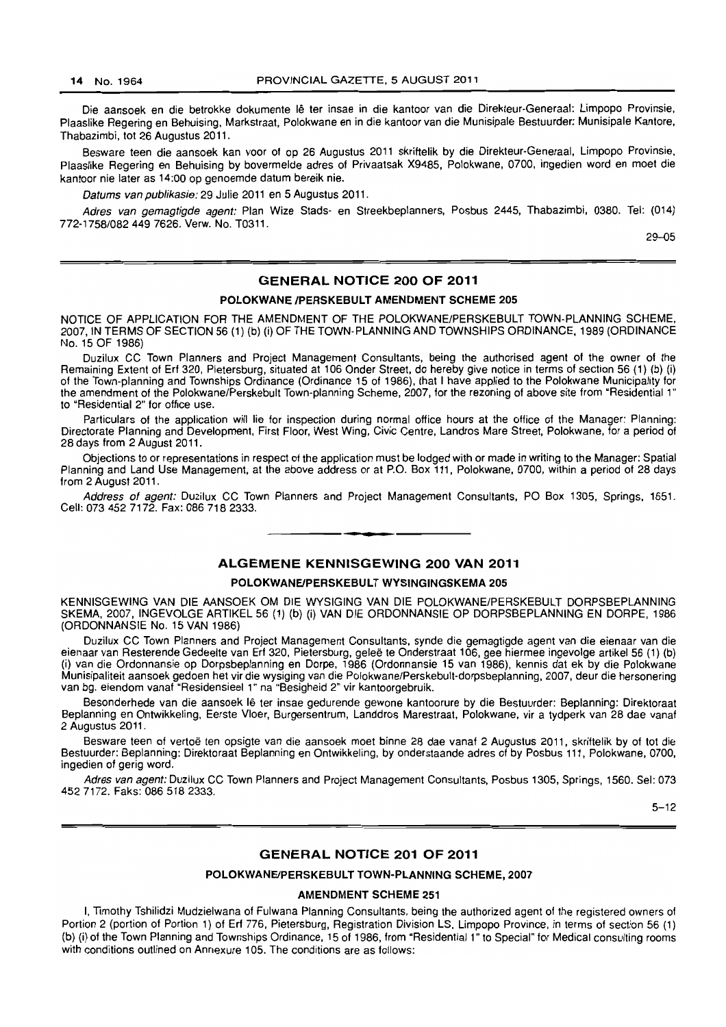Die aansoek en die betrokke dokumente lê ter insae in die kantoor van die Direkteur-Generaal: Limpopo Provinsie, Plaaslike Regering en Behuising, Markstraat, Polokwane en in die kantoor van die Munisipale Bestuurder: Munisipale Kantore, Thabazimbi, tot 26 Augustus 2011.

Besware teen die aansoek kan voor of op 26 Augustus 2011 skriftelik by die Direkteur-Generaal, Limpopo Provinsie, Plaaslike Regering en Behuising by bovermelde adres of Privaatsak X9485, Polokwane, 0700, ingedien word en moet die kantoor nie later as 14:00 op genoemde datum bereik nie.

*Datums van publikasie:* 29 Julie 2011 en 5 Augustus 2011.

*Adres van gemagtigde agent:* Plan Wize Stads- en Streekbeplanners, Posbus 2445, Thabazimbi, 0380. Tel: (014) 772-1758/082 449 7626. Verw. No. T0311.

29–05

## GENERAL NOTICE 200 OF 2011

### POLOKWANE /PERSKEBULT AMENDMENT SCHEME 205

NOTICE OF APPLICATION FOR THE AMENDMENT OF THE POLOKWANE/PERSKEBULT TOWN-PLANNING SCHEME, 2007, IN TERMS OF SECTION 56 (1) (b) (i) OF THE TOWN-PLANNING AND TOWNSHIPS ORDINANCE, 1989 (ORDINANCE No. 15 OF 1986)

Duzilux CC Town Planners and Project Management Consultants, being the authorised agent of the owner of the Remaining Extent of Erf 320, Pietersburg, situated at 106 Onder Street, do hereby give notice in terms of section 56 (1) (b) (i) of the Town-planning and Townships Ordinance (Ordinance 15 of 1986), that I have applied to the Polokwane Municipality for the amendment of the Polokwane/Perskebult Town-planning Scheme, 2007, for the rezoning of above site from "Residential 1" to "Residential 2" for office use.

Particulars of the application will lie for inspection during normal office hours at the office of the Manager: Planning: Directorate Planning and Development, First Floor, West Wing, Civic Centre, Landros Mare Street, Polokwane, for a period of 28 days from 2 August 2011.

Objections to or representations in respect of the application must be lodged with or made in writing to the Manager: Spatial Planning and Land Use Management, at the above address or at P.O. Box 111, Polokwane, 0700, within a period of 28 days from 2 August 2011.

*Address of agent:* Duzilux CC Town Planners and Project Management Consultants, PO Box 1305, Springs, 1651. Cell: 073 452 7172. Fax: 086 718 2333.

## ALGEMENE KENNISGEWING 200 VAN 2011

### POLOKWANE/PERSKEBULT WYSINGINGSKEMA 205

KENNISGEWING VAN DIE AANSOEK OM DIE WYSIGING VAN DIE POLOKWANE/PERSKEBULT DORPSBEPLANNING SKEMA, 2007, INGEVOLGE ARTIKEL 56 (1) (b) (i) VAN DIE ORDONNANSIE OP DORPSBEPLANNING EN DORPE, 1986 (ORDONNANSIE No. 15 VAN 1986)

Duzilux CC Town Planners and Project Management Consultants, synde die gemagtigde agent van die eienaar van die eienaar van Resterende Gedeelte van Erf 320, Pietersburg, geleë te Onderstraat 106, gee hiermee ingevolge artikel 56 (1) (b) (i) van die Ordonnansie op Dorpsbeplanning en Dorpe, 1986 (Ordonnansie 15 van 1986), kennis dat ek by die Polokwane Munisipaliteit aansoek gedoen het vir die wysiging van die Polokwane/Perskebult-dorpsbeplanning, 2007, deur die hersonering van bg. eiendom vanaf "Residensieel 1" na "Besigheid 2" vir kantoorgebruik.

Besonderhede van die aansoek lê ter insae gedurende gewone kantoorure by die Bestuurder: Beplanning: Direktoraat Beplanning en Ontwikkeling, Eerste Vloer, Burgersentrum, Landdros Marestraat, Polokwane, vir a tydperk van 28 dae vanaf 2 Augustus 2011.

Besware teen of vertoë ten opsigte van die aansoek moet binne 28 dae vanaf 2 Augustus 2011, skriftelik by of tot die Bestuurder: Beplanning: Direktoraat Beplanning en Ontwikkeling, by onderstaande adres of by Posbus 111, Polokwane, 0700, ingedien of gerig word.

*Adres van agent:* Duzilux CC Town Planners and Project Management Consultants, Posbus 1305, Springs, 1560. Sel: 073 452 7172. Faks: 086 518 2333.

5–12

## GENERAL NOTICE 201 OF 2011

### POLOKWANE/PERSKEBULT TOWN-PLANNING SCHEME, 2007

### AMENDMENT SCHEME 251

I, Timothy Tshilidzi Mudzielwana of Fulwana Planning Consultants, being the authorized agent of the registered owners of Portion 2 (portion of Portion 1) of Erf 776, Pietersburg, Registration Division LS, Limpopo Province, in terms of section 56 (1) (b) (i) of the Town Planning and Townships Ordinance, 15 of 1986, from "Residential 1" to Special" for Medical consulting rooms with conditions outlined on Annexure 105. The conditions are as follows: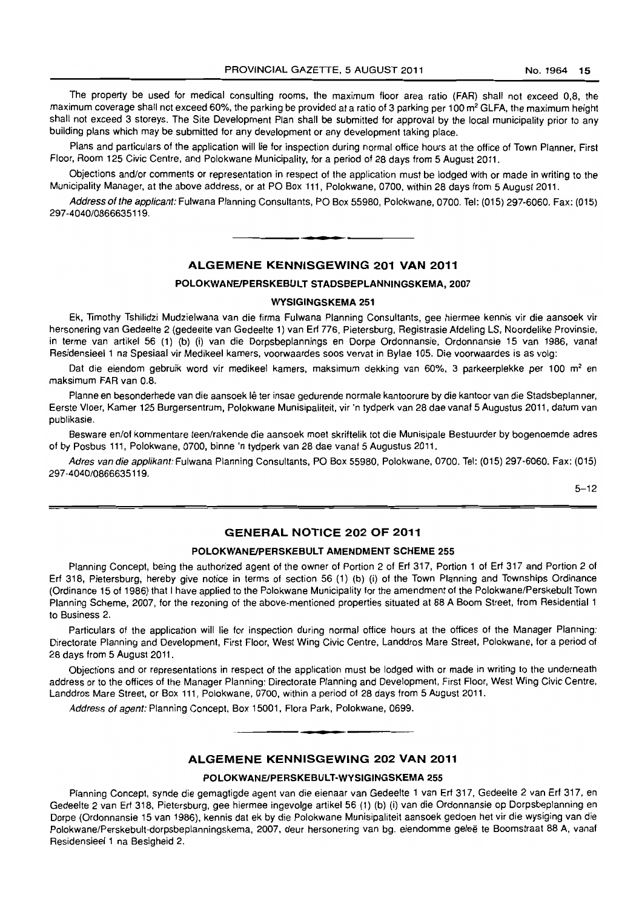The property be used for medical consulting rooms, the maximum floor area ratio (FAR) shall not exceed 0,8, the maximum coverage shall not exceed 60%, the parking be provided at a ratio of 3 parking per 100 m² GLFA, the maximum height shall not exceed 3 storeys. The Site Development Plan shall be submitted for approval by the local municipality prior to any building plans which may be submitted for any development or any development taking place.

Plans and particulars of the application will lie for inspection during normal office hours at the office of Town Planner, First Floor, Room 125 Civic Centre, and Polokwane Municipality, for a period of 28 days from 5 August 2011.

Objections and/or comments or representation in respect of the application must be lodged with or made in writing to the Municipality Manager, at the above address, or at PO Box 111, Polokwane, 0700, within 28 days from 5 August 2011.

*Address of the applicant:* Fulwana Planning Consultants, PO Box 55980, Polokwane, 0700. Tel: (015) 297-6060. Fax: (015) 297-4040/0866635119.

---

## ALGEMENE KENNISGEWING 201 VAN 2011

### POLOKWANE/PERSKEBULT STADSBEPLANNINGSKEMA, 2007

### WYSIGINGSKEMA 251

Ek, Timothy Tshilidzi Mudzielwana van die firma Fulwana Planning Consultants, gee hiermee kennis vir die aansoek vir hersonering van Gedeelte 2 (gedeelte van Gedeelte 1) van Erf 776, Pietersburg, Registrasie Afdeling LS, Noordelike Provinsie, in terme van artikel 56 (1) (b) (i) van die Dorpsbeplannings en Dorpe Ordonnansie, Ordonnansie 15 van 1986, vanaf Residensieel 1 na Spesiaal vir Medikeel kamers, voorwaardes soos vervat in Bylae 105. Die voorwaardes is as volg:

Dat die eiendom gebruik word vir medikeel kamers, maksimum dekking van 60%, 3 parkeerplekke per 100 m² en maksimum FAR van 0.8.

Planne en besonderhede van die aansoek lê ter insae gedurende normale kantoorure by die kantoor van die Stadsbeplanner, Eerste Vloer, Kamer 125 Burgersentrum, Polokwane Munisipaliteit, vir 'n tydperk van 28 dae vanaf 5 Augustus 2011, datum van publikasie.

Besware en/of kommentare teen/rakende die aansoek moet skriftelik tot die Munisipale Bestuurder by bogenoemde adres of by Posbus 111, Polokwane, 0700, binne 'n tydperk van 28 dae vanaf 5 Augustus 2011.

*Adres van die applikant:* Fulwana Planning Consultants, PO Box 55980, Polokwane, 0700. Tel: (015) 297-6060. Fax: (015) 297-4040/0866635119.

5–12

---

## GENERAL NOTICE 202 OF 2011

### POLOKWANE/PERSKEBULT AMENDMENT SCHEME 255

Planning Concept, being the authorized agent of the owner of Portion 2 of Erf 317, Portion 1 of Erf 317 and Portion 2 of Erf 318, Pietersburg, hereby give notice in terms of section 56 (1) (b) (i) of the Town Planning and Townships Ordinance (Ordinance 15 of 1986) that I have applied to the Polokwane Municipality for the amendment of the Polokwane/Perskebult Town Planning Scheme, 2007, for the rezoning of the above-mentioned properties situated at 88 A Boom Street, from Residential 1 to Business 2.

Particulars of the application will lie for inspection during normal office hours at the offices of the Manager Planning: Directorate Planning and Development, First Floor, West Wing Civic Centre, Landdros Mare Street, Polokwane, for a period of 28 days from 5 August 2011.

Objections and or representations in respect of the application must be lodged with or made in writing to the underneath address or to the offices of the Manager Planning: Directorate Planning and Development, First Floor, West Wing Civic Centre, Landdros Mare Street, or Box 111, Polokwane, 0700, within a period of 28 days from 5 August 2011.

*Address of agent:* Planning Concept, Box 15001, Flora Park, Polokwane, 0699.

---

## ALGEMENE KENNISGEWING 202 VAN 2011

### POLOKWANE/PERSKEBULT-WYSIGINGSKEMA 255

Planning Concept, synde die gemagtigde agent van die eienaar van Gedeelte 1 van Erf 317, Gedeelte 2 van Erf 317, en Gedeelte 2 van Erf 318, Pietersburg, gee hiermee ingevolge artikel 56 (1) (b) (i) van die Ordonnansie op Dorpsbeplanning en Dorpe (Ordonnansie 15 van 1986), kennis dat ek by die Polokwane Munisipaliteit aansoek gedoen het vir die wysiging van die Polokwane/Perskebult-dorpsbeplanningskema, 2007, deur hersonering van bg. eiendomme geleë te Boomstraat 88 A, vanaf Residensieel 1 na Besigheid 2.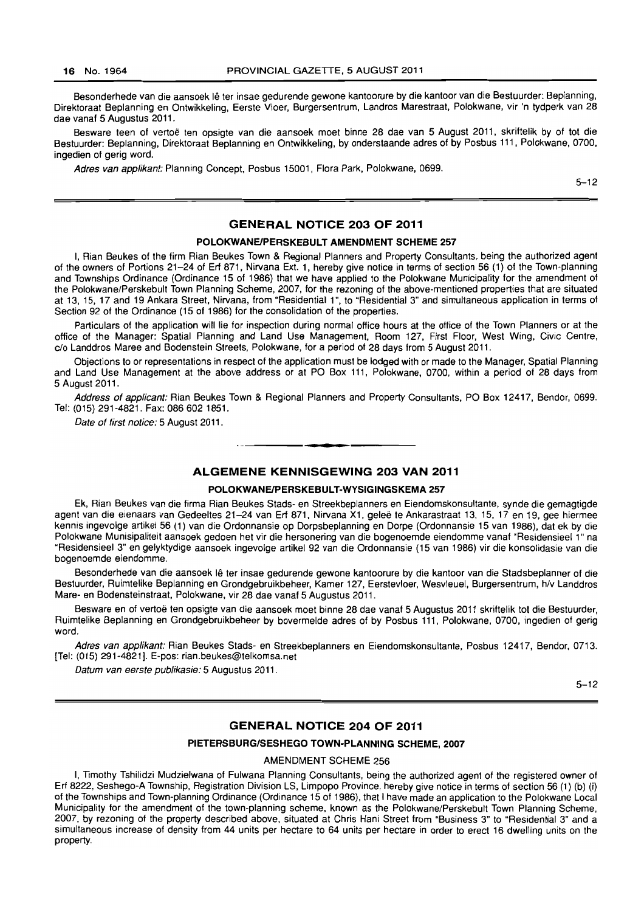Besonderhede van die aansoek lê ter insae gedurende gewone kantoorure by die kantoor van die Bestuurder: Beplanning, Direktoraat Beplanning en Ontwikkeling, Eerste Vloer, Burgersentrum, Landros Marestraat, Polokwane, vir 'n tydperk van 28 dae vanaf 5 Augustus 2011.

Besware teen of vertoë ten opsigte van die aansoek moet binne 28 dae van 5 August 2011, skriftelik by of tot die Bestuurder: Beplanning, Direktoraat Beplanning en Ontwikkeling, by onderstaande adres of by Posbus 111, Polokwane, 0700, ingedien of gerig word.

*Adres van applikant:* Planning Concept, Posbus 15001, Flora Park, Polokwane, 0699.

5–12

## GENERAL NOTICE 203 OF 2011

### POLOKWANE/PERSKEBULT AMENDMENT SCHEME 257

I, Rian Beukes of the firm Rian Beukes Town & Regional Planners and Property Consultants, being the authorized agent of the owners of Portions 21–24 of Erf 871, Nirvana Ext. 1, hereby give notice in terms of section 56 (1) of the Town-planning and Townships Ordinance (Ordinance 15 of 1986) that we have applied to the Polokwane Municipality for the amendment of the Polokwane/Perskebult Town Planning Scheme, 2007, for the rezoning of the above-mentioned properties that are situated at 13, 15, 17 and 19 Ankara Street, Nirvana, from "Residential 1", to "Residential 3" and simultaneous application in terms of Section 92 of the Ordinance (15 of 1986) for the consolidation of the properties.

Particulars of the application will lie for inspection during normal office hours at the office of the Town Planners or at the office of the Manager: Spatial Planning and Land Use Management, Room 127, First Floor, West Wing, Civic Centre, c/o Landdros Maree and Bodenstein Streets, Polokwane, for a period of 28 days from 5 August 2011.

Objections to or representations in respect of the application must be lodged with or made to the Manager, Spatial Planning and Land Use Management at the above address or at PO Box 111, Polokwane, 0700, within a period of 28 days from 5 August 2011.

*Address of applicant:* Rian Beukes Town & Regional Planners and Property Consultants, PO Box 12417, Bendor, 0699. Tel: (015) 291-4821. Fax: 086 602 1851.

*Date of first notice:* 5 August 2011.

## ALGEMENE KENNISGEWING 203 VAN 2011

### POLOKWANE/PERSKEBULT-WYSIGINGSKEMA 257

Ek, Rian Beukes van die firma Rian Beukes Stads- en Streekbeplanners en Eiendomskonsultante, synde die gemagtigde agent van die eienaars van Gedeeltes 21–24 van Erf 871, Nirvana X1, geleë te Ankarastraat 13, 15, 17 en 19, gee hiermee kennis ingevolge artikel 56 (1) van die Ordonnansie op Dorpsbeplanning en Dorpe (Ordonnansie 15 van 1986), dat ek by die Polokwane Munisipaliteit aansoek gedoen het vir die hersonering van die bogenoemde eiendomme vanaf "Residensieel 1" na "Residensieel 3" en gelyktydige aansoek ingevolge artikel 92 van die Ordonnansie (15 van 1986) vir die konsolidasie van die bogenoemde eiendomme.

Besonderhede van die aansoek lê ter insae gedurende gewone kantoorure by die kantoor van die Stadsbeplanner of die Bestuurder, Ruimtelike Beplanning en Grondgebruikbeheer, Kamer 127, Eerstevloer, Wesvleuel, Burgersentrum, h/v Landdros Mare- en Bodensteinstraat, Polokwane, vir 28 dae vanaf 5 Augustus 2011.

Besware en of vertoë ten opsigte van die aansoek moet binne 28 dae vanaf 5 Augustus 2011 skriftelik tot die Bestuurder, Ruimtelike Beplanning en Grondgebruikbeheer by bovermelde adres of by Posbus 111, Polokwane, 0700, ingedien of gerig word.

*Adres van applikant:* Rian Beukes Stads- en Streekbeplanners en Eiendomskonsultante, Posbus 12417, Bendor, 0713. [Tel: (015) 291-4821]. E-pos: rian.beukes@telkomsa.net

*Datum van eerste publikasie:* 5 Augustus 2011.

5–12

## GENERAL NOTICE 204 OF 2011

### PIETERSBURG/SESHEGO TOWN-PLANNING SCHEME, 2007

AMENDMENT SCHEME 256

I, Timothy Tshilidzi Mudzielwana of Fulwana Planning Consultants, being the authorized agent of the registered owner of Erf 8222, Seshego-A Township, Registration Division LS, Limpopo Province, hereby give notice in terms of section 56 (1) (b) (i) of the Townships and Town-planning Ordinance (Ordinance 15 of 1986), that I have made an application to the Polokwane Local Municipality for the amendment of the town-planning scheme, known as the Polokwane/Perskebult Town Planning Scheme, 2007, by rezoning of the property described above, situated at Chris Hani Street from "Business 3" to "Residential 3" and a simultaneous increase of density from 44 units per hectare to 64 units per hectare in order to erect 16 dwelling units on the property.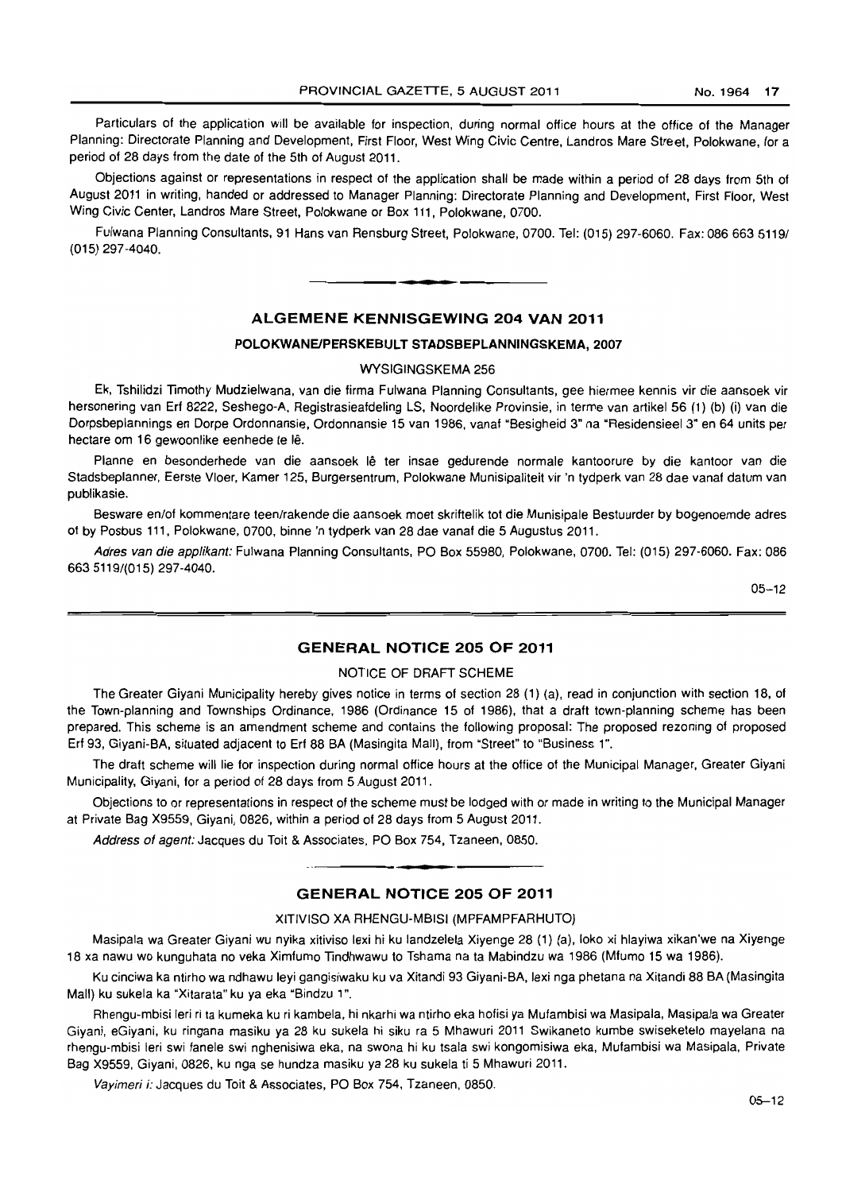Particulars of the application will be available for inspection, during normal office hours at the office of the Manager Planning: Directorate Planning and Development, First Floor, West Wing Civic Centre, Landros Mare Street, Polokwane, for a period of 28 days from the date of the 5th of August 2011.

Objections against or representations in respect of the application shall be made within a period of 28 days from 5th of August 2011 in writing, handed or addressed to Manager Planning: Directorate Planning and Development, First Floor, West Wing Civic Center, Landros Mare Street, Polokwane or Box 111, Polokwane, 0700.

Fulwana Planning Consultants, 91 Hans van Rensburg Street, Polokwane, 0700. Tel: (015) 297-6060. Fax: 086 663 5119/ (015) 297-4040.

---

## ALGEMENE KENNISGEWING 204 VAN 2011

### POLOKWANE/PERSKEBULT STADSBEPLANNINGSKEMA, 2007

WYSIGINGSKEMA 256

Ek, Tshilidzi Timothy Mudzielwana, van die firma Fulwana Planning Consultants, gee hiermee kennis vir die aansoek vir hersonering van Erf 8222, Seshego-A, Registrasieafdeling LS, Noordelike Provinsie, in terme van artikel 56 (1) (b) (i) van die Dorpsbeplannings en Dorpe Ordonnansie, Ordonnansie 15 van 1986, vanaf "Besigheid 3" na "Residensieel 3" en 64 units per hectare om 16 gewoonlike eenhede te lê.

Planne en besonderhede van die aansoek lê ter insae gedurende normale kantoorure by die kantoor van die Stadsbeplanner, Eerste Vloer, Kamer 125, Burgersentrum, Polokwane Munisipaliteit vir 'n tydperk van 28 dae vanaf datum van publikasie.

Besware en/of kommentare teen/rakende die aansoek moet skriftelik tot die Munisipale Bestuurder by bogenoemde adres of by Posbus 111, Polokwane, 0700, binne 'n tydperk van 28 dae vanaf die 5 Augustus 2011.

*Adres van die applikant:* Fulwana Planning Consultants, PO Box 55980, Polokwane, 0700. Tel: (015) 297-6060. Fax: 086 663 5119/(015) 297-4040.

05–12

---

## GENERAL NOTICE 205 OF 2011

NOTICE OF DRAFT SCHEME

The Greater Giyani Municipality hereby gives notice in terms of section 28 (1) (a), read in conjunction with section 18, of the Town-planning and Townships Ordinance, 1986 (Ordinance 15 of 1986), that a draft town-planning scheme has been prepared. This scheme is an amendment scheme and contains the following proposal: The proposed rezoning of proposed Erf 93, Giyani-BA, situated adjacent to Erf 88 BA (Masingita Mall), from "Street" to "Business 1".

The draft scheme will lie for inspection during normal office hours at the office of the Municipal Manager, Greater Giyani Municipality, Giyani, for a period of 28 days from 5 August 2011.

Objections to or representations in respect of the scheme must be lodged with or made in writing to the Municipal Manager at Private Bag X9559, Giyani, 0826, within a period of 28 days from 5 August 2011.

*Address of agent:* Jacques du Toit & Associates, PO Box 754, Tzaneen, 0850.

---

## GENERAL NOTICE 205 OF 2011

XITIVISO XA RHENGU-MBISI (MPFAMPFARHUTO)

Masipala wa Greater Giyani wu nyika xitiviso lexi hi ku landzelela Xiyenge 28 (1) (a), loko xi hlayiwa xikan'we na Xiyenge 18 xa nawu wo kunguhata no veka Ximfumo Tindhwawu to Tshama na ta Mabindzu wa 1986 (Mfumo 15 wa 1986).

Ku cinciwa ka ntirho wa ndhawu leyi gangisiwaku ku va Xitandi 93 Giyani-BA, lexi nga phetana na Xitandi 88 BA (Masingita Mall) ku sukela ka "Xitarata" ku ya eka "Bindzu 1".

Rhengu-mbisi leri ri ta kumeka ku ri kambela, hi nkarhi wa ntirho eka hofisi ya Mufambisi wa Masipala, Masipala wa Greater Giyani, eGiyani, ku ringana masiku ya 28 ku sukela hi siku ra 5 Mhawuri 2011 Swikaneto kumbe swiseketelo mayelana na rhengu-mbisi leri swi fanele swi nghenisiwa eka, na swona hi ku tsala swi kongomisiwa eka, Mufambisi wa Masipala, Private Bag X9559, Giyani, 0826, ku nga se hundza masiku ya 28 ku sukela ti 5 Mhawuri 2011.

*Vayimeri i:* Jacques du Toit & Associates, PO Box 754, Tzaneen, 0850.

05–12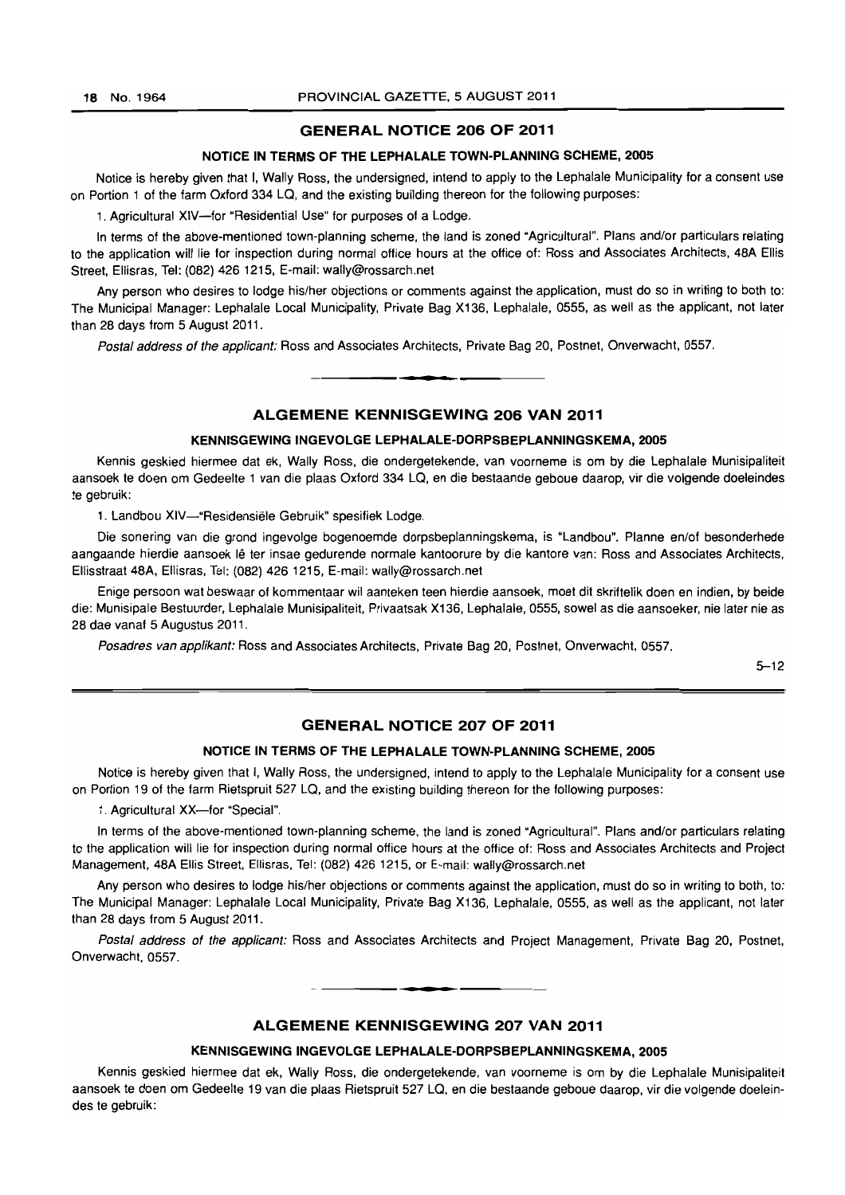## GENERAL NOTICE 206 OF 2011

### NOTICE IN TERMS OF THE LEPHALALE TOWN-PLANNING SCHEME, 2005

Notice is hereby given that I, Wally Ross, the undersigned, intend to apply to the Lephalale Municipality for a consent use on Portion 1 of the farm Oxford 334 LQ, and the existing building thereon for the following purposes:

1. Agricultural XIV—for "Residential Use" for purposes of a Lodge.

In terms of the above-mentioned town-planning scheme, the land is zoned "Agricultural". Plans and/or particulars relating to the application will lie for inspection during normal office hours at the office of: Ross and Associates Architects, 48A Ellis Street, Ellisras, Tel: (082) 426 1215, E-mail: wally@rossarch.net

Any person who desires to lodge his/her objections or comments against the application, must do so in writing to both to: The Municipal Manager: Lephalale Local Municipality, Private Bag X136, Lephalale, 0555, as well as the applicant, not later than 28 days from 5 August 2011.

*Postal address of the applicant:* Ross and Associates Architects, Private Bag 20, Postnet, Onverwacht, 0557.

---

## ALGEMENE KENNISGEWING 206 VAN 2011

### KENNISGEWING INGEVOLGE LEPHALALE-DORPSBEPLANNINGSKEMA, 2005

Kennis geskied hiermee dat ek, Wally Ross, die ondergetekende, van voorneme is om by die Lephalale Munisipaliteit aansoek te doen om Gedeelte 1 van die plaas Oxford 334 LQ, en die bestaande geboue daarop, vir die volgende doeleindes te gebruik:

1. Landbou XIV—"Residensiële Gebruik" spesifiek Lodge.

Die sonering van die grond ingevolge bogenoemde dorpsbeplanningskema, is "Landbou". Planne en/of besonderhede aangaande hierdie aansoek lê ter insae gedurende normale kantoorure by die kantore van: Ross and Associates Architects, Ellisstraat 48A, Ellisras, Tel: (082) 426 1215, E-mail: wally@rossarch.net

Enige persoon wat beswaar of kommentaar wil aanteken teen hierdie aansoek, moet dit skriftelik doen en indien, by beide die: Munisipale Bestuurder, Lephalale Munisipaliteit, Privaatsak X136, Lephalale, 0555, sowel as die aansoeker, nie later nie as 28 dae vanaf 5 Augustus 2011.

*Posadres van applikant:* Ross and Associates Architects, Private Bag 20, Postnet, Onverwacht, 0557.

5–12

---

## GENERAL NOTICE 207 OF 2011

### NOTICE IN TERMS OF THE LEPHALALE TOWN-PLANNING SCHEME, 2005

Notice is hereby given that I, Wally Ross, the undersigned, intend to apply to the Lephalale Municipality for a consent use on Portion 19 of the farm Rietspruit 527 LQ, and the existing building thereon for the following purposes:

1. Agricultural XX—for "Special".

In terms of the above-mentioned town-planning scheme, the land is zoned "Agricultural". Plans and/or particulars relating to the application will lie for inspection during normal office hours at the office of: Ross and Associates Architects and Project Management, 48A Ellis Street, Ellisras, Tel: (082) 426 1215, or E-mail: wally@rossarch.net

Any person who desires to lodge his/her objections or comments against the application, must do so in writing to both, to: The Municipal Manager: Lephalale Local Municipality, Private Bag X136, Lephalale, 0555, as well as the applicant, not later than 28 days from 5 August 2011.

*Postal address of the applicant:* Ross and Associates Architects and Project Management, Private Bag 20, Postnet, Onverwacht, 0557.

---

## ALGEMENE KENNISGEWING 207 VAN 2011

### KENNISGEWING INGEVOLGE LEPHALALE-DORPSBEPLANNINGSKEMA, 2005

Kennis geskied hiermee dat ek, Wally Ross, die ondergetekende, van voorneme is om by die Lephalale Munisipaliteit aansoek te doen om Gedeelte 19 van die plaas Rietspruit 527 LQ, en die bestaande geboue daarop, vir die volgende doeleindes te gebruik: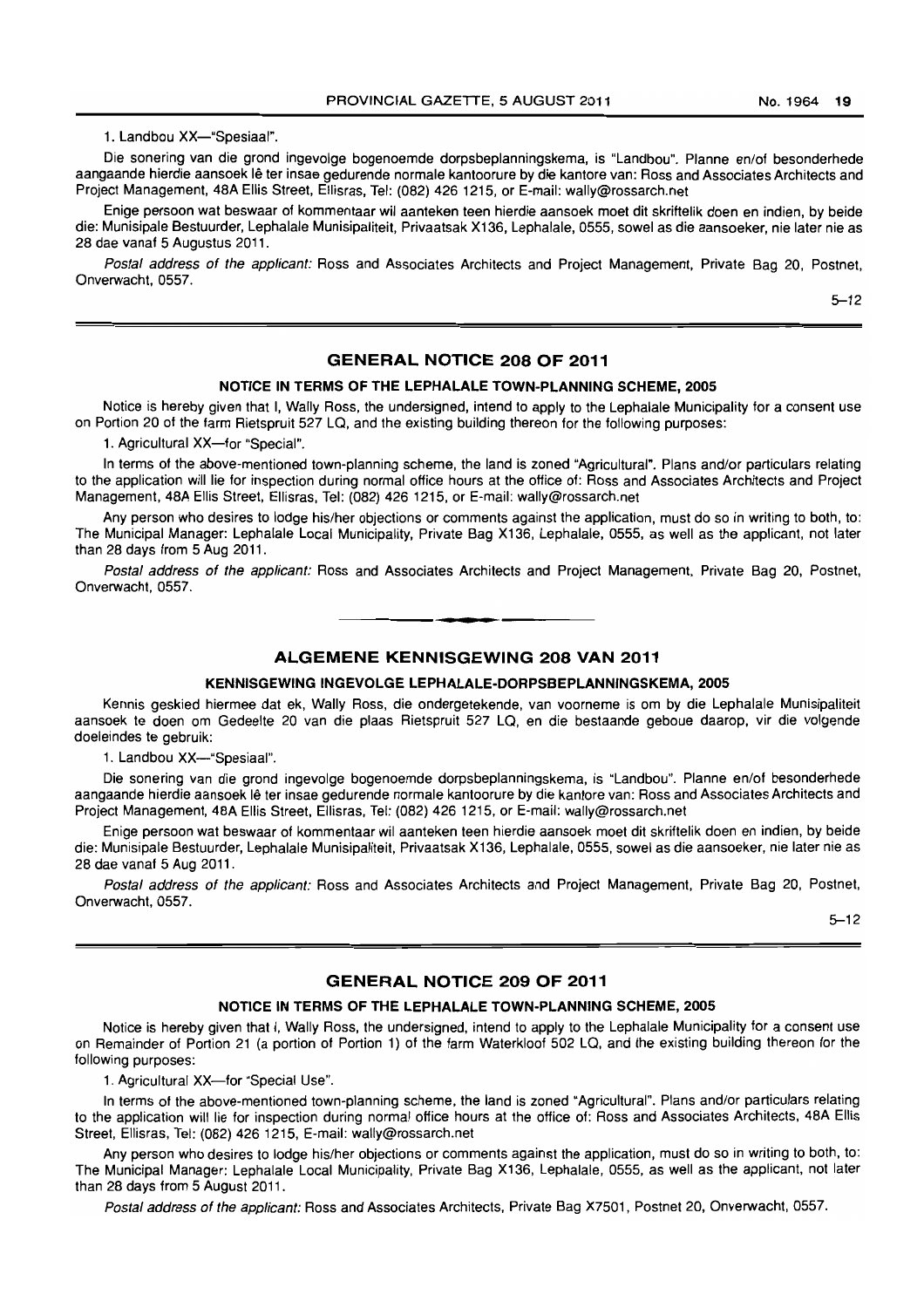1. Landbou XX—"Spesiaal".

Die sonering van die grond ingevolge bogenoemde dorpsbeplanningskema, is "Landbou". Planne en/of besonderhede aangaande hierdie aansoek lê ter insae gedurende normale kantoorure by die kantore van: Ross and Associates Architects and Project Management, 48A Ellis Street, Ellisras, Tel: (082) 426 1215, or E-mail: wally@rossarch.net

Enige persoon wat beswaar of kommentaar wil aanteken teen hierdie aansoek moet dit skriftelik doen en indien, by beide die: Munisipale Bestuurder, Lephalale Munisipaliteit, Privaatsak X136, Lephalale, 0555, sowel as die aansoeker, nie later nie as 28 dae vanaf 5 Augustus 2011.

*Postal address of the applicant:* Ross and Associates Architects and Project Management, Private Bag 20, Postnet, Onverwacht, 0557.

5–12

## GENERAL NOTICE 208 OF 2011

### NOTICE IN TERMS OF THE LEPHALALE TOWN-PLANNING SCHEME, 2005

Notice is hereby given that I, Wally Ross, the undersigned, intend to apply to the Lephalale Municipality for a consent use on Portion 20 of the farm Rietspruit 527 LQ, and the existing building thereon for the following purposes:

1. Agricultural XX—for "Special".

In terms of the above-mentioned town-planning scheme, the land is zoned "Agricultural". Plans and/or particulars relating to the application will lie for inspection during normal office hours at the office of: Ross and Associates Architects and Project Management, 48A Ellis Street, Ellisras, Tel: (082) 426 1215, or E-mail: wally@rossarch.net

Any person who desires to lodge his/her objections or comments against the application, must do so in writing to both, to: The Municipal Manager: Lephalale Local Municipality, Private Bag X136, Lephalale, 0555, as well as the applicant, not later than 28 days from 5 Aug 2011.

*Postal address of the applicant:* Ross and Associates Architects and Project Management, Private Bag 20, Postnet, Onverwacht, 0557.

## ALGEMENE KENNISGEWING 208 VAN 2011

### KENNISGEWING INGEVOLGE LEPHALALE-DORPSBEPLANNINGSKEMA, 2005

Kennis geskied hiermee dat ek, Wally Ross, die ondergetekende, van voorneme is om by die Lephalale Munisipaliteit aansoek te doen om Gedeelte 20 van die plaas Rietspruit 527 LQ, en die bestaande geboue daarop, vir die volgende doeleindes te gebruik:

1. Landbou XX—"Spesiaal".

Die sonering van die grond ingevolge bogenoemde dorpsbeplanningskema, is "Landbou". Planne en/of besonderhede aangaande hierdie aansoek lê ter insae gedurende normale kantoorure by die kantore van: Ross and Associates Architects and Project Management, 48A Ellis Street, Ellisras, Tel: (082) 426 1215, or E-mail: wally@rossarch.net

Enige persoon wat beswaar of kommentaar wil aanteken teen hierdie aansoek moet dit skriftelik doen en indien, by beide die: Munisipale Bestuurder, Lephalale Munisipaliteit, Privaatsak X136, Lephalale, 0555, sowel as die aansoeker, nie later nie as 28 dae vanaf 5 Aug 2011.

*Postal address of the applicant:* Ross and Associates Architects and Project Management, Private Bag 20, Postnet, Onverwacht, 0557.

5–12

## GENERAL NOTICE 209 OF 2011

### NOTICE IN TERMS OF THE LEPHALALE TOWN-PLANNING SCHEME, 2005

Notice is hereby given that I, Wally Ross, the undersigned, intend to apply to the Lephalale Municipality for a consent use on Remainder of Portion 21 (a portion of Portion 1) of the farm Waterkloof 502 LQ, and the existing building thereon for the following purposes:

1. Agricultural XX—for "Special Use".

In terms of the above-mentioned town-planning scheme, the land is zoned "Agricultural". Plans and/or particulars relating to the application will lie for inspection during normal office hours at the office of: Ross and Associates Architects, 48A Ellis Street, Ellisras, Tel: (082) 426 1215, E-mail: wally@rossarch.net

Any person who desires to lodge his/her objections or comments against the application, must do so in writing to both, to: The Municipal Manager: Lephalale Local Municipality, Private Bag X136, Lephalale, 0555, as well as the applicant, not later than 28 days from 5 August 2011.

*Postal address of the applicant:* Ross and Associates Architects, Private Bag X7501, Postnet 20, Onverwacht, 0557.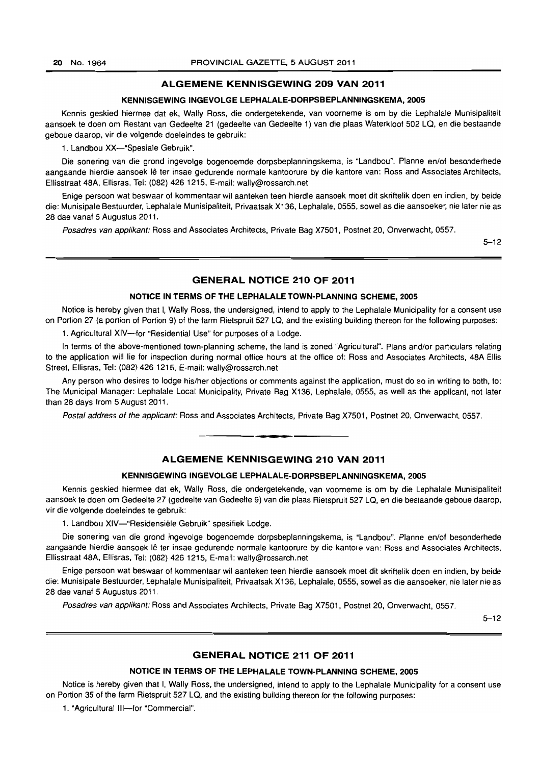## ALGEMENE KENNISGEWING 209 VAN 2011

### KENNISGEWING INGEVOLGE LEPHALALE-DORPSBEPLANNINGSKEMA, 2005

Kennis geskied hiermee dat ek, Wally Ross, die ondergetekende, van voorneme is om by die Lephalale Munisipaliteit aansoek te doen om Restant van Gedeelte 21 (gedeelte van Gedeelte 1) van die plaas Waterkloof 502 LQ, en die bestaande geboue daarop, vir die volgende doeleindes te gebruik:

1. Landbou XX—"Spesiale Gebruik".

Die sonering van die grond ingevolge bogenoemde dorpsbeplanningskema, is "Landbou". Planne en/of besonderhede aangaande hierdie aansoek lê ter insae gedurende normale kantoorure by die kantore van: Ross and Associates Architects, Ellisstraat 48A, Ellisras, Tel: (082) 426 1215, E-mail: wally@rossarch.net

Enige persoon wat beswaar of kommentaar wil aanteken teen hierdie aansoek moet dit skriftelik doen en indien, by beide die: Munisipale Bestuurder, Lephalale Munisipaliteit, Privaatsak X136, Lephalale, 0555, sowel as die aansoeker, nie later nie as 28 dae vanaf 5 Augustus 2011.

*Posadres van applikant:* Ross and Associates Architects, Private Bag X7501, Postnet 20, Onverwacht, 0557.

5–12

---

## GENERAL NOTICE 210 OF 2011

### NOTICE IN TERMS OF THE LEPHALALE TOWN-PLANNING SCHEME, 2005

Notice is hereby given that I, Wally Ross, the undersigned, intend to apply to the Lephalale Municipality for a consent use on Portion 27 (a portion of Portion 9) of the farm Rietspruit 527 LQ, and the existing building thereon for the following purposes:

1. Agricultural XIV—for "Residential Use" for purposes of a Lodge.

In terms of the above-mentioned town-planning scheme, the land is zoned "Agricultural". Plans and/or particulars relating to the application will lie for inspection during normal office hours at the office of: Ross and Associates Architects, 48A Ellis Street, Ellisras, Tel: (082) 426 1215, E-mail: wally@rossarch.net

Any person who desires to lodge his/her objections or comments against the application, must do so in writing to both, to: The Municipal Manager: Lephalale Local Municipality, Private Bag X136, Lephalale, 0555, as well as the applicant, not later than 28 days from 5 August 2011.

*Postal address of the applicant:* Ross and Associates Architects, Private Bag X7501, Postnet 20, Onverwacht, 0557.

---

## ALGEMENE KENNISGEWING 210 VAN 2011

### KENNISGEWING INGEVOLGE LEPHALALE-DORPSBEPLANNINGSKEMA, 2005

Kennis geskied hiermee dat ek, Wally Ross, die ondergetekende, van voorneme is om by die Lephalale Munisipaliteit aansoek te doen om Gedeelte 27 (gedeelte van Gedeelte 9) van die plaas Rietspruit 527 LQ, en die bestaande geboue daarop, vir die volgende doeleindes te gebruik:

1. Landbou XIV—"Residensiële Gebruik" spesifiek Lodge.

Die sonering van die grond ingevolge bogenoemde dorpsbeplanningskema, is "Landbou". Planne en/of besonderhede aangaande hierdie aansoek lê ter insae gedurende normale kantoorure by die kantore van: Ross and Associates Architects, Ellisstraat 48A, Ellisras, Tel: (082) 426 1215, E-mail: wally@rossarch.net

Enige persoon wat beswaar of kommentaar wil aanteken teen hierdie aansoek moet dit skriftelik doen en indien, by beide die: Munisipale Bestuurder, Lephalale Munisipaliteit, Privaatsak X136, Lephalale, 0555, sowel as die aansoeker, nie later nie as 28 dae vanaf 5 Augustus 2011.

*Posadres van applikant:* Ross and Associates Architects, Private Bag X7501, Postnet 20, Onverwacht, 0557.

5–12

---

## GENERAL NOTICE 211 OF 2011

### NOTICE IN TERMS OF THE LEPHALALE TOWN-PLANNING SCHEME, 2005

Notice is hereby given that I, Wally Ross, the undersigned, intend to apply to the Lephalale Municipality for a consent use on Portion 35 of the farm Rietspruit 527 LQ, and the existing building thereon for the following purposes:

1. "Agricultural III—for "Commercial".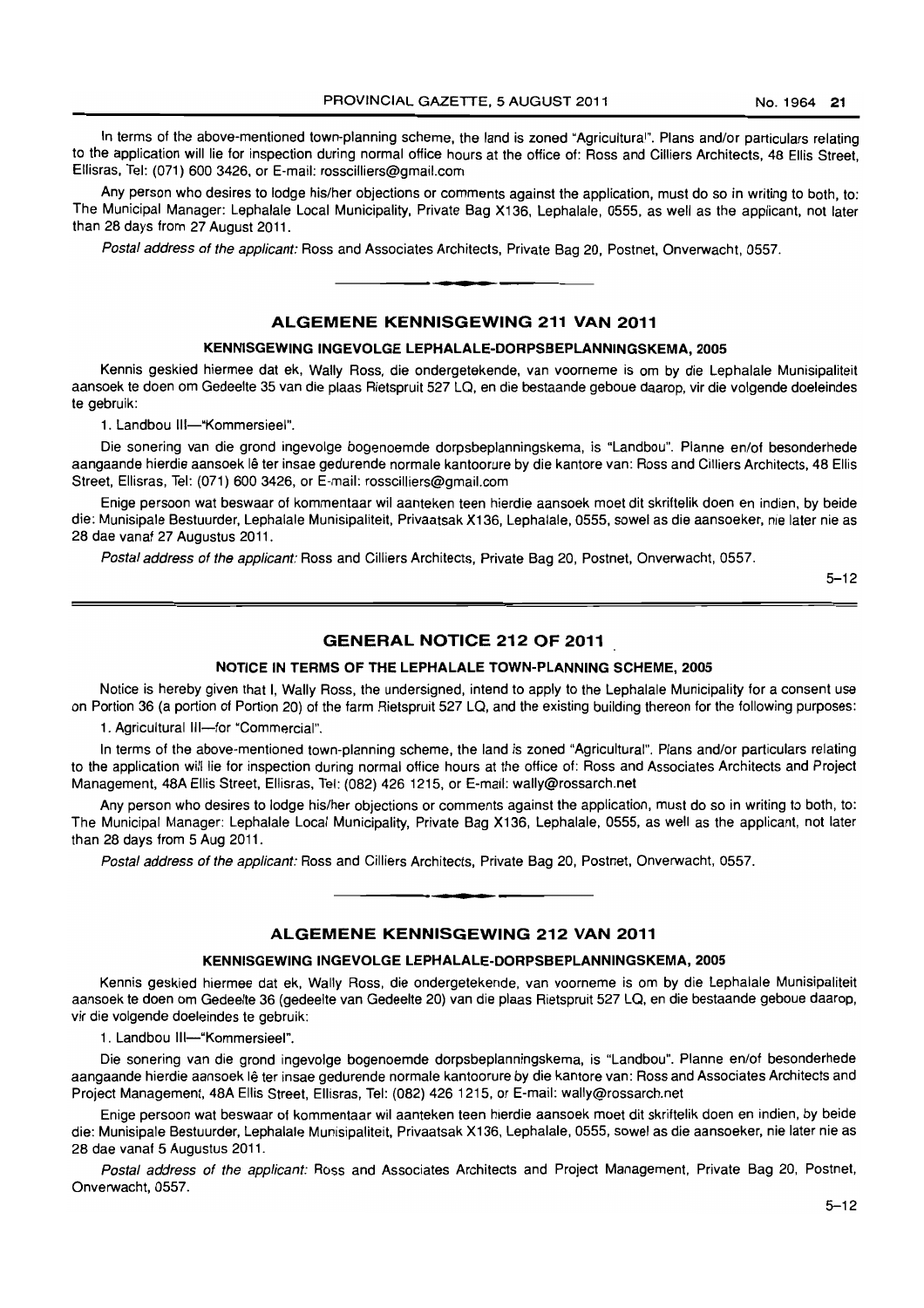In terms of the above-mentioned town-planning scheme, the land is zoned "Agricultural". Plans and/or particulars relating to the application will lie for inspection during normal office hours at the office of: Ross and Cilliers Architects, 48 Ellis Street, Ellisras, Tel: (071) 600 3426, or E-mail: rosscilliers@gmail.com

Any person who desires to lodge his/her objections or comments against the application, must do so in writing to both, to: The Municipal Manager: Lephalale Local Municipality, Private Bag X136, Lephalale, 0555, as well as the applicant, not later than 28 days from 27 August 2011.

*Postal address of the applicant:* Ross and Associates Architects, Private Bag 20, Postnet, Onverwacht, 0557.

---

## ALGEMENE KENNISGEWING 211 VAN 2011

### KENNISGEWING INGEVOLGE LEPHALALE-DORPSBEPLANNINGSKEMA, 2005

Kennis geskied hiermee dat ek, Wally Ross, die ondergetekende, van voorneme is om by die Lephalale Munisipaliteit aansoek te doen om Gedeelte 35 van die plaas Rietspruit 527 LQ, en die bestaande geboue daarop, vir die volgende doeleindes te gebruik:

1. Landbou III—"Kommersieel".

Die sonering van die grond ingevolge bogenoemde dorpsbeplanningskema, is "Landbou". Planne en/of besonderhede aangaande hierdie aansoek lê ter insae gedurende normale kantoorure by die kantore van: Ross and Cilliers Architects, 48 Ellis Street, Ellisras, Tel: (071) 600 3426, or E-mail: rosscilliers@gmail.com

Enige persoon wat beswaar of kommentaar wil aanteken teen hierdie aansoek moet dit skriftelik doen en indien, by beide die: Munisipale Bestuurder, Lephalale Munisipaliteit, Privaatsak X136, Lephalale, 0555, sowel as die aansoeker, nie later nie as 28 dae vanaf 27 Augustus 2011.

*Postal address of the applicant:* Ross and Cilliers Architects, Private Bag 20, Postnet, Onverwacht, 0557.

5–12

---

## GENERAL NOTICE 212 OF 2011

### NOTICE IN TERMS OF THE LEPHALALE TOWN-PLANNING SCHEME, 2005

Notice is hereby given that I, Wally Ross, the undersigned, intend to apply to the Lephalale Municipality for a consent use on Portion 36 (a portion of Portion 20) of the farm Rietspruit 527 LQ, and the existing building thereon for the following purposes:

1. Agricultural III—for "Commercial".

In terms of the above-mentioned town-planning scheme, the land is zoned "Agricultural". Plans and/or particulars relating to the application will lie for inspection during normal office hours at the office of: Ross and Associates Architects and Project Management, 48A Ellis Street, Ellisras, Tel: (082) 426 1215, or E-mail: wally@rossarch.net

Any person who desires to lodge his/her objections or comments against the application, must do so in writing to both, to: The Municipal Manager: Lephalale Local Municipality, Private Bag X136, Lephalale, 0555, as well as the applicant, not later than 28 days from 5 Aug 2011.

*Postal address of the applicant:* Ross and Cilliers Architects, Private Bag 20, Postnet, Onverwacht, 0557.

---

## ALGEMENE KENNISGEWING 212 VAN 2011

### KENNISGEWING INGEVOLGE LEPHALALE-DORPSBEPLANNINGSKEMA, 2005

Kennis geskied hiermee dat ek, Wally Ross, die ondergetekende, van voorneme is om by die Lephalale Munisipaliteit aansoek te doen om Gedeelte 36 (gedeelte van Gedeelte 20) van die plaas Rietspruit 527 LQ, en die bestaande geboue daarop, vir die volgende doeleindes te gebruik:

1. Landbou III—"Kommersieel".

Die sonering van die grond ingevolge bogenoemde dorpsbeplanningskema, is "Landbou". Planne en/of besonderhede aangaande hierdie aansoek lê ter insae gedurende normale kantoorure by die kantore van: Ross and Associates Architects and Project Management, 48A Ellis Street, Ellisras, Tel: (082) 426 1215, or E-mail: wally@rossarch.net

Enige persoon wat beswaar of kommentaar wil aanteken teen hierdie aansoek moet dit skriftelik doen en indien, by beide die: Munisipale Bestuurder, Lephalale Munisipaliteit, Privaatsak X136, Lephalale, 0555, sowel as die aansoeker, nie later nie as 28 dae vanaf 5 Augustus 2011.

*Postal address of the applicant:* Ross and Associates Architects and Project Management, Private Bag 20, Postnet, Onverwacht, 0557.

5–12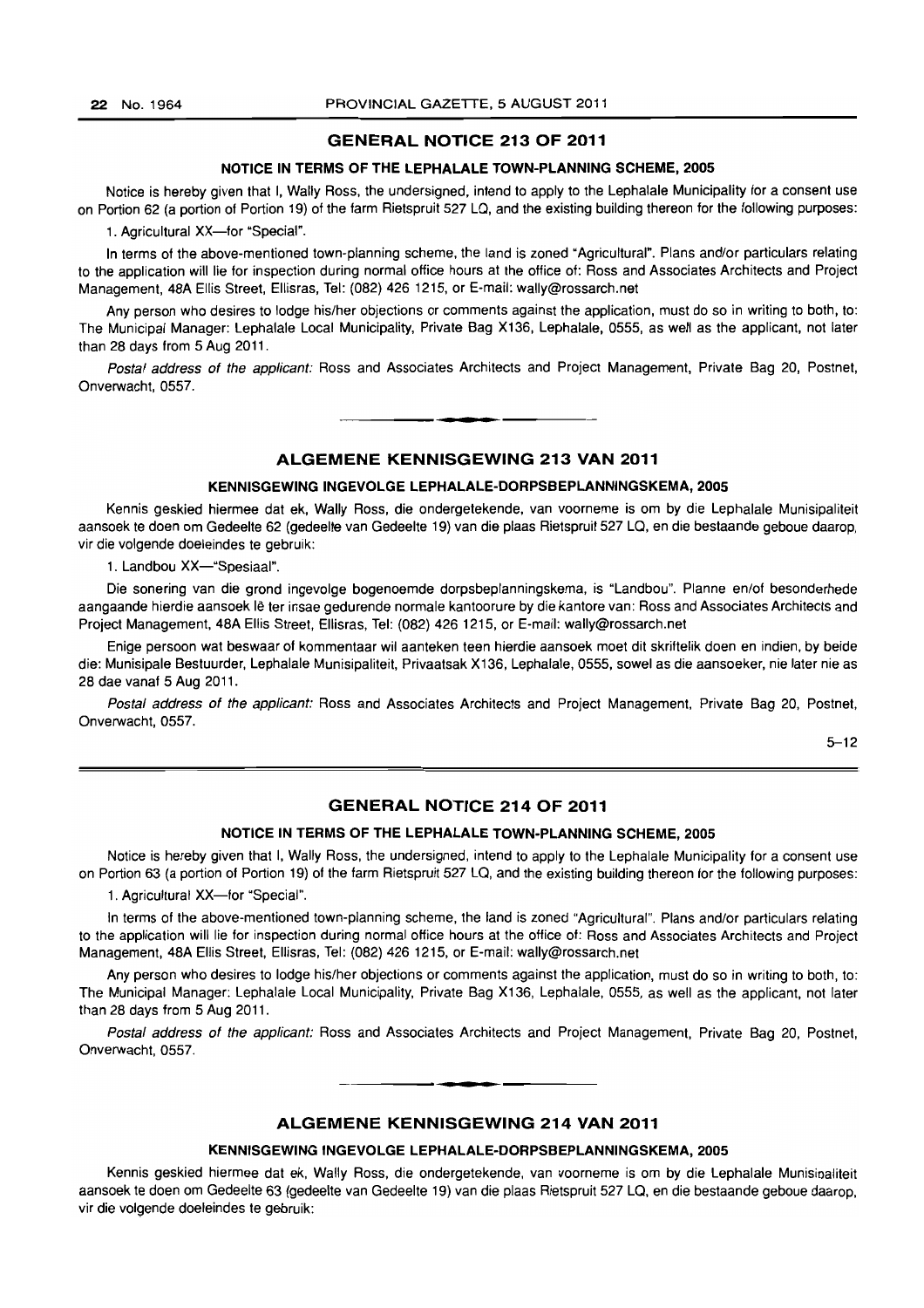## GENERAL NOTICE 213 OF 2011

### NOTICE IN TERMS OF THE LEPHALALE TOWN-PLANNING SCHEME, 2005

Notice is hereby given that I, Wally Ross, the undersigned, intend to apply to the Lephalale Municipality for a consent use on Portion 62 (a portion of Portion 19) of the farm Rietspruit 527 LQ, and the existing building thereon for the following purposes:

1. Agricultural XX—for "Special".

In terms of the above-mentioned town-planning scheme, the land is zoned "Agricultural". Plans and/or particulars relating to the application will lie for inspection during normal office hours at the office of: Ross and Associates Architects and Project Management, 48A Ellis Street, Ellisras, Tel: (082) 426 1215, or E-mail: wally@rossarch.net

Any person who desires to lodge his/her objections or comments against the application, must do so in writing to both, to: The Municipal Manager: Lephalale Local Municipality, Private Bag X136, Lephalale, 0555, as well as the applicant, not later than 28 days from 5 Aug 2011.

*Postal address of the applicant:* Ross and Associates Architects and Project Management, Private Bag 20, Postnet, Onverwacht, 0557.

---

## ALGEMENE KENNISGEWING 213 VAN 2011

### KENNISGEWING INGEVOLGE LEPHALALE-DORPSBEPLANNINGSKEMA, 2005

Kennis geskied hiermee dat ek, Wally Ross, die ondergetekende, van voorneme is om by die Lephalale Munisipaliteit aansoek te doen om Gedeelte 62 (gedeelte van Gedeelte 19) van die plaas Rietspruit 527 LQ, en die bestaande geboue daarop, vir die volgende doeleindes te gebruik:

1. Landbou XX—"Spesiaal".

Die sonering van die grond ingevolge bogenoemde dorpsbeplanningskema, is "Landbou". Planne en/of besonderhede aangaande hierdie aansoek lê ter insae gedurende normale kantoorure by die kantore van: Ross and Associates Architects and Project Management, 48A Ellis Street, Ellisras, Tel: (082) 426 1215, or E-mail: wally@rossarch.net

Enige persoon wat beswaar of kommentaar wil aanteken teen hierdie aansoek moet dit skriftelik doen en indien, by beide die: Munisipale Bestuurder, Lephalale Munisipaliteit, Privaatsak X136, Lephalale, 0555, sowel as die aansoeker, nie later nie as 28 dae vanaf 5 Aug 2011.

*Postal address of the applicant:* Ross and Associates Architects and Project Management, Private Bag 20, Postnet, Onverwacht, 0557.

5–12

---

## GENERAL NOTICE 214 OF 2011

### NOTICE IN TERMS OF THE LEPHALALE TOWN-PLANNING SCHEME, 2005

Notice is hereby given that I, Wally Ross, the undersigned, intend to apply to the Lephalale Municipality for a consent use on Portion 63 (a portion of Portion 19) of the farm Rietspruit 527 LQ, and the existing building thereon for the following purposes:

1. Agricultural XX—for "Special".

In terms of the above-mentioned town-planning scheme, the land is zoned "Agricultural". Plans and/or particulars relating to the application will lie for inspection during normal office hours at the office of: Ross and Associates Architects and Project Management, 48A Ellis Street, Ellisras, Tel: (082) 426 1215, or E-mail: wally@rossarch.net

Any person who desires to lodge his/her objections or comments against the application, must do so in writing to both, to: The Municipal Manager: Lephalale Local Municipality, Private Bag X136, Lephalale, 0555, as well as the applicant, not later than 28 days from 5 Aug 2011.

*Postal address of the applicant:* Ross and Associates Architects and Project Management, Private Bag 20, Postnet, Onverwacht, 0557.

---

## ALGEMENE KENNISGEWING 214 VAN 2011

### KENNISGEWING INGEVOLGE LEPHALALE-DORPSBEPLANNINGSKEMA, 2005

Kennis geskied hiermee dat ek, Wally Ross, die ondergetekende, van voorneme is om by die Lephalale Munisipaliteit aansoek te doen om Gedeelte 63 (gedeelte van Gedeelte 19) van die plaas Rietspruit 527 LQ, en die bestaande geboue daarop, vir die volgende doeleindes te gebruik: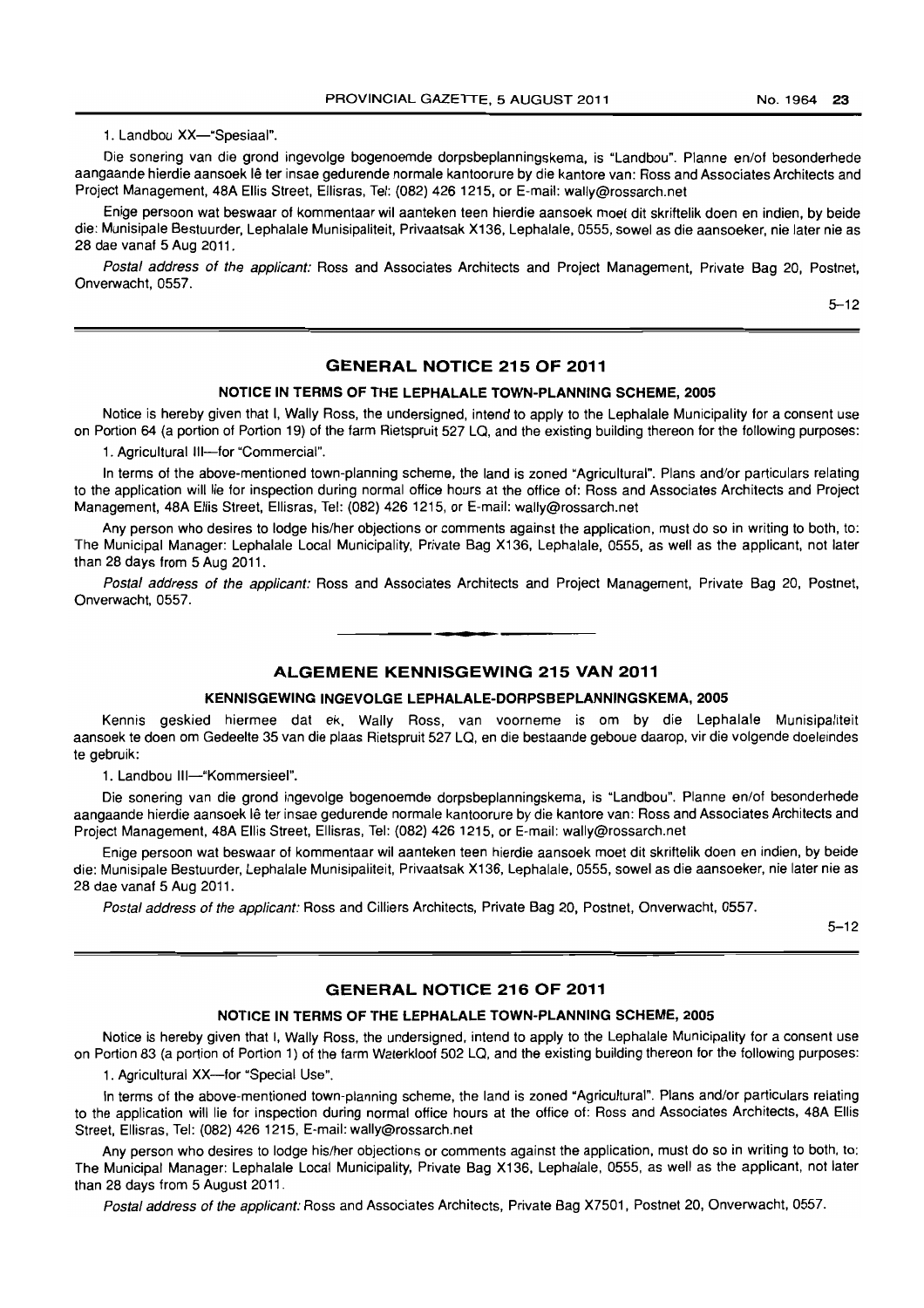1. Landbou XX—"Spesiaal".

Die sonering van die grond ingevolge bogenoemde dorpsbeplanningskema, is "Landbou". Planne en/of besonderhede aangaande hierdie aansoek lê ter insae gedurende normale kantoorure by die kantore van: Ross and Associates Architects and Project Management, 48A Ellis Street, Ellisras, Tel: (082) 426 1215, or E-mail: wally@rossarch.net

Enige persoon wat beswaar of kommentaar wil aanteken teen hierdie aansoek moet dit skriftelik doen en indien, by beide die: Munisipale Bestuurder, Lephalale Munisipaliteit, Privaatsak X136, Lephalale, 0555, sowel as die aansoeker, nie later nie as 28 dae vanaf 5 Aug 2011.

*Postal address of the applicant:* Ross and Associates Architects and Project Management, Private Bag 20, Postnet, Onverwacht, 0557.

5–12

## GENERAL NOTICE 215 OF 2011

### NOTICE IN TERMS OF THE LEPHALALE TOWN-PLANNING SCHEME, 2005

Notice is hereby given that I, Wally Ross, the undersigned, intend to apply to the Lephalale Municipality for a consent use on Portion 64 (a portion of Portion 19) of the farm Rietspruit 527 LQ, and the existing building thereon for the following purposes:

1. Agricultural III—for "Commercial".

In terms of the above-mentioned town-planning scheme, the land is zoned "Agricultural". Plans and/or particulars relating to the application will lie for inspection during normal office hours at the office of: Ross and Associates Architects and Project Management, 48A Ellis Street, Ellisras, Tel: (082) 426 1215, or E-mail: wally@rossarch.net

Any person who desires to lodge his/her objections or comments against the application, must do so in writing to both, to: The Municipal Manager: Lephalale Local Municipality, Private Bag X136, Lephalale, 0555, as well as the applicant, not later than 28 days from 5 Aug 2011.

*Postal address of the applicant:* Ross and Associates Architects and Project Management, Private Bag 20, Postnet, Onverwacht, 0557.

## ALGEMENE KENNISGEWING 215 VAN 2011

### KENNISGEWING INGEVOLGE LEPHALALE-DORPSBEPLANNINGSKEMA, 2005

Kennis geskied hiermee dat ek, Wally Ross, van voorneme is om by die Lephalale Munisipaliteit aansoek te doen om Gedeelte 35 van die plaas Rietspruit 527 LQ, en die bestaande geboue daarop, vir die volgende doeleindes te gebruik:

1. Landbou III—"Kommersieel".

Die sonering van die grond ingevolge bogenoemde dorpsbeplanningskema, is "Landbou". Planne en/of besonderhede aangaande hierdie aansoek lê ter insae gedurende normale kantoorure by die kantore van: Ross and Associates Architects and Project Management, 48A Ellis Street, Ellisras, Tel: (082) 426 1215, or E-mail: wally@rossarch.net

Enige persoon wat beswaar of kommentaar wil aanteken teen hierdie aansoek moet dit skriftelik doen en indien, by beide die: Munisipale Bestuurder, Lephalale Munisipaliteit, Privaatsak X136, Lephalale, 0555, sowel as die aansoeker, nie later nie as 28 dae vanaf 5 Aug 2011.

*Postal address of the applicant:* Ross and Cilliers Architects, Private Bag 20, Postnet, Onverwacht, 0557.

5–12

## GENERAL NOTICE 216 OF 2011

### NOTICE IN TERMS OF THE LEPHALALE TOWN-PLANNING SCHEME, 2005

Notice is hereby given that I, Wally Ross, the undersigned, intend to apply to the Lephalale Municipality for a consent use on Portion 83 (a portion of Portion 1) of the farm Waterkloof 502 LQ, and the existing building thereon for the following purposes:

1. Agricultural XX—for "Special Use".

In terms of the above-mentioned town-planning scheme, the land is zoned "Agricultural". Plans and/or particulars relating to the application will lie for inspection during normal office hours at the office of: Ross and Associates Architects, 48A Ellis Street, Ellisras, Tel: (082) 426 1215, E-mail: wally@rossarch.net

Any person who desires to lodge his/her objections or comments against the application, must do so in writing to both, to: The Municipal Manager: Lephalale Local Municipality, Private Bag X136, Lephalale, 0555, as well as the applicant, not later than 28 days from 5 August 2011.

*Postal address of the applicant:* Ross and Associates Architects, Private Bag X7501, Postnet 20, Onverwacht, 0557.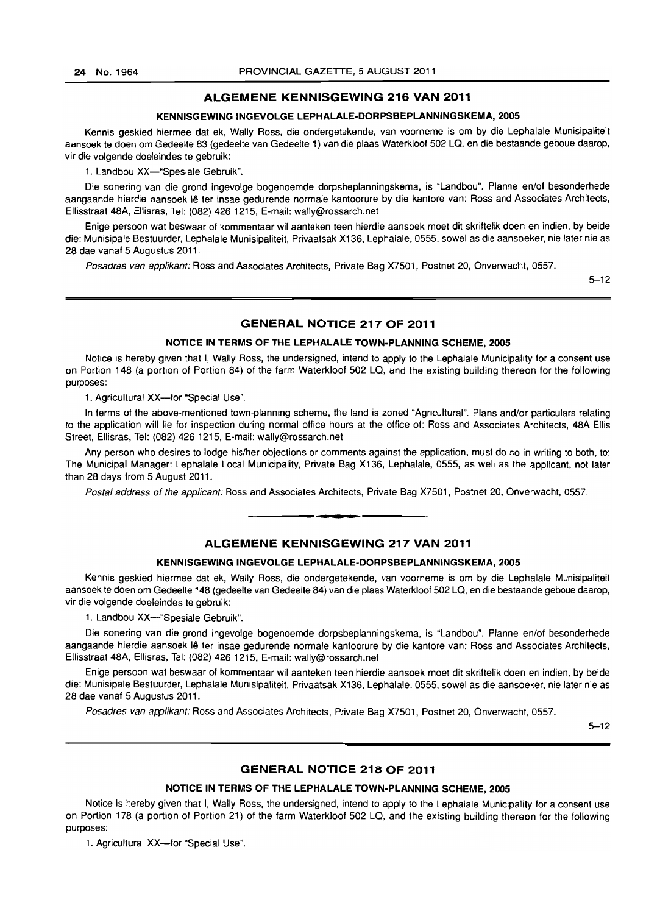## ALGEMENE KENNISGEWING 216 VAN 2011

### KENNISGEWING INGEVOLGE LEPHALALE-DORPSBEPLANNINGSKEMA, 2005

Kennis geskied hiermee dat ek, Wally Ross, die ondergetekende, van voorneme is om by die Lephalale Munisipaliteit aansoek te doen om Gedeelte 83 (gedeelte van Gedeelte 1) van die plaas Waterkloof 502 LQ, en die bestaande geboue daarop, vir die volgende doeleindes te gebruik:

1. Landbou XX—"Spesiale Gebruik".

Die sonering van die grond ingevolge bogenoemde dorpsbeplanningskema, is "Landbou". Planne en/of besonderhede aangaande hierdie aansoek lê ter insae gedurende normale kantoorure by die kantore van: Ross and Associates Architects, Ellisstraat 48A, Ellisras, Tel: (082) 426 1215, E-mail: wally@rossarch.net

Enige persoon wat beswaar of kommentaar wil aanteken teen hierdie aansoek moet dit skriftelik doen en indien, by beide die: Munisipale Bestuurder, Lephalale Munisipaliteit, Privaatsak X136, Lephalale, 0555, sowel as die aansoeker, nie later nie as 28 dae vanaf 5 Augustus 2011.

*Posadres van applikant:* Ross and Associates Architects, Private Bag X7501, Postnet 20, Onverwacht, 0557.

5–12

## GENERAL NOTICE 217 OF 2011

### NOTICE IN TERMS OF THE LEPHALALE TOWN-PLANNING SCHEME, 2005

Notice is hereby given that I, Wally Ross, the undersigned, intend to apply to the Lephalale Municipality for a consent use on Portion 148 (a portion of Portion 84) of the farm Waterkloof 502 LQ, and the existing building thereon for the following purposes:

1. Agricultural XX—for "Special Use".

In terms of the above-mentioned town-planning scheme, the land is zoned "Agricultural". Plans and/or particulars relating to the application will lie for inspection during normal office hours at the office of: Ross and Associates Architects, 48A Ellis Street, Ellisras, Tel: (082) 426 1215, E-mail: wally@rossarch.net

Any person who desires to lodge his/her objections or comments against the application, must do so in writing to both, to: The Municipal Manager: Lephalale Local Municipality, Private Bag X136, Lephalale, 0555, as well as the applicant, not later than 28 days from 5 August 2011.

*Postal address of the applicant:* Ross and Associates Architects, Private Bag X7501, Postnet 20, Onverwacht, 0557.

## ALGEMENE KENNISGEWING 217 VAN 2011

### KENNISGEWING INGEVOLGE LEPHALALE-DORPSBEPLANNINGSKEMA, 2005

Kennis geskied hiermee dat ek, Wally Ross, die ondergetekende, van voorneme is om by die Lephalale Munisipaliteit aansoek te doen om Gedeelte 148 (gedeelte van Gedeelte 84) van die plaas Waterkloof 502 LQ, en die bestaande geboue daarop, vir die volgende doeleindes te gebruik:

1. Landbou XX—"Spesiale Gebruik".

Die sonering van die grond ingevolge bogenoemde dorpsbeplanningskema, is "Landbou". Planne en/of besonderhede aangaande hierdie aansoek lê ter insae gedurende normale kantoorure by die kantore van: Ross and Associates Architects, Ellisstraat 48A, Ellisras, Tel: (082) 426 1215, E-mail: wally@rossarch.net

Enige persoon wat beswaar of kommentaar wil aanteken teen hierdie aansoek moet dit skriftelik doen en indien, by beide die: Munisipale Bestuurder, Lephalale Munisipaliteit, Privaatsak X136, Lephalale, 0555, sowel as die aansoeker, nie later nie as 28 dae vanaf 5 Augustus 2011.

*Posadres van applikant:* Ross and Associates Architects, Private Bag X7501, Postnet 20, Onverwacht, 0557.

5–12

## GENERAL NOTICE 218 OF 2011

### NOTICE IN TERMS OF THE LEPHALALE TOWN-PLANNING SCHEME, 2005

Notice is hereby given that I, Wally Ross, the undersigned, intend to apply to the Lephalale Municipality for a consent use on Portion 178 (a portion of Portion 21) of the farm Waterkloof 502 LQ, and the existing building thereon for the following purposes:

1. Agricultural XX—for "Special Use".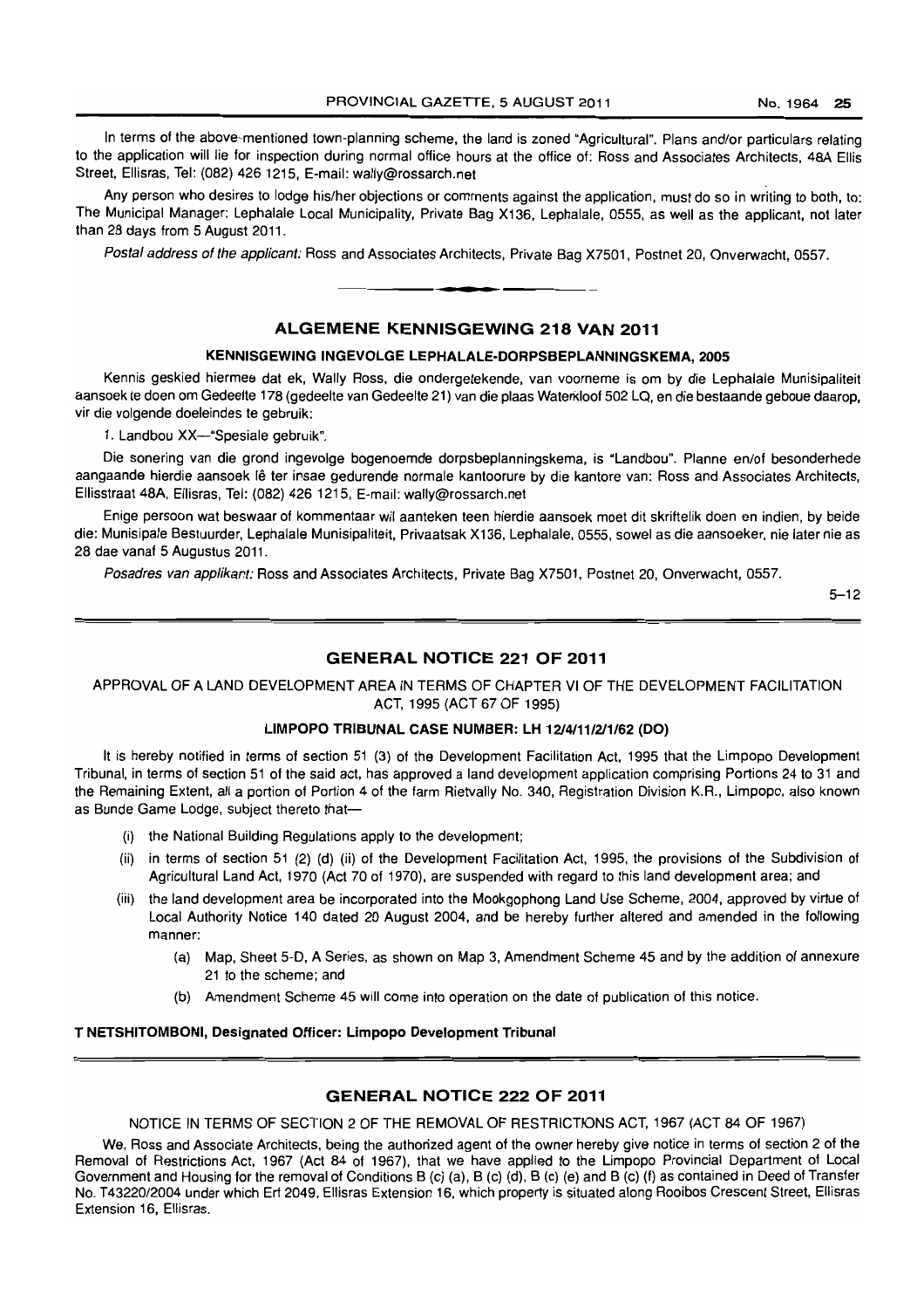In terms of the above-mentioned town-planning scheme, the land is zoned "Agricultural". Plans and/or particulars relating to the application will lie for inspection during normal office hours at the office of: Ross and Associates Architects, 48A Ellis Street, Ellisras, Tel: (082) 426 1215, E-mail: wally@rossarch.net

Any person who desires to lodge his/her objections or comments against the application, must do so in writing to both, to: The Municipal Manager: Lephalale Local Municipality, Private Bag X136, Lephalale, 0555, as well as the applicant, not later than 28 days from 5 August 2011.

*Postal address of the applicant:* Ross and Associates Architects, Private Bag X7501, Postnet 20, Onverwacht, 0557.

---

## ALGEMENE KENNISGEWING 218 VAN 2011

### KENNISGEWING INGEVOLGE LEPHALALE-DORPSBEPLANNINGSKEMA, 2005

Kennis geskied hiermee dat ek, Wally Ross, die ondergetekende, van voorneme is om by die Lephalale Munisipaliteit aansoek te doen om Gedeelte 178 (gedeelte van Gedeelte 21) van die plaas Waterkloof 502 LQ, en die bestaande geboue daarop, vir die volgende doeleindes te gebruik:

1. Landbou XX—"Spesiale gebruik".

Die sonering van die grond ingevolge bogenoemde dorpsbeplanningskema, is "Landbou". Planne en/of besonderhede aangaande hierdie aansoek lê ter insae gedurende normale kantoorure by die kantore van: Ross and Associates Architects, Ellisstraat 48A, Ellisras, Tel: (082) 426 1215, E-mail: wally@rossarch.net

Enige persoon wat beswaar of kommentaar wil aanteken teen hierdie aansoek moet dit skriftelik doen en indien, by beide die: Munisipale Bestuurder, Lephalale Munisipaliteit, Privaatsak X136, Lephalale, 0555, sowel as die aansoeker, nie later nie as 28 dae vanaf 5 Augustus 2011.

*Posadres van applikant:* Ross and Associates Architects, Private Bag X7501, Postnet 20, Onverwacht, 0557.

5–12

---

## GENERAL NOTICE 221 OF 2011

APPROVAL OF A LAND DEVELOPMENT AREA IN TERMS OF CHAPTER VI OF THE DEVELOPMENT FACILITATION ACT, 1995 (ACT 67 OF 1995)

### LIMPOPO TRIBUNAL CASE NUMBER: LH 12/4/11/2/1/62 (DO)

It is hereby notified in terms of section 51 (3) of the Development Facilitation Act, 1995 that the Limpopo Development Tribunal, in terms of section 51 of the said act, has approved a land development application comprising Portions 24 to 31 and the Remaining Extent, all a portion of Portion 4 of the farm Rietvally No. 340, Registration Division K.R., Limpopo, also known as Bunde Game Lodge, subject thereto that—

(i) the National Building Regulations apply to the development;

(ii) in terms of section 51 (2) (d) (ii) of the Development Facilitation Act, 1995, the provisions of the Subdivision of Agricultural Land Act, 1970 (Act 70 of 1970), are suspended with regard to this land development area; and

(iii) the land development area be incorporated into the Mookgophong Land Use Scheme, 2004, approved by virtue of Local Authority Notice 140 dated 20 August 2004, and be hereby further altered and amended in the following manner:

 (a) Map, Sheet 5-D, A Series, as shown on Map 3, Amendment Scheme 45 and by the addition of annexure 21 to the scheme; and

 (b) Amendment Scheme 45 will come into operation on the date of publication of this notice.

**T NETSHITOMBONI, Designated Officer: Limpopo Development Tribunal**

---

## GENERAL NOTICE 222 OF 2011

NOTICE IN TERMS OF SECTION 2 OF THE REMOVAL OF RESTRICTIONS ACT, 1967 (ACT 84 OF 1967)

We, Ross and Associate Architects, being the authorized agent of the owner hereby give notice in terms of section 2 of the Removal of Restrictions Act, 1967 (Act 84 of 1967), that we have applied to the Limpopo Provincial Department of Local Government and Housing for the removal of Conditions B (c) (a), B (c) (d), B (c) (e) and B (c) (f) as contained in Deed of Transfer No. T43220/2004 under which Erf 2049, Ellisras Extension 16, which property is situated along Rooibos Crescent Street, Ellisras Extension 16, Ellisras.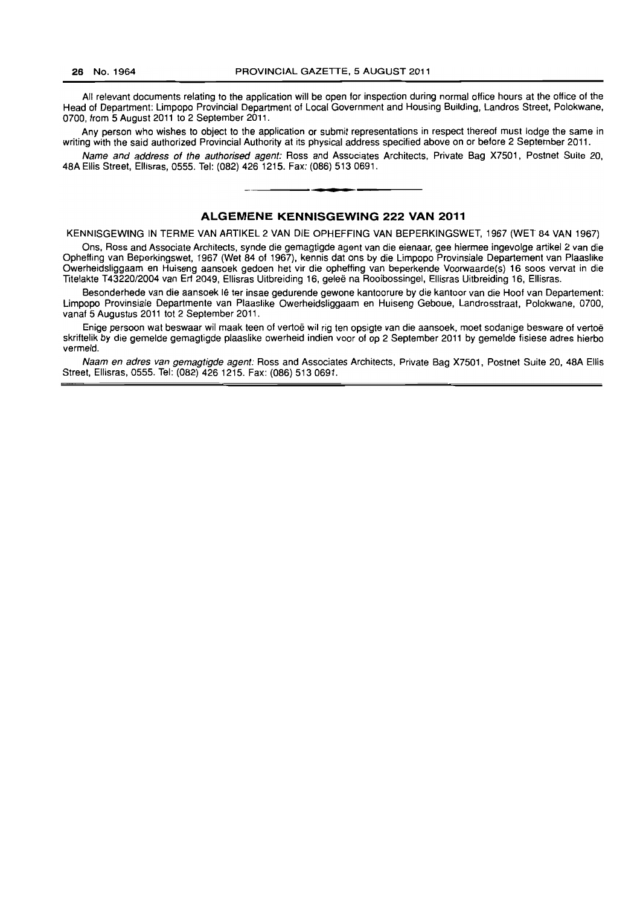All relevant documents relating to the application will be open for inspection during normal office hours at the office of the Head of Department: Limpopo Provincial Department of Local Government and Housing Building, Landros Street, Polokwane, 0700, from 5 August 2011 to 2 September 2011.

Any person who wishes to object to the application or submit representations in respect thereof must lodge the same in writing with the said authorized Provincial Authority at its physical address specified above on or before 2 September 2011.

*Name and address of the authorised agent:* Ross and Associates Architects, Private Bag X7501, Postnet Suite 20, 48A Ellis Street, Ellisras, 0555. Tel: (082) 426 1215. Fax: (086) 513 0691.

---

## ALGEMENE KENNISGEWING 222 VAN 2011

KENNISGEWING IN TERME VAN ARTIKEL 2 VAN DIE OPHEFFING VAN BEPERKINGSWET, 1967 (WET 84 VAN 1967)

Ons, Ross and Associate Architects, synde die gemagtigde agent van die eienaar, gee hiermee ingevolge artikel 2 van die Opheffing van Beperkingswet, 1967 (Wet 84 of 1967), kennis dat ons by die Limpopo Provinsiale Departement van Plaaslike Owerheidsliggaam en Huiseng aansoek gedoen het vir die opheffing van beperkende Voorwaarde(s) 16 soos vervat in die Titelakte T43220/2004 van Erf 2049, Ellisras Uitbreiding 16, geleë na Rooibossingel, Ellisras Uitbreiding 16, Ellisras.

Besonderhede van die aansoek lê ter insae gedurende gewone kantoorure by die kantoor van die Hoof van Departement: Limpopo Provinsiale Departmente van Plaaslike Owerheidsliggaam en Huiseng Geboue, Landrosstraat, Polokwane, 0700, vanaf 5 Augustus 2011 tot 2 September 2011.

Enige persoon wat beswaar wil maak teen of vertoë wil rig ten opsigte van die aansoek, moet sodanige besware of vertoë skriftelik by die gemelde gemagtigde plaaslike owerheid indien voor of op 2 September 2011 by gemelde fisiese adres hierbo vermeld.

*Naam en adres van gemagtigde agent:* Ross and Associates Architects, Private Bag X7501, Postnet Suite 20, 48A Ellis Street, Ellisras, 0555. Tel: (082) 426 1215. Fax: (086) 513 0691.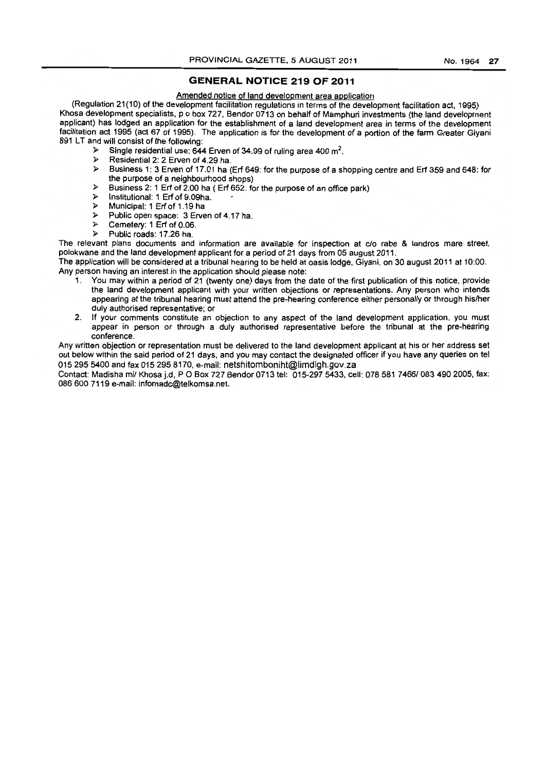## GENERAL NOTICE 219 OF 2011

Amended notice of land development area application

(Regulation 21(10) of the development facilitation regulations in terms of the development facilitation act, 1995)
Khosa development specialists, p o box 727, Bendor 0713 on behalf of Mamphuri investments (the land development applicant) has lodged an application for the establishment of a land development area in terms of the development facilitation act 1995 (act 67 of 1995). The application is for the development of a portion of the farm Greater Giyani 891 LT and will consist of the following:

- Single residential use: 644 Erven of 34.99 of ruling area 400 m$^2$.
- Residential 2: 2 Erven of 4.29 ha.
- Business 1: 3 Erven of 17.01 ha (Erf 649: for the purpose of a shopping centre and Erf 359 and 648: for the purpose of a neighbourhood shops)
- Business 2: 1 Erf of 2.00 ha ( Erf 652: for the purpose of an office park)
- Institutional: 1 Erf of 9.09ha.
- Municipal: 1 Erf of 1.19 ha
- Public open space: 3 Erven of 4.17 ha.
- Cemetery: 1 Erf of 0.06.
- Public roads: 17.26 ha.

The relevant plans documents and information are available for inspection at c/o rabe & landros mare street, polokwane and the land development applicant for a period of 21 days from 05 august 2011.

The application will be considered at a tribunal hearing to be held at oasis lodge, Giyani, on 30 august 2011 at 10:00.

Any person having an interest in the application should please note:

1. You may within a period of 21 (twenty one) days from the date of the first publication of this notice, provide the land development applicant with your written objections or representations. Any person who intends appearing at the tribunal hearing must attend the pre-hearing conference either personally or through his/her duly authorised representative; or
2. If your comments constitute an objection to any aspect of the land development application, you must appear in person or through a duly authorised representative before the tribunal at the pre-hearing conference.

Any written objection or representation must be delivered to the land development applicant at his or her address set out below within the said period of 21 days, and you may contact the designated officer if you have any queries on tel 015 295 5400 and fax 015 295 8170, e-mail: netshitomboniht@limdlgh.gov.za

Contact: Madisha m/ Khosa j.d, P O Box 727 Bendor 0713 tel: 015-297 5433, cell: 078 581 7466/ 083 490 2005, fax: 086 600 7119 e-mail: infomadc@telkomsa.net.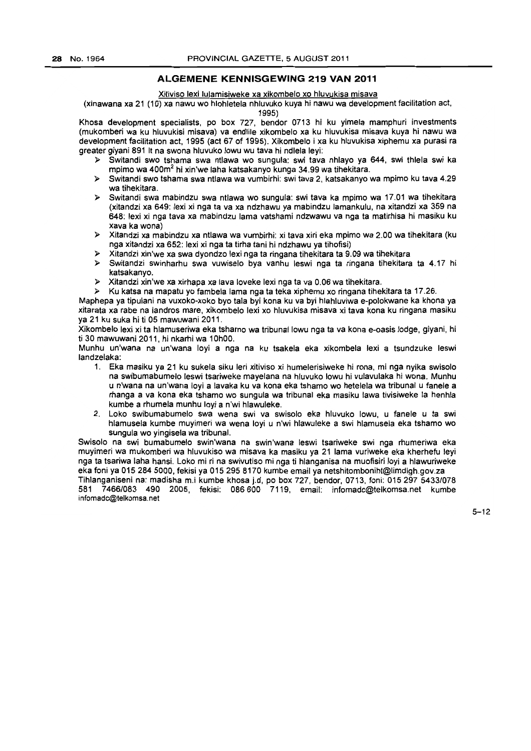## ALGEMENE KENNISGEWING 219 VAN 2011

Xitiviso lexi lulamisiweke xa xikombelo xo hluvukisa misava

(xinawana xa 21 (10) xa nawu wo hlohletela nhluvuko kuya hi nawu wa development facilitation act, 1995)

Khosa development specialists, po box 727, bendor 0713 hi ku yimela mamphuri investments (mukomberi wa ku hluvukisi misava) va endlile xikombelo xa ku hluvukisa misava kuya hi nawu wa development facilitation act, 1995 (act 67 of 1995). Xikombelo i xa ku hluvukisa xiphemu xa purasi ra greater giyani 891 lt na swona hluvuko lowu wu tava hi ndlela leyi:

- Switandi swo tshama swa ntlawa wo sungula: swi tava nhlayo ya 644, swi thlela swi ka mpimo wa $400m^2$ hi xin'we laha katsakanyo kunga 34.99 wa tihekitara.
- Switandi swo tshama swa ntlawa wa vumbirhi: swi tava 2, katsakanyo wa mpimo ku tava 4.29 wa tihekitara.
- Switandi swa mabindzu swa ntlawa wo sungula: swi tava ka mpimo wa 17.01 wa tihekitara (xitandzi xa 649: lexi xi nga ta va xa ndzhawu ya mabindzu lamankulu, na xitandzi xa 359 na 648: lexi xi nga tava xa mabindzu lama vatshami ndzwawu va nga ta matirhisa hi masiku ku xava ka wona)
- Xitandzi xa mabindzu xa ntlawa wa vumbirhi: xi tava xiri eka mpimo wa 2.00 wa tihekitara (ku nga xitandzi xa 652: lexi xi nga ta tirha tani hi ndzhawu ya tihofisi)
- Xitandzi xin'we xa swa dyondzo lexi nga ta ringana tihekitara ta 9.09 wa tihekitara
- Switandzi swinharhu swa vuwiselo bya vanhu leswi nga ta ringana tihekitara ta 4.17 hi katsakanyo.
- Xitandzi xin'we xa xirhapa xa lava loveke lexi nga ta va 0.06 wa tihekitara.
- Ku katsa na mapatu yo fambela lama nga ta teka xiphemu xo ringana tihekitara ta 17.26.

Maphepa ya tipulani na vuxoko-xoko byo tala byi kona ku va byi hlahluviwa e-polokwane ka khona ya xitarata xa rabe na landros mare, xikombelo lexi xo hluvukisa misava xi tava kona ku ringana masiku ya 21 ku suka hi ti 05 mawuwani 2011.

Xikombelo lexi xi ta hlamuseriwa eka tshamo wa tribunal lowu nga ta va kona e-oasis lodge, giyani, hi ti 30 mawuwani 2011, hi nkarhi wa 10h00.

Munhu un'wana na un'wana loyi a nga na ku tsakela eka xikombela lexi a tsundzuke leswi landzelaka:

1. Eka masiku ya 21 ku sukela siku leri xitiviso xi humelerisiweke hi rona, mi nga nyika swisolo na swibumabumelo leswi tsariweke mayelana na hluvuko lowu hi vulavulaka hi wona. Munhu u n'wana na un'wana loyi a lavaka ku va kona eka tshamo wo hetelela wa tribunal u fanele a rhanga a va kona eka tshamo wo sungula wa tribunal eka masiku lawa tivisiweke la henhla kumbe a rhumela munhu loyi a n'wi hlawuleke.
2. Loko swibumabumelo swa wena swi va swisolo eka hluvuko lowu, u fanele u ta swi hlamusela kumbe muyimeri wa wena loyi u n'wi hlawuleke a swi hlamusela eka tshamo wo sungula wo yingisela wa tribunal.

Swisolo na swi bumabumelo swin'wana na swin'wana leswi tsariweke swi nga rhumeriwa eka muyimeri wa mukomberi wa hluvukiso wa misava ka masiku ya 21 lama vuriweke eka kherhefu leyi nga ta tsariwa laha hansi. Loko mi ri na swivutiso mi nga ti hlanganisa na muofisiri loyi a hlawuriweke eka foni ya 015 284 5000, fekisi ya 015 295 8170 kumbe email ya netshitombonihf@limdlgh.gov.za

Tihlanganiseni na: madisha m.i kumbe khosa j.d, po box 727, bendor, 0713, foni: 015 297 5433/078 581 7466/083 490 2005, fekisi: 086 600 7119, email: infomadc@telkomsa.net kumbe infomadc@telkomsa.net

5–12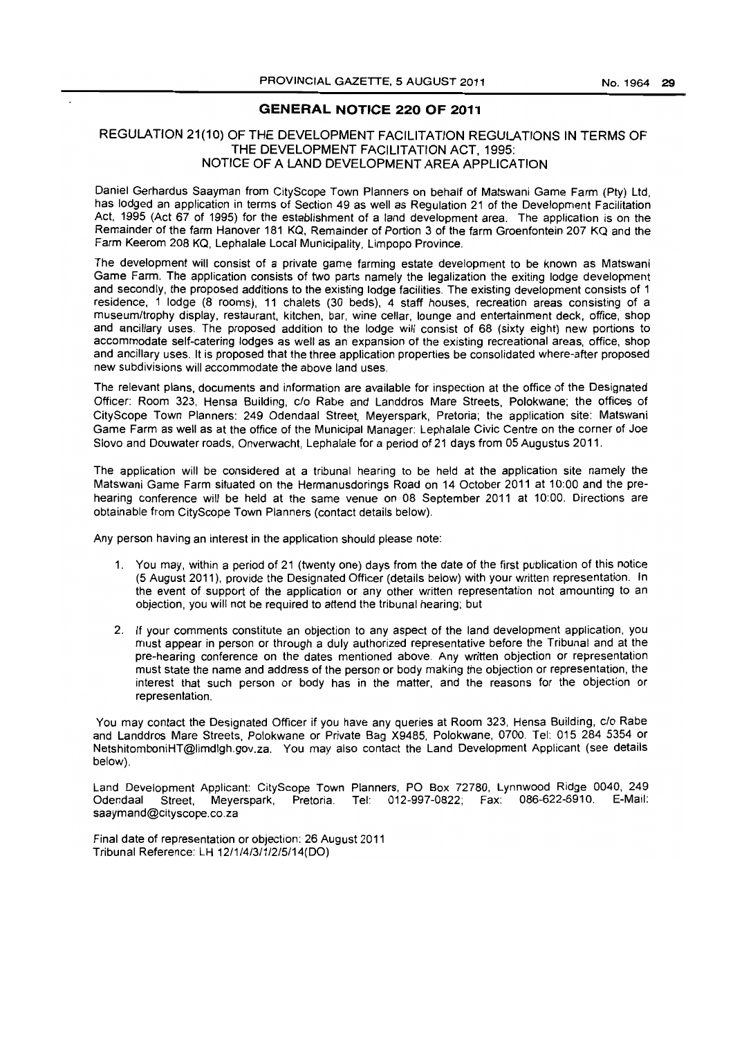## GENERAL NOTICE 220 OF 2011

### REGULATION 21(10) OF THE DEVELOPMENT FACILITATION REGULATIONS IN TERMS OF THE DEVELOPMENT FACILITATION ACT, 1995: NOTICE OF A LAND DEVELOPMENT AREA APPLICATION

Daniel Gerhardus Saayman from CityScope Town Planners on behalf of Matswani Game Farm (Pty) Ltd, has lodged an application in terms of Section 49 as well as Regulation 21 of the Development Facilitation Act, 1995 (Act 67 of 1995) for the establishment of a land development area. The application is on the Remainder of the farm Hanover 181 KQ, Remainder of Portion 3 of the farm Groenfontein 207 KQ and the Farm Keerom 208 KQ, Lephalale Local Municipality, Limpopo Province.

The development will consist of a private game farming estate development to be known as Matswani Game Farm. The application consists of two parts namely the legalization the exiting lodge development and secondly, the proposed additions to the existing lodge facilities. The existing development consists of 1 residence, 1 lodge (8 rooms), 11 chalets (30 beds), 4 staff houses, recreation areas consisting of a museum/trophy display, restaurant, kitchen, bar, wine cellar, lounge and entertainment deck, office, shop and ancillary uses. The proposed addition to the lodge will consist of 68 (sixty eight) new portions to accommodate self-catering lodges as well as an expansion of the existing recreational areas, office, shop and ancillary uses. It is proposed that the three application properties be consolidated where-after proposed new subdivisions will accommodate the above land uses.

The relevant plans, documents and information are available for inspection at the office of the Designated Officer: Room 323, Hensa Building, c/o Rabe and Landdros Mare Streets, Polokwane; the offices of CityScope Town Planners: 249 Odendaal Street, Meyerspark, Pretoria; the application site: Matswani Game Farm as well as at the office of the Municipal Manager: Lephalale Civic Centre on the corner of Joe Slovo and Douwater roads, Onverwacht, Lephalale for a period of 21 days from 05 Augustus 2011.

The application will be considered at a tribunal hearing to be held at the application site namely the Matswani Game Farm situated on the Hermanusdorings Road on 14 October 2011 at 10:00 and the pre-hearing conference will be held at the same venue on 08 September 2011 at 10:00. Directions are obtainable from CityScope Town Planners (contact details below).

Any person having an interest in the application should please note:

1. You may, within a period of 21 (twenty one) days from the date of the first publication of this notice (5 August 2011), provide the Designated Officer (details below) with your written representation. In the event of support of the application or any other written representation not amounting to an objection, you will not be required to attend the tribunal hearing; but
2. If your comments constitute an objection to any aspect of the land development application, you must appear in person or through a duly authorized representative before the Tribunal and at the pre-hearing conference on the dates mentioned above. Any written objection or representation must state the name and address of the person or body making the objection or representation, the interest that such person or body has in the matter, and the reasons for the objection or representation.

You may contact the Designated Officer if you have any queries at Room 323, Hensa Building, c/o Rabe and Landdros Mare Streets, Polokwane or Private Bag X9485, Polokwane, 0700. Tel: 015 284 5354 or NetshitomboniHT@limdlgh.gov.za. You may also contact the Land Development Applicant (see details below).

Land Development Applicant: CityScope Town Planners, PO Box 72780, Lynnwood Ridge 0040, 249 Odendaal Street, Meyerspark, Pretoria. Tel: 012-997-0822; Fax: 086-622-6910. E-Mail: saaymand@cityscope.co.za

Final date of representation or objection: 26 August 2011
Tribunal Reference: LH 12/1/4/3/1/2/5/14(DO)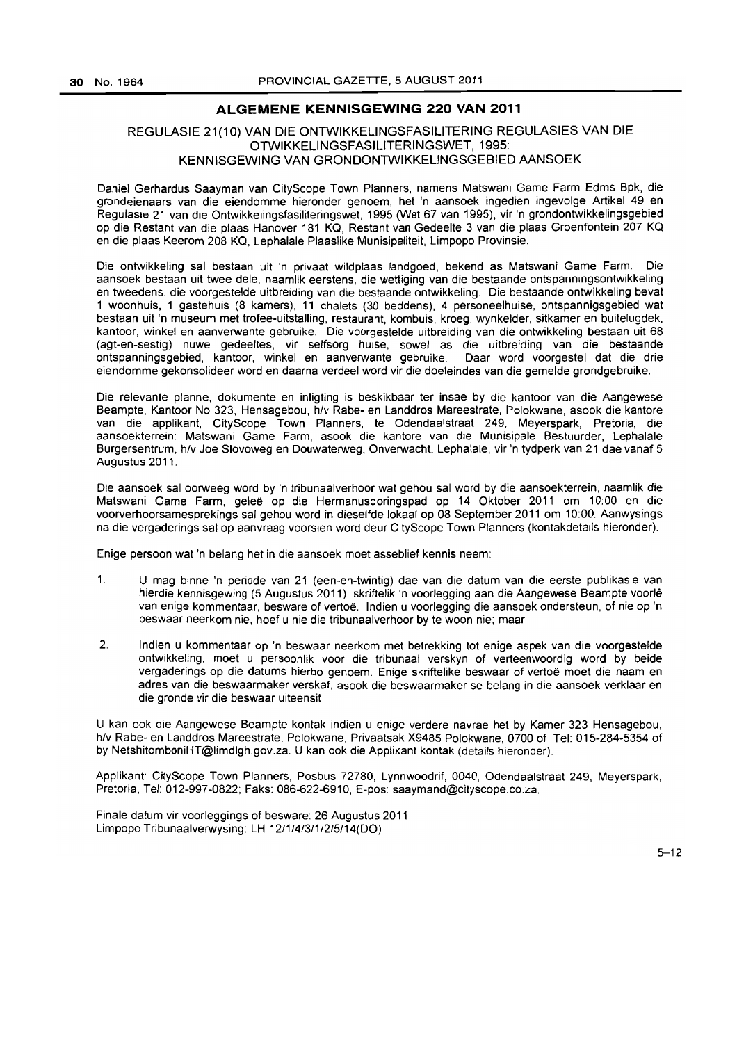## ALGEMENE KENNISGEWING 220 VAN 2011

### REGULASIE 21(10) VAN DIE ONTWIKKELINGSFASILITERING REGULASIES VAN DIE OTWIKKELINGSFASILITERINGSWET, 1995: KENNISGEWING VAN GRONDONTWIKKELINGSGEBIED AANSOEK

Daniel Gerhardus Saayman van CityScope Town Planners, namens Matswani Game Farm Edms Bpk, die grondeienaars van die eiendomme hieronder genoem, het 'n aansoek ingedien ingevolge Artikel 49 en Regulasie 21 van die Ontwikkelingsfasiliteringswet, 1995 (Wet 67 van 1995), vir 'n grondontwikkelingsgebied op die Restant van die plaas Hanover 181 KQ, Restant van Gedeelte 3 van die plaas Groenfontein 207 KQ en die plaas Keerom 208 KQ, Lephalale Plaaslike Munisipaliteit, Limpopo Provinsie.

Die ontwikkeling sal bestaan uit 'n privaat wildplaas landgoed, bekend as Matswani Game Farm. Die aansoek bestaan uit twee dele, naamlik eerstens, die wettiging van die bestaande ontspanningsontwikkeling en tweedens, die voorgestelde uitbreiding van die bestaande ontwikkeling. Die bestaande ontwikkeling bevat 1 woonhuis, 1 gastehuis (8 kamers), 11 chalets (30 beddens), 4 personeelhuise, ontspannigsgebied wat bestaan uit 'n museum met trofee-uitstalling, restaurant, kombuis, kroeg, wynkelder, sitkamer en buitelugdek, kantoor, winkel en aanverwante gebruike. Die voorgestelde uitbreiding van die ontwikkeling bestaan uit 68 (agt-en-sestig) nuwe gedeeltes, vir selfsorg huise, sowel as die uitbreiding van die bestaande ontspanningsgebied, kantoor, winkel en aanverwante gebruike. Daar word voorgestel dat die drie eiendomme gekonsolideer word en daarna verdeel word vir die doeleindes van die gemelde grondgebruike.

Die relevante planne, dokumente en inligting is beskikbaar ter insae by die kantoor van die Aangewese Beampte, Kantoor No 323, Hensagebou, h/v Rabe- en Landdros Mareestrate, Polokwane, asook die kantore van die applikant, CityScope Town Planners, te Odendaalstraat 249, Meyerspark, Pretoria, die aansoekterrein: Matswani Game Farm, asook die kantore van die Munisipale Bestuurder, Lephalale Burgersentrum, h/v Joe Slovoweg en Douwaterweg, Onverwacht, Lephalale, vir 'n tydperk van 21 dae vanaf 5 Augustus 2011.

Die aansoek sal oorweeg word by 'n tribunaalverhoor wat gehou sal word by die aansoekterrein, naamlik die Matswani Game Farm, geleë op die Hermanusdoringspad op 14 Oktober 2011 om 10:00 en die voorverhoorsamesprekings sal gehou word in dieselfde lokaal op 08 September 2011 om 10:00. Aanwysings na die vergaderings sal op aanvraag voorsien word deur CityScope Town Planners (kontakdetails hieronder).

Enige persoon wat 'n belang het in die aansoek moet asseblief kennis neem:

1. U mag binne 'n periode van 21 (een-en-twintig) dae van die datum van die eerste publikasie van hierdie kennisgewing (5 Augustus 2011), skriftelik 'n voorlegging aan die Aangewese Beampte voorlê van enige kommentaar, besware of vertoë. Indien u voorlegging die aansoek ondersteun, of nie op 'n beswaar neerkom nie, hoef u nie die tribunaalverhoor by te woon nie; maar

2. Indien u kommentaar op 'n beswaar neerkom met betrekking tot enige aspek van die voorgestelde ontwikkeling, moet u persoonlik voor die tribunaal verskyn of verteenwoordig word by beide vergaderings op die datums hierbo genoem. Enige skriftelike beswaar of vertoë moet die naam en adres van die beswaarmaker verskaf, asook die beswaarmaker se belang in die aansoek verklaar en die gronde vir die beswaar uiteensit.

U kan ook die Aangewese Beampte kontak indien u enige verdere navrae het by Kamer 323 Hensagebou, h/v Rabe- en Landdros Mareestrate, Polokwane, Privaatsak X9485 Polokwane, 0700 of Tel: 015-284-5354 of by NetshitomboniHT@limdlgh.gov.za. U kan ook die Applikant kontak (details hieronder).

Applikant: CityScope Town Planners, Posbus 72780, Lynnwoodrif, 0040, Odendaalstraat 249, Meyerspark, Pretoria, Tel: 012-997-0822; Faks: 086-622-6910, E-pos: saaymand@cityscope.co.za.

Finale datum vir voorleggings of besware: 26 Augustus 2011
Limpopo Tribunaalverwysing: LH 12/1/4/3/1/2/5/14(DO)

5–12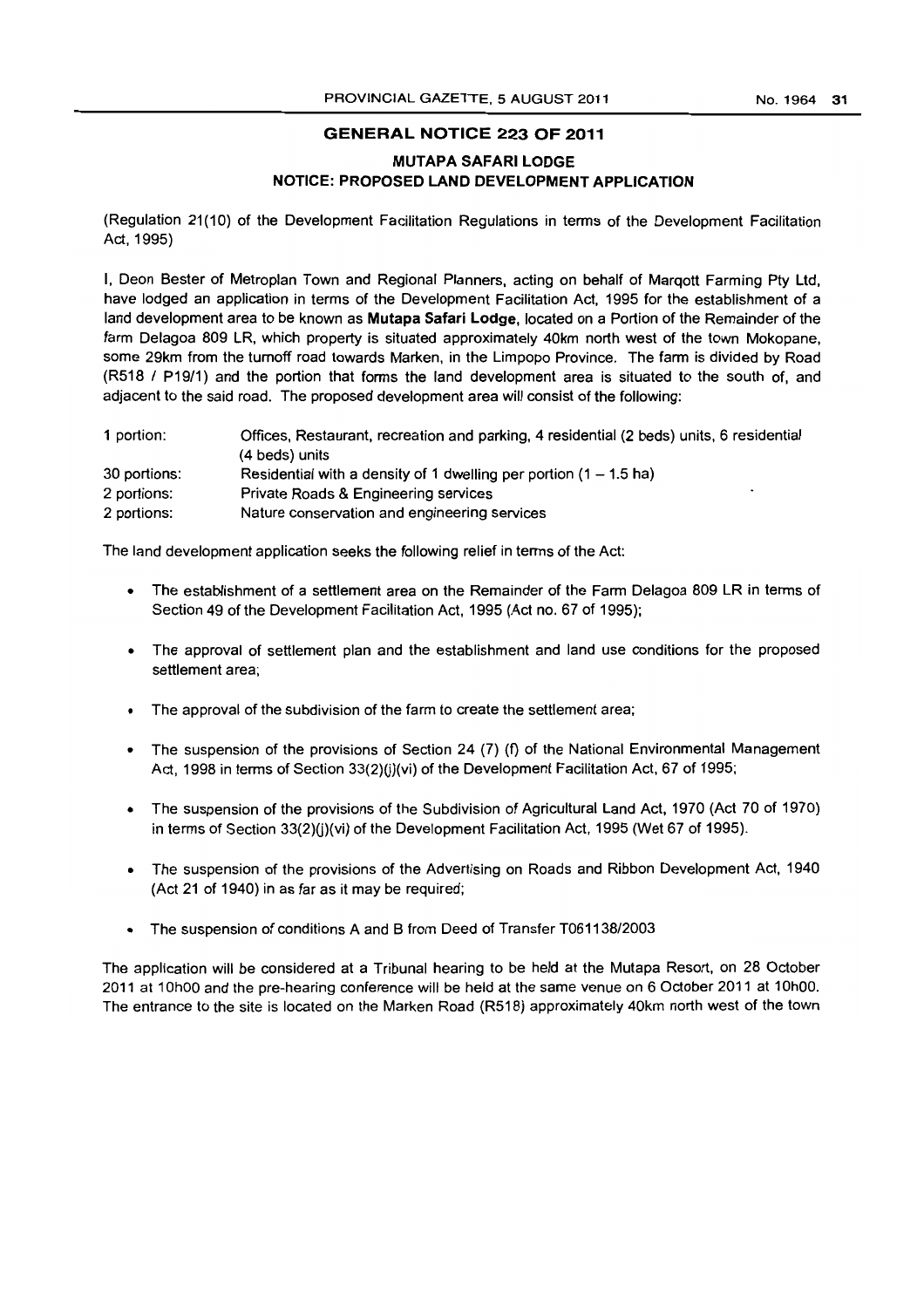## GENERAL NOTICE 223 OF 2011

### MUTAPA SAFARI LODGE
### NOTICE: PROPOSED LAND DEVELOPMENT APPLICATION

(Regulation 21(10) of the Development Facilitation Regulations in terms of the Development Facilitation Act, 1995)

I, Deon Bester of Metroplan Town and Regional Planners, acting on behalf of Marqott Farming Pty Ltd, have lodged an application in terms of the Development Facilitation Act, 1995 for the establishment of a land development area to be known as **Mutapa Safari Lodge**, located on a Portion of the Remainder of the farm Delagoa 809 LR, which property is situated approximately 40km north west of the town Mokopane, some 29km from the turnoff road towards Marken, in the Limpopo Province. The farm is divided by Road (R518 / P19/1) and the portion that forms the land development area is situated to the south of, and adjacent to the said road. The proposed development area will consist of the following:

| | |
|---|---|
| 1 portion: | Offices, Restaurant, recreation and parking, 4 residential (2 beds) units, 6 residential (4 beds) units |
| 30 portions: | Residential with a density of 1 dwelling per portion (1 – 1.5 ha) |
| 2 portions: | Private Roads & Engineering services |
| 2 portions: | Nature conservation and engineering services |

The land development application seeks the following relief in terms of the Act:

- The establishment of a settlement area on the Remainder of the Farm Delagoa 809 LR in terms of Section 49 of the Development Facilitation Act, 1995 (Act no. 67 of 1995);
- The approval of settlement plan and the establishment and land use conditions for the proposed settlement area;
- The approval of the subdivision of the farm to create the settlement area;
- The suspension of the provisions of Section 24 (7) (f) of the National Environmental Management Act, 1998 in terms of Section 33(2)(j)(vi) of the Development Facilitation Act, 67 of 1995;
- The suspension of the provisions of the Subdivision of Agricultural Land Act, 1970 (Act 70 of 1970) in terms of Section 33(2)(j)(vi) of the Development Facilitation Act, 1995 (Wet 67 of 1995).
- The suspension of the provisions of the Advertising on Roads and Ribbon Development Act, 1940 (Act 21 of 1940) in as far as it may be required;
- The suspension of conditions A and B from Deed of Transfer T061138/2003

The application will be considered at a Tribunal hearing to be held at the Mutapa Resort, on 28 October 2011 at 10h00 and the pre-hearing conference will be held at the same venue on 6 October 2011 at 10h00. The entrance to the site is located on the Marken Road (R518) approximately 40km north west of the town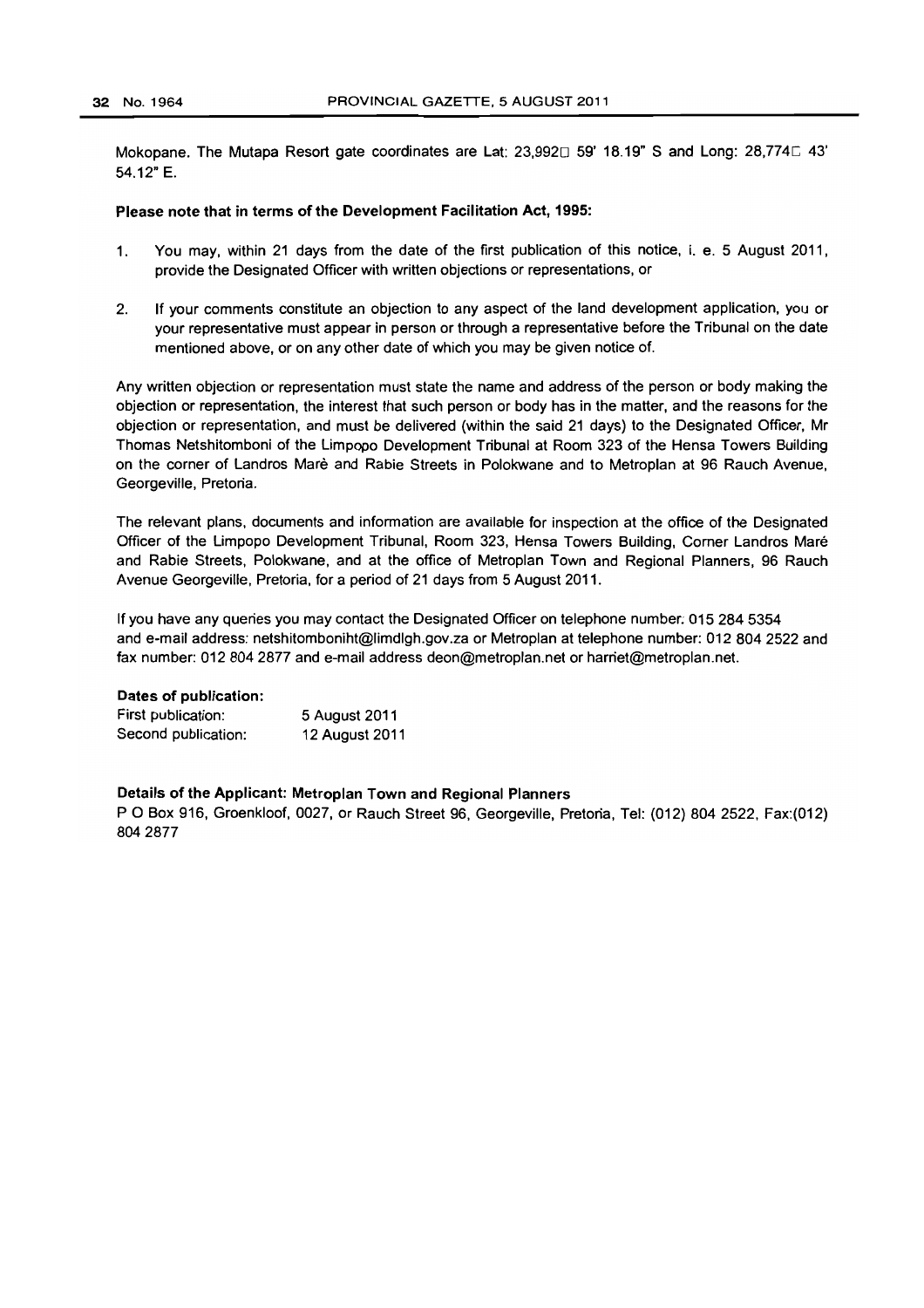Mokopane. The Mutapa Resort gate coordinates are Lat: 23,992□ 59' 18.19" S and Long: 28,774□ 43' 54.12" E.

**Please note that in terms of the Development Facilitation Act, 1995:**

1. You may, within 21 days from the date of the first publication of this notice, i. e. 5 August 2011, provide the Designated Officer with written objections or representations, or
2. If your comments constitute an objection to any aspect of the land development application, you or your representative must appear in person or through a representative before the Tribunal on the date mentioned above, or on any other date of which you may be given notice of.

Any written objection or representation must state the name and address of the person or body making the objection or representation, the interest that such person or body has in the matter, and the reasons for the objection or representation, and must be delivered (within the said 21 days) to the Designated Officer, Mr Thomas Netshitomboni of the Limpopo Development Tribunal at Room 323 of the Hensa Towers Building on the corner of Landros Marè and Rabie Streets in Polokwane and to Metroplan at 96 Rauch Avenue, Georgeville, Pretoria.

The relevant plans, documents and information are available for inspection at the office of the Designated Officer of the Limpopo Development Tribunal, Room 323, Hensa Towers Building, Corner Landros Maré and Rabie Streets, Polokwane, and at the office of Metroplan Town and Regional Planners, 96 Rauch Avenue Georgeville, Pretoria, for a period of 21 days from 5 August 2011.

If you have any queries you may contact the Designated Officer on telephone number: 015 284 5354 and e-mail address: netshitomboniht@limdlgh.gov.za or Metroplan at telephone number: 012 804 2522 and fax number: 012 804 2877 and e-mail address deon@metroplan.net or harriet@metroplan.net.

**Dates of publication:**

First publication: 5 August 2011
Second publication: 12 August 2011

**Details of the Applicant: Metroplan Town and Regional Planners**

P O Box 916, Groenkloof, 0027, or Rauch Street 96, Georgeville, Pretoria, Tel: (012) 804 2522, Fax:(012) 804 2877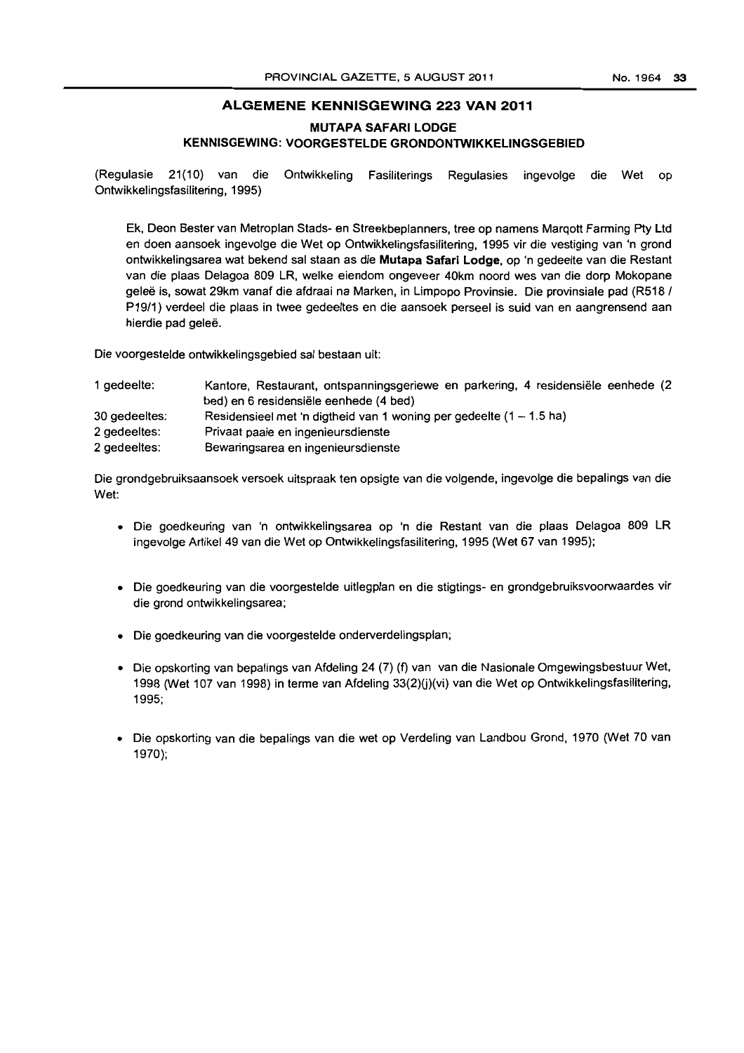## ALGEMENE KENNISGEWING 223 VAN 2011

### MUTAPA SAFARI LODGE

### KENNISGEWING: VOORGESTELDE GRONDONTWIKKELINGSGEBIED

(Regulasie 21(10) van die Ontwikkeling Fasiliterings Regulasies ingevolge die Wet op Ontwikkelingsfasilitering, 1995)

Ek, Deon Bester van Metroplan Stads- en Streekbeplanners, tree op namens Marqott Farming Pty Ltd en doen aansoek ingevolge die Wet op Ontwikkelingsfasilitering, 1995 vir die vestiging van 'n grond ontwikkelingsarea wat bekend sal staan as die **Mutapa Safari Lodge**, op 'n gedeelte van die Restant van die plaas Delagoa 809 LR, welke eiendom ongeveer 40km noord wes van die dorp Mokopane geleë is, sowat 29km vanaf die afdraai na Marken, in Limpopo Provinsie. Die provinsiale pad (R518 / P19/1) verdeel die plaas in twee gedeeltes en die aansoek perseel is suid van en aangrensend aan hierdie pad geleë.

Die voorgestelde ontwikkelingsgebied sal bestaan uit:

| | |
|---|---|
| 1 gedeelte: | Kantore, Restaurant, ontspanningsgeriewe en parkering, 4 residensiële eenhede (2 bed) en 6 residensiële eenhede (4 bed) |
| 30 gedeeltes: | Residensieel met 'n digtheid van 1 woning per gedeelte (1 – 1.5 ha) |
| 2 gedeeltes: | Privaat paaie en ingenieursdienste |
| 2 gedeeltes: | Bewaringsarea en ingenieursdienste |

Die grondgebruiksaansoek versoek uitspraak ten opsigte van die volgende, ingevolge die bepalings van die Wet:

- Die goedkeuring van 'n ontwikkelingsarea op 'n die Restant van die plaas Delagoa 809 LR ingevolge Artikel 49 van die Wet op Ontwikkelingsfasilitering, 1995 (Wet 67 van 1995);
- Die goedkeuring van die voorgestelde uitlegplan en die stigtings- en grondgebruiksvoorwaardes vir die grond ontwikkelingsarea;
- Die goedkeuring van die voorgestelde onderverdelingsplan;
- Die opskorting van bepalings van Afdeling 24 (7) (f) van van die Nasionale Omgewingsbestuur Wet, 1998 (Wet 107 van 1998) in terme van Afdeling 33(2)(j)(vi) van die Wet op Ontwikkelingsfasilitering, 1995;
- Die opskorting van die bepalings van die wet op Verdeling van Landbou Grond, 1970 (Wet 70 van 1970);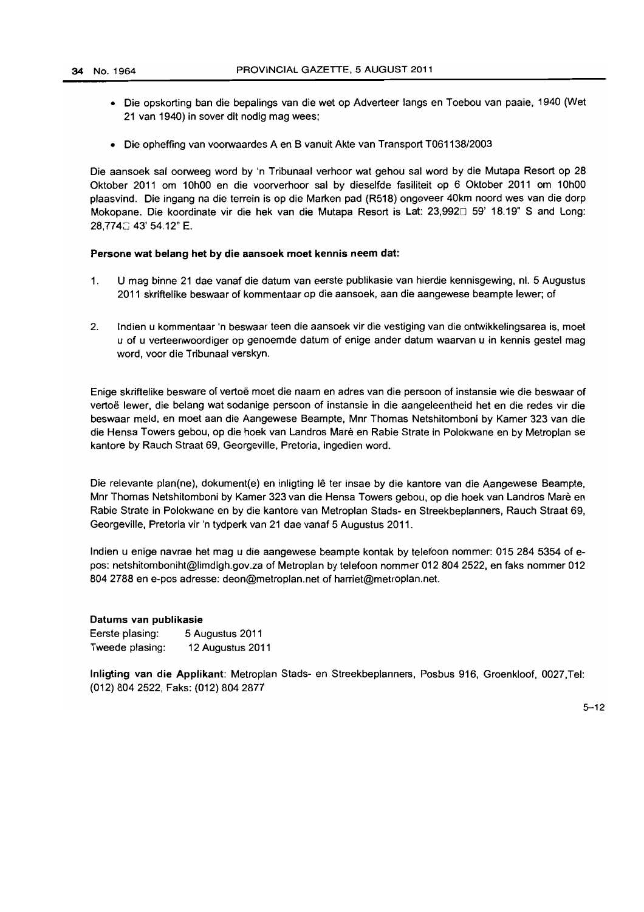- Die opskorting ban die bepalings van die wet op Adverteer langs en Toebou van paaie, 1940 (Wet 21 van 1940) in sover dit nodig mag wees;
- Die opheffing van voorwaardes A en B vanuit Akte van Transport T061138/2003

Die aansoek sal oorweeg word by 'n Tribunaal verhoor wat gehou sal word by die Mutapa Resort op 28 Oktober 2011 om 10h00 en die voorverhoor sal by dieselfde fasiliteit op 6 Oktober 2011 om 10h00 plaasvind. Die ingang na die terrein is op die Marken pad (R518) ongeveer 40km noord wes van die dorp Mokopane. Die koordinate vir die hek van die Mutapa Resort is Lat: 23,992□ 59' 18.19" S and Long: 28,774□ 43' 54.12" E.

**Persone wat belang het by die aansoek moet kennis neem dat:**

1. U mag binne 21 dae vanaf die datum van eerste publikasie van hierdie kennisgewing, nl. 5 Augustus 2011 skriftelike beswaar of kommentaar op die aansoek, aan die aangewese beampte lewer; of

2. Indien u kommentaar 'n beswaar teen die aansoek vir die vestiging van die ontwikkelingsarea is, moet u of u verteenwoordiger op genoemde datum of enige ander datum waarvan u in kennis gestel mag word, voor die Tribunaal verskyn.

Enige skriftelike besware of vertoë moet die naam en adres van die persoon of instansie wie die beswaar of vertoë lewer, die belang wat sodanige persoon of instansie in die aangeleentheid het en die redes vir die beswaar meld, en moet aan die Aangewese Beampte, Mnr Thomas Netshitomboni by Kamer 323 van die die Hensa Towers gebou, op die hoek van Landros Marè en Rabie Strate in Polokwane en by Metroplan se kantore by Rauch Straat 69, Georgeville, Pretoria, ingedien word.

Die relevante plan(ne), dokument(e) en inligting lê ter insae by die kantore van die Aangewese Beampte, Mnr Thomas Netshitomboni by Kamer 323 van die Hensa Towers gebou, op die hoek van Landros Marè en Rabie Strate in Polokwane en by die kantore van Metroplan Stads- en Streekbeplanners, Rauch Straat 69, Georgeville, Pretoria vir 'n tydperk van 21 dae vanaf 5 Augustus 2011.

Indien u enige navrae het mag u die aangewese beampte kontak by telefoon nommer: 015 284 5354 of e-pos: netshitomboniht@limdlgh.gov.za of Metroplan by telefoon nommer 012 804 2522, en faks nommer 012 804 2788 en e-pos adresse: deon@metroplan.net of harriet@metroplan.net.

**Datums van publikasie**

Eerste plasing: 5 Augustus 2011
Tweede plasing: 12 Augustus 2011

**Inligting van die Applikant**: Metroplan Stads- en Streekbeplanners, Posbus 916, Groenkloof, 0027,Tel: (012) 804 2522, Faks: (012) 804 2877

5–12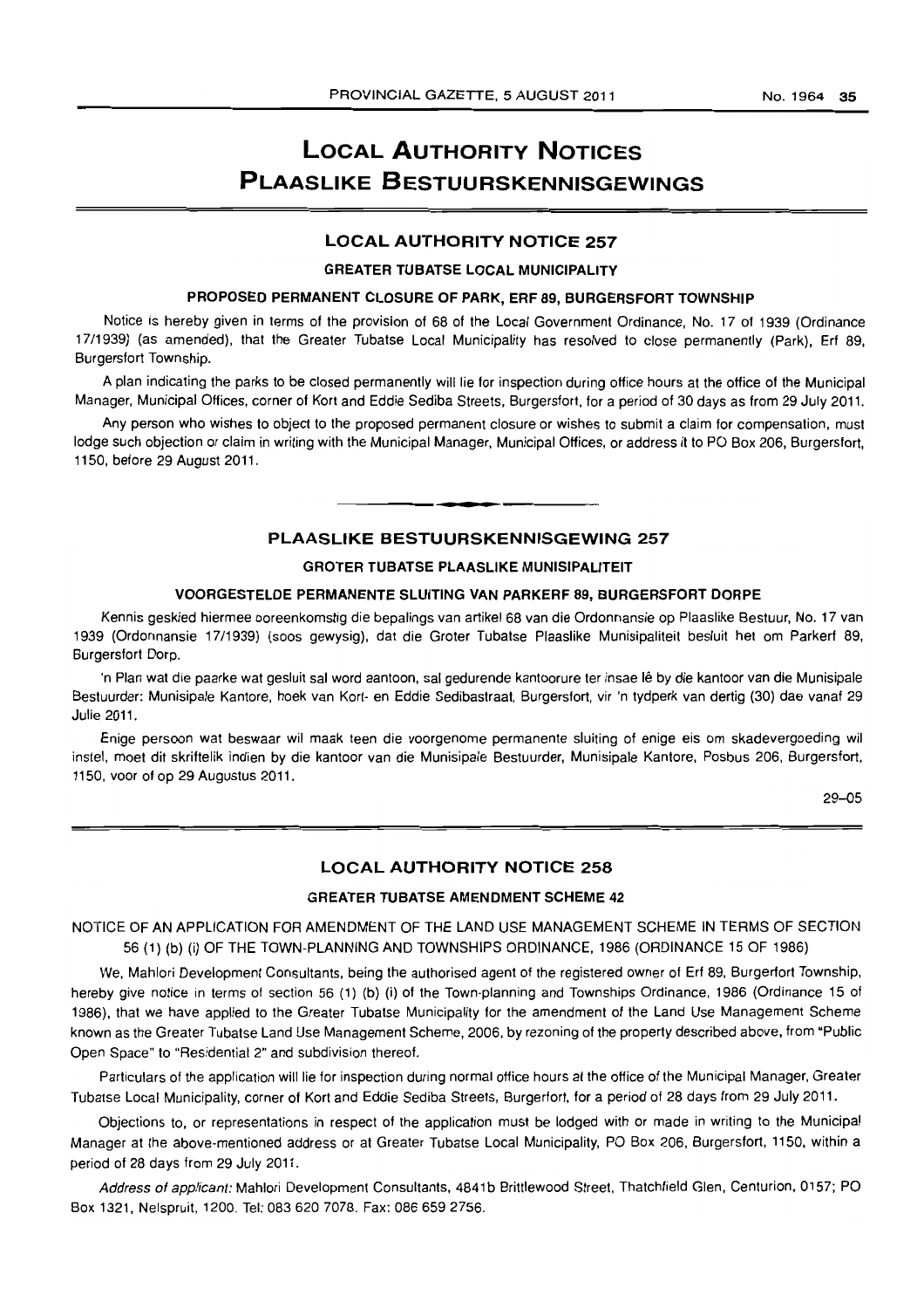# LOCAL AUTHORITY NOTICES
# PLAASLIKE BESTUURSKENNISGEWINGS

## LOCAL AUTHORITY NOTICE 257

### GREATER TUBATSE LOCAL MUNICIPALITY

### PROPOSED PERMANENT CLOSURE OF PARK, ERF 89, BURGERSFORT TOWNSHIP

Notice is hereby given in terms of the provision of 68 of the Local Government Ordinance, No. 17 of 1939 (Ordinance 17/1939) (as amended), that the Greater Tubatse Local Municipality has resolved to close permanently (Park), Erf 89, Burgersfort Township.

A plan indicating the parks to be closed permanently will lie for inspection during office hours at the office of the Municipal Manager, Municipal Offices, corner of Kort and Eddie Sediba Streets, Burgersfort, for a period of 30 days as from 29 July 2011.

Any person who wishes to object to the proposed permanent closure or wishes to submit a claim for compensation, must lodge such objection or claim in writing with the Municipal Manager, Municipal Offices, or address it to PO Box 206, Burgersfort, 1150, before 29 August 2011.

---

## PLAASLIKE BESTUURSKENNISGEWING 257

### GROTER TUBATSE PLAASLIKE MUNISIPALITEIT

### VOORGESTELDE PERMANENTE SLUITING VAN PARKERF 89, BURGERSFORT DORPE

Kennis geskied hiermee ooreenkomstig die bepalings van artikel 68 van die Ordonnansie op Plaaslike Bestuur, No. 17 van 1939 (Ordonnansie 17/1939) (soos gewysig), dat die Groter Tubatse Plaaslike Munisipaliteit besluit het om Parkerf 89, Burgersfort Dorp.

'n Plan wat die paarke wat gesluit sal word aantoon, sal gedurende kantoorure ter insae lê by die kantoor van die Munisipale Bestuurder: Munisipale Kantore, hoek van Kort- en Eddie Sedibastraat, Burgersfort, vir 'n tydperk van dertig (30) dae vanaf 29 Julie 2011.

Enige persoon wat beswaar wil maak teen die voorgenome permanente sluiting of enige eis om skadevergoeding wil instel, moet dit skriftelik indien by die kantoor van die Munisipale Bestuurder, Munisipale Kantore, Posbus 206, Burgersfort, 1150, voor of op 29 Augustus 2011.

29–05

---

## LOCAL AUTHORITY NOTICE 258

### GREATER TUBATSE AMENDMENT SCHEME 42

NOTICE OF AN APPLICATION FOR AMENDMENT OF THE LAND USE MANAGEMENT SCHEME IN TERMS OF SECTION 56 (1) (b) (i) OF THE TOWN-PLANNING AND TOWNSHIPS ORDINANCE, 1986 (ORDINANCE 15 OF 1986)

We, Mahlori Development Consultants, being the authorised agent of the registered owner of Erf 89, Burgerfort Township, hereby give notice in terms of section 56 (1) (b) (i) of the Town-planning and Townships Ordinance, 1986 (Ordinance 15 of 1986), that we have applied to the Greater Tubatse Municipality for the amendment of the Land Use Management Scheme known as the Greater Tubatse Land Use Management Scheme, 2006, by rezoning of the property described above, from "Public Open Space" to "Residential 2" and subdivision thereof.

Particulars of the application will lie for inspection during normal office hours at the office of the Municipal Manager, Greater Tubatse Local Municipality, corner of Kort and Eddie Sediba Streets, Burgerfort, for a period of 28 days from 29 July 2011.

Objections to, or representations in respect of the application must be lodged with or made in writing to the Municipal Manager at the above-mentioned address or at Greater Tubatse Local Municipality, PO Box 206, Burgersfort, 1150, within a period of 28 days from 29 July 2011.

*Address of applicant:* Mahlori Development Consultants, 4841b Brittlewood Street, Thatchfield Glen, Centurion, 0157; PO Box 1321, Nelspruit, 1200. Tel: 083 620 7078. Fax: 086 659 2756.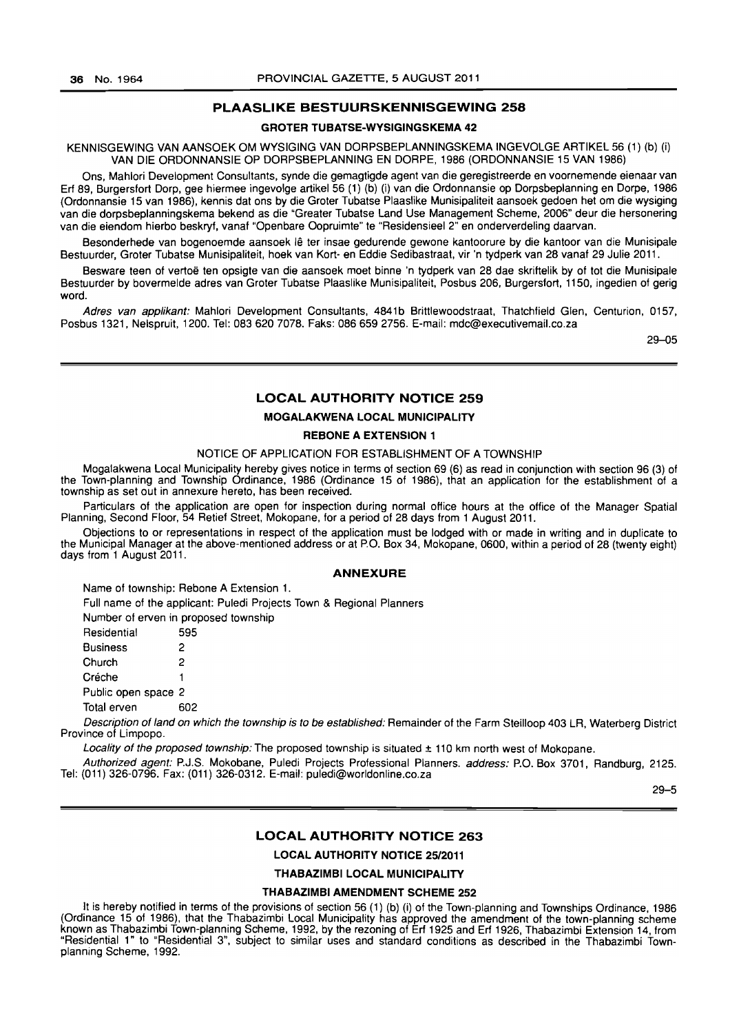## PLAASLIKE BESTUURSKENNISGEWING 258

### GROTER TUBATSE-WYSIGINGSKEMA 42

KENNISGEWING VAN AANSOEK OM WYSIGING VAN DORPSBEPLANNINGSKEMA INGEVOLGE ARTIKEL 56 (1) (b) (i) VAN DIE ORDONNANSIE OP DORPSBEPLANNING EN DORPE, 1986 (ORDONNANSIE 15 VAN 1986)

Ons, Mahlori Development Consultants, synde die gemagtigde agent van die geregistreerde en voornemende eienaar van Erf 89, Burgersfort Dorp, gee hiermee ingevolge artikel 56 (1) (b) (i) van die Ordonnansie op Dorpsbeplanning en Dorpe, 1986 (Ordonnansie 15 van 1986), kennis dat ons by die Groter Tubatse Plaaslike Munisipaliteit aansoek gedoen het om die wysiging van die dorpsbeplanningskema bekend as die "Greater Tubatse Land Use Management Scheme, 2006" deur die hersonering van die eiendom hierbo beskryf, vanaf "Openbare Oopruimte" te "Residensieel 2" en onderverdeling daarvan.

Besonderhede van bogenoemde aansoek lê ter insae gedurende gewone kantoorure by die kantoor van die Munisipale Bestuurder, Groter Tubatse Munisipaliteit, hoek van Kort- en Eddie Sedibastraat, vir 'n tydperk van 28 vanaf 29 Julie 2011.

Besware teen of vertoë ten opsigte van die aansoek moet binne 'n tydperk van 28 dae skriftelik by of tot die Munisipale Bestuurder by bovermelde adres van Groter Tubatse Plaaslike Munisipaliteit, Posbus 206, Burgersfort, 1150, ingedien of gerig word.

*Adres van applikant:* Mahlori Development Consultants, 4841b Brittlewoodstraat, Thatchfield Glen, Centurion, 0157, Posbus 1321, Nelspruit, 1200. Tel: 083 620 7078. Faks: 086 659 2756. E-mail: mdc@executivemail.co.za

29–05

## LOCAL AUTHORITY NOTICE 259

### MOGALAKWENA LOCAL MUNICIPALITY

### REBONE A EXTENSION 1

NOTICE OF APPLICATION FOR ESTABLISHMENT OF A TOWNSHIP

Mogalakwena Local Municipality hereby gives notice in terms of section 69 (6) as read in conjunction with section 96 (3) of the Town-planning and Township Ordinance, 1986 (Ordinance 15 of 1986), that an application for the establishment of a township as set out in annexure hereto, has been received.

Particulars of the application are open for inspection during normal office hours at the office of the Manager Spatial Planning, Second Floor, 54 Retief Street, Mokopane, for a period of 28 days from 1 August 2011.

Objections to or representations in respect of the application must be lodged with or made in writing and in duplicate to the Municipal Manager at the above-mentioned address or at P.O. Box 34, Mokopane, 0600, within a period of 28 (twenty eight) days from 1 August 2011.

### ANNEXURE

Name of township: Rebone A Extension 1.

Full name of the applicant: Puledi Projects Town & Regional Planners

Number of erven in proposed township

| | |
|---|---|
| Residential | 595 |
| Business | 2 |
| Church | 2 |
| Créche | 1 |
| Public open space | 2 |
| Total erven | 602 |

*Description of land on which the township is to be established:* Remainder of the Farm Steilloop 403 LR, Waterberg District Province of Limpopo.

*Locality of the proposed township:* The proposed township is situated ± 110 km north west of Mokopane.

*Authorized agent:* P.J.S. Mokobane, Puledi Projects Professional Planners. *address:* P.O. Box 3701, Randburg, 2125. Tel: (011) 326-0796. Fax: (011) 326-0312. E-mail: puledi@worldonline.co.za

29–5

## LOCAL AUTHORITY NOTICE 263

### LOCAL AUTHORITY NOTICE 25/2011

### THABAZIMBI LOCAL MUNICIPALITY

### THABAZIMBI AMENDMENT SCHEME 252

It is hereby notified in terms of the provisions of section 56 (1) (b) (i) of the Town-planning and Townships Ordinance, 1986 (Ordinance 15 of 1986), that the Thabazimbi Local Municipality has approved the amendment of the town-planning scheme known as Thabazimbi Town-planning Scheme, 1992, by the rezoning of Erf 1925 and Erf 1926, Thabazimbi Extension 14, from "Residential 1" to "Residential 3", subject to similar uses and standard conditions as described in the Thabazimbi Town-planning Scheme, 1992.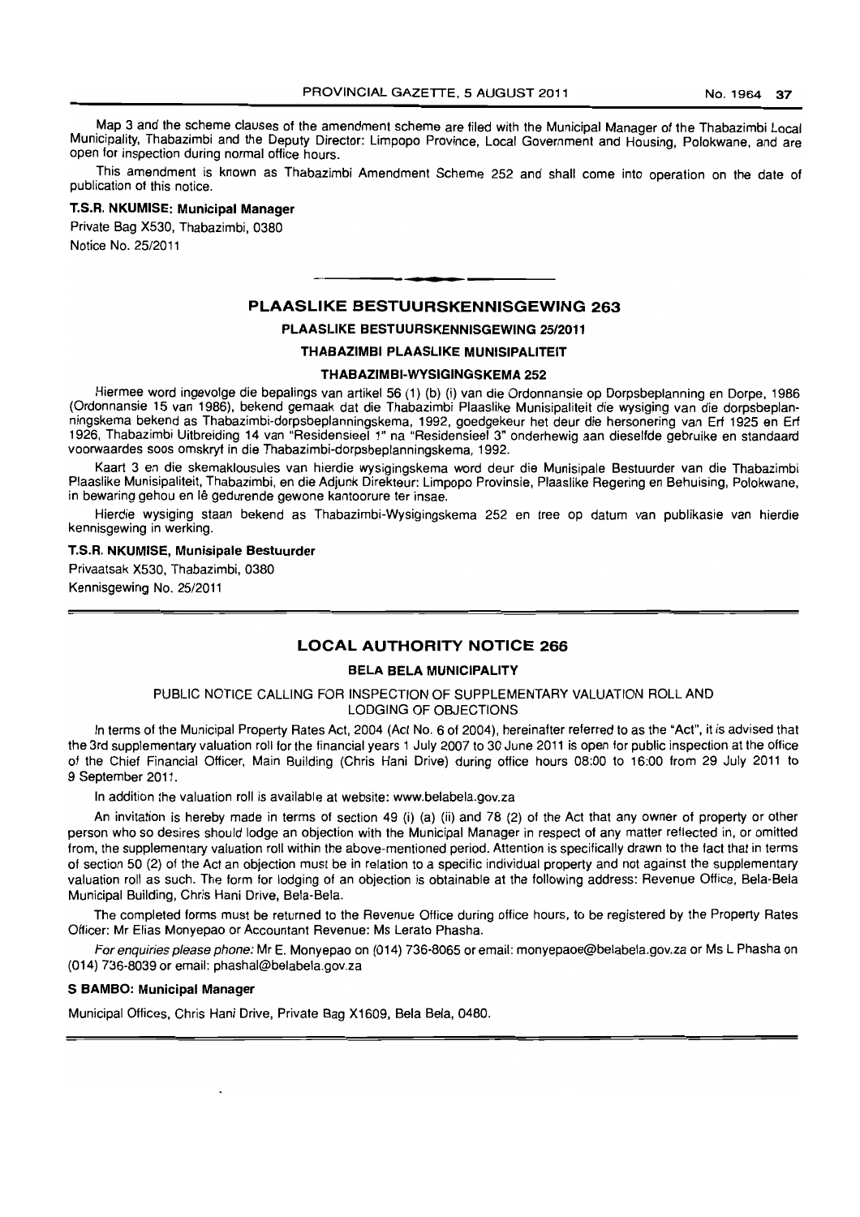Map 3 and the scheme clauses of the amendment scheme are filed with the Municipal Manager of the Thabazimbi Local Municipality, Thabazimbi and the Deputy Director: Limpopo Province, Local Government and Housing, Polokwane, and are open for inspection during normal office hours.

This amendment is known as Thabazimbi Amendment Scheme 252 and shall come into operation on the date of publication of this notice.

**T.S.R. NKUMISE: Municipal Manager**

Private Bag X530, Thabazimbi, 0380

Notice No. 25/2011

## PLAASLIKE BESTUURSKENNISGEWING 263

### PLAASLIKE BESTUURSKENNISGEWING 25/2011

### THABAZIMBI PLAASLIKE MUNISIPALITEIT

### THABAZIMBI-WYSIGINGSKEMA 252

Hiermee word ingevolge die bepalings van artikel 56 (1) (b) (i) van die Ordonnansie op Dorpsbeplanning en Dorpe, 1986 (Ordonnansie 15 van 1986), bekend gemaak dat die Thabazimbi Plaaslike Munisipaliteit die wysiging van die dorpsbeplanningskema bekend as Thabazimbi-dorpsbeplanningskema, 1992, goedgekeur het deur die hersonering van Erf 1925 en Erf 1926, Thabazimbi Uitbreiding 14 van "Residensieel 1" na "Residensieel 3" onderhewig aan dieselfde gebruike en standaard voorwaardes soos omskryf in die Thabazimbi-dorpsbeplanningskema, 1992.

Kaart 3 en die skemaklousules van hierdie wysigingskema word deur die Munisipale Bestuurder van die Thabazimbi Plaaslike Munisipaliteit, Thabazimbi, en die Adjunk Direkteur: Limpopo Provinsie, Plaaslike Regering en Behuising, Polokwane, in bewaring gehou en lê gedurende gewone kantoorure ter insae.

Hierdie wysiging staan bekend as Thabazimbi-Wysigingskema 252 en tree op datum van publikasie van hierdie kennisgewing in werking.

**T.S.R. NKUMISE, Munisipale Bestuurder**

Privaatsak X530, Thabazimbi, 0380

Kennisgewing No. 25/2011

## LOCAL AUTHORITY NOTICE 266

### BELA BELA MUNICIPALITY

### PUBLIC NOTICE CALLING FOR INSPECTION OF SUPPLEMENTARY VALUATION ROLL AND LODGING OF OBJECTIONS

In terms of the Municipal Property Rates Act, 2004 (Act No. 6 of 2004), hereinafter referred to as the "Act", it is advised that the 3rd supplementary valuation roll for the financial years 1 July 2007 to 30 June 2011 is open for public inspection at the office of the Chief Financial Officer, Main Building (Chris Hani Drive) during office hours 08:00 to 16:00 from 29 July 2011 to 9 September 2011.

In addition the valuation roll is available at website: www.belabela.gov.za

An invitation is hereby made in terms of section 49 (i) (a) (ii) and 78 (2) of the Act that any owner of property or other person who so desires should lodge an objection with the Municipal Manager in respect of any matter reflected in, or omitted from, the supplementary valuation roll within the above-mentioned period. Attention is specifically drawn to the fact that in terms of section 50 (2) of the Act an objection must be in relation to a specific individual property and not against the supplementary valuation roll as such. The form for lodging of an objection is obtainable at the following address: Revenue Office, Bela-Bela Municipal Building, Chris Hani Drive, Bela-Bela.

The completed forms must be returned to the Revenue Office during office hours, to be registered by the Property Rates Officer: Mr Elias Monyepao or Accountant Revenue: Ms Lerato Phasha.

*For enquiries please phone:* Mr E. Monyepao on (014) 736-8065 or email: monyepaoe@belabela.gov.za or Ms L Phasha on (014) 736-8039 or email: phashal@belabela.gov.za

**S BAMBO: Municipal Manager**

Municipal Offices, Chris Hani Drive, Private Bag X1609, Bela Bela, 0480.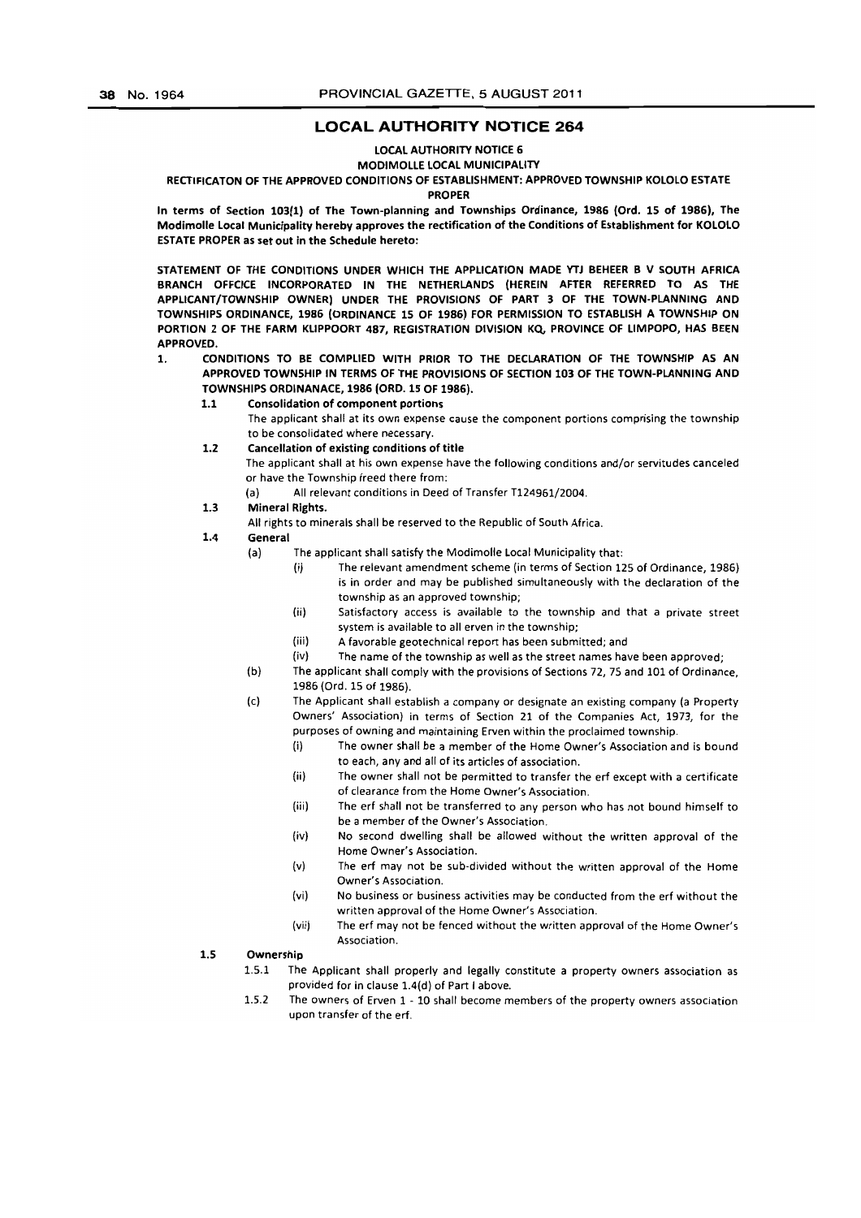## LOCAL AUTHORITY NOTICE 264

**LOCAL AUTHORITY NOTICE 6**

**MODIMOLLE LOCAL MUNICIPALITY**

**RECTIFICATON OF THE APPROVED CONDITIONS OF ESTABLISHMENT: APPROVED TOWNSHIP KOLOLO ESTATE PROPER**

**In terms of Section 103(1) of The Town-planning and Townships Ordinance, 1986 (Ord. 15 of 1986), The Modimolle Local Municipality hereby approves the rectification of the Conditions of Establishment for KOLOLO ESTATE PROPER as set out in the Schedule hereto:**

**STATEMENT OF THE CONDITIONS UNDER WHICH THE APPLICATION MADE YTJ BEHEER B V SOUTH AFRICA BRANCH OFFCICE INCORPORATED IN THE NETHERLANDS (HEREIN AFTER REFERRED TO AS THE APPLICANT/TOWNSHIP OWNER) UNDER THE PROVISIONS OF PART 3 OF THE TOWN-PLANNING AND TOWNSHIPS ORDINANCE, 1986 (ORDINANCE 15 OF 1986) FOR PERMISSION TO ESTABLISH A TOWNSHIP ON PORTION 2 OF THE FARM KLIPPOORT 487, REGISTRATION DIVISION KQ, PROVINCE OF LIMPOPO, HAS BEEN APPROVED.**

1. **CONDITIONS TO BE COMPLIED WITH PRIOR TO THE DECLARATION OF THE TOWNSHIP AS AN APPROVED TOWNSHIP IN TERMS OF THE PROVISIONS OF SECTION 103 OF THE TOWN-PLANNING AND TOWNSHIPS ORDINANACE, 1986 (ORD. 15 OF 1986).**

   1.1 **Consolidation of component portions**

   The applicant shall at its own expense cause the component portions comprising the township to be consolidated where necessary.

   1.2 **Cancellation of existing conditions of title**

   The applicant shall at his own expense have the following conditions and/or servitudes canceled or have the Township freed there from:

   (a) All relevant conditions in Deed of Transfer T124961/2004.

   1.3 **Mineral Rights.**

   All rights to minerals shall be reserved to the Republic of South Africa.

   1.4 **General**

   (a) The applicant shall satisfy the Modimolle Local Municipality that:

   (i) The relevant amendment scheme (in terms of Section 125 of Ordinance, 1986) is in order and may be published simultaneously with the declaration of the township as an approved township;

   (ii) Satisfactory access is available to the township and that a private street system is available to all erven in the township;

   (iii) A favorable geotechnical report has been submitted; and

   (iv) The name of the township as well as the street names have been approved;

   (b) The applicant shall comply with the provisions of Sections 72, 75 and 101 of Ordinance, 1986 (Ord. 15 of 1986).

   (c) The Applicant shall establish a company or designate an existing company (a Property Owners' Association) in terms of Section 21 of the Companies Act, 1973, for the purposes of owning and maintaining Erven within the proclaimed township.

   (i) The owner shall be a member of the Home Owner's Association and is bound to each, any and all of its articles of association.

   (ii) The owner shall not be permitted to transfer the erf except with a certificate of clearance from the Home Owner's Association.

   (iii) The erf shall not be transferred to any person who has not bound himself to be a member of the Owner's Association.

   (iv) No second dwelling shall be allowed without the written approval of the Home Owner's Association.

   (v) The erf may not be sub-divided without the written approval of the Home Owner's Association.

   (vi) No business or business activities may be conducted from the erf without the written approval of the Home Owner's Association.

   (vii) The erf may not be fenced without the written approval of the Home Owner's Association.

   1.5 **Ownership**

   1.5.1 The Applicant shall properly and legally constitute a property owners association as provided for in clause 1.4(d) of Part I above.

   1.5.2 The owners of Erven 1 - 10 shall become members of the property owners association upon transfer of the erf.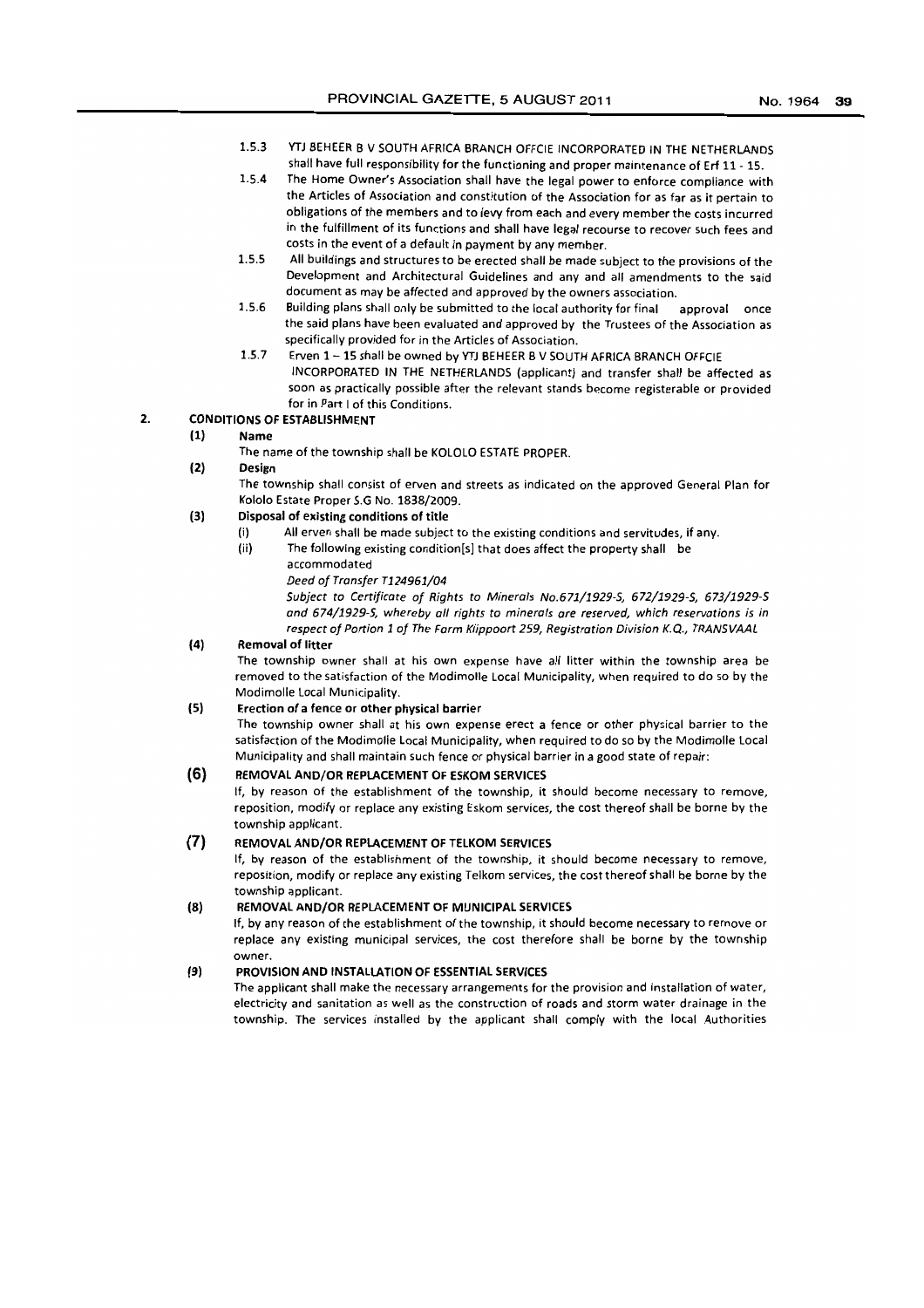1.5.3 YTJ BEHEER B V SOUTH AFRICA BRANCH OFFCIE INCORPORATED IN THE NETHERLANDS shall have full responsibility for the functioning and proper maintenance of Erf 11 - 15.

1.5.4 The Home Owner's Association shall have the legal power to enforce compliance with the Articles of Association and constitution of the Association for as far as it pertain to obligations of the members and to levy from each and every member the costs incurred in the fulfillment of its functions and shall have legal recourse to recover such fees and costs in the event of a default in payment by any member.

1.5.5 All buildings and structures to be erected shall be made subject to the provisions of the Development and Architectural Guidelines and any and all amendments to the said document as may be affected and approved by the owners association.

1.5.6 Building plans shall only be submitted to the local authority for final approval once the said plans have been evaluated and approved by the Trustees of the Association as specifically provided for in the Articles of Association.

1.5.7 Erven 1 – 15 shall be owned by YTJ BEHEER B V SOUTH AFRICA BRANCH OFFCIE INCORPORATED IN THE NETHERLANDS (applicant) and transfer shall be affected as soon as practically possible after the relevant stands become registerable or provided for in Part I of this Conditions.

**2. CONDITIONS OF ESTABLISHMENT**

**(1) Name**

The name of the township shall be KOLOLO ESTATE PROPER.

**(2) Design**

The township shall consist of erven and streets as indicated on the approved General Plan for Kololo Estate Proper S.G No. 1838/2009.

**(3) Disposal of existing conditions of title**

(i) All erven shall be made subject to the existing conditions and servitudes, if any.

(ii) The following existing condition[s] that does affect the property shall be accommodated

*Deed of Transfer T124961/04*

*Subject to Certificate of Rights to Minerals No.671/1929-S, 672/1929-S, 673/1929-S and 674/1929-S, whereby all rights to minerals are reserved, which reservations is in respect of Portion 1 of The Farm Klippoort 259, Registration Division K.Q., TRANSVAAL*

**(4) Removal of litter**

The township owner shall at his own expense have all litter within the township area be removed to the satisfaction of the Modimolle Local Municipality, when required to do so by the Modimolle Local Municipality.

**(5) Erection of a fence or other physical barrier**

The township owner shall at his own expense erect a fence or other physical barrier to the satisfaction of the Modimolle Local Municipality, when required to do so by the Modimolle Local Municipality and shall maintain such fence or physical barrier in a good state of repair:

**(6) REMOVAL AND/OR REPLACEMENT OF ESKOM SERVICES**

If, by reason of the establishment of the township, it should become necessary to remove, reposition, modify or replace any existing Eskom services, the cost thereof shall be borne by the township applicant.

**(7) REMOVAL AND/OR REPLACEMENT OF TELKOM SERVICES**

If, by reason of the establishment of the township, it should become necessary to remove, reposition, modify or replace any existing Telkom services, the cost thereof shall be borne by the township applicant.

**(8) REMOVAL AND/OR REPLACEMENT OF MUNICIPAL SERVICES**

If, by any reason of the establishment of the township, it should become necessary to remove or replace any existing municipal services, the cost therefore shall be borne by the township owner.

**(9) PROVISION AND INSTALLATION OF ESSENTIAL SERVICES**

The applicant shall make the necessary arrangements for the provision and installation of water, electricity and sanitation as well as the construction of roads and storm water drainage in the township. The services installed by the applicant shall comply with the local Authorities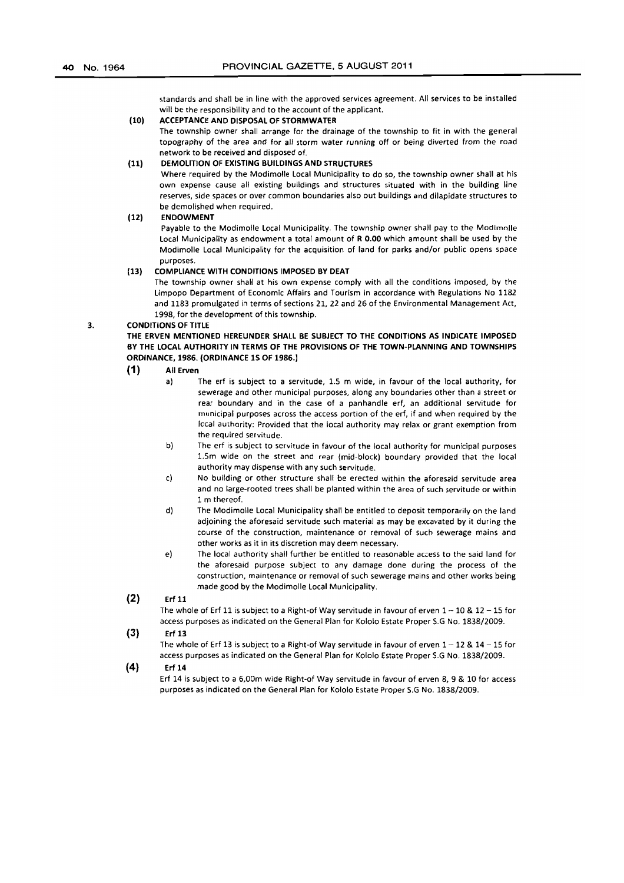standards and shall be in line with the approved services agreement. All services to be installed will be the responsibility and to the account of the applicant.

**(10) ACCEPTANCE AND DISPOSAL OF STORMWATER**

The township owner shall arrange for the drainage of the township to fit in with the general topography of the area and for all storm water running off or being diverted from the road network to be received and disposed of.

**(11) DEMOLITION OF EXISTING BUILDINGS AND STRUCTURES**

Where required by the Modimolle Local Municipality to do so, the township owner shall at his own expense cause all existing buildings and structures situated with in the building line reserves, side spaces or over common boundaries also out buildings and dilapidate structures to be demolished when required.

**(12) ENDOWMENT**

Payable to the Modimolle Local Municipality. The township owner shall pay to the Modimolle Local Municipality as endowment a total amount of **R 0.00** which amount shall be used by the Modimolle Local Municipality for the acquisition of land for parks and/or public opens space purposes.

**(13) COMPLIANCE WITH CONDITIONS IMPOSED BY DEAT**

The township owner shall at his own expense comply with all the conditions imposed, by the Limpopo Department of Economic Affairs and Tourism in accordance with Regulations No 1182 and 1183 promulgated in terms of sections 21, 22 and 26 of the Environmental Management Act, 1998, for the development of this township.

**3. CONDITIONS OF TITLE**

**THE ERVEN MENTIONED HEREUNDER SHALL BE SUBJECT TO THE CONDITIONS AS INDICATE IMPOSED BY THE LOCAL AUTHORITY IN TERMS OF THE PROVISIONS OF THE TOWN-PLANNING AND TOWNSHIPS ORDINANCE, 1986. (ORDINANCE 15 OF 1986.)**

**(1) All Erven**

a) The erf is subject to a servitude, 1.5 m wide, in favour of the local authority, for sewerage and other municipal purposes, along any boundaries other than a street or rear boundary and in the case of a panhandle erf, an additional servitude for municipal purposes across the access portion of the erf, if and when required by the local authority: Provided that the local authority may relax or grant exemption from the required servitude.

b) The erf is subject to servitude in favour of the local authority for municipal purposes 1.5m wide on the street and rear (mid-block) boundary provided that the local authority may dispense with any such servitude.

c) No building or other structure shall be erected within the aforesaid servitude area and no large-rooted trees shall be planted within the area of such servitude or within 1 m thereof.

d) The Modimolle Local Municipality shall be entitled to deposit temporarily on the land adjoining the aforesaid servitude such material as may be excavated by it during the course of the construction, maintenance or removal of such sewerage mains and other works as it in its discretion may deem necessary.

e) The local authority shall further be entitled to reasonable access to the said land for the aforesaid purpose subject to any damage done during the process of the construction, maintenance or removal of such sewerage mains and other works being made good by the Modimolle Local Municipality.

**(2) Erf 11**

The whole of Erf 11 is subject to a Right-of Way servitude in favour of erven 1 – 10 & 12 – 15 for access purposes as indicated on the General Plan for Kololo Estate Proper S.G No. 1838/2009.

**(3) Erf 13**

The whole of Erf 13 is subject to a Right-of Way servitude in favour of erven 1 – 12 & 14 – 15 for access purposes as indicated on the General Plan for Kololo Estate Proper S.G No. 1838/2009.

**(4) Erf 14**

Erf 14 is subject to a 6,00m wide Right-of Way servitude in favour of erven 8, 9 & 10 for access purposes as indicated on the General Plan for Kololo Estate Proper S.G No. 1838/2009.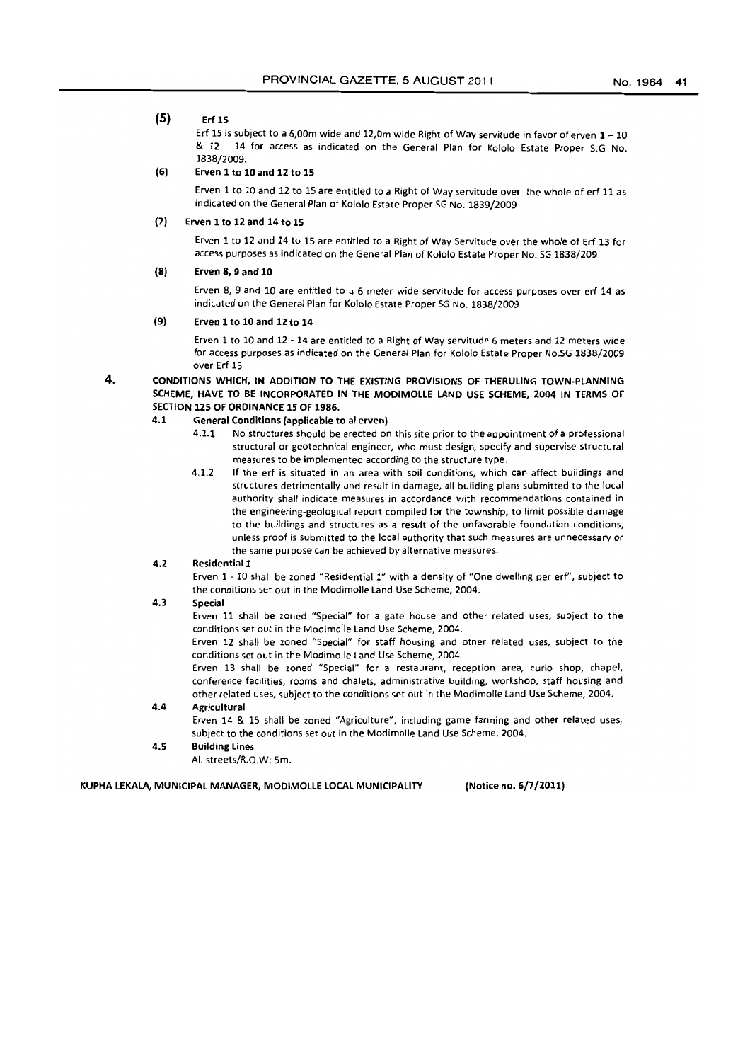**(5) Erf 15**

Erf 15 is subject to a 6,00m wide and 12,0m wide Right-of Way servitude in favor of erven 1 – 10 & 12 - 14 for access as indicated on the General Plan for Kololo Estate Proper S.G No. 1838/2009.

**(6) Erven 1 to 10 and 12 to 15**

Erven 1 to 10 and 12 to 15 are entitled to a Right of Way servitude over the whole of erf 11 as indicated on the General Plan of Kololo Estate Proper SG No. 1839/2009

**(7) Erven 1 to 12 and 14 to 15**

Erven 1 to 12 and 14 to 15 are entitled to a Right of Way Servitude over the whole of Erf 13 for access purposes as indicated on the General Plan of Kololo Estate Proper No. SG 1838/209

**(8) Erven 8, 9 and 10**

Erven 8, 9 and 10 are entitled to a 6 meter wide servitude for access purposes over erf 14 as indicated on the General Plan for Kololo Estate Proper SG No. 1838/2009

**(9) Erven 1 to 10 and 12 to 14**

Erven 1 to 10 and 12 - 14 are entitled to a Right of Way servitude 6 meters and 12 meters wide for access purposes as indicated on the General Plan for Kololo Estate Proper No.SG 1838/2009 over Erf 15

**4. CONDITIONS WHICH, IN ADDITION TO THE EXISTING PROVISIONS OF THERULING TOWN-PLANNING SCHEME, HAVE TO BE INCORPORATED IN THE MODIMOLLE LAND USE SCHEME, 2004 IN TERMS OF SECTION 125 OF ORDINANCE 15 OF 1986.**

**4.1 General Conditions (applicable to al erven)**

4.1.1 No structures should be erected on this site prior to the appointment of a professional structural or geotechnical engineer, who must design, specify and supervise structural measures to be implemented according to the structure type.

4.1.2 If the erf is situated in an area with soil conditions, which can affect buildings and structures detrimentally and result in damage, all building plans submitted to the local authority shall indicate measures in accordance with recommendations contained in the engineering-geological report compiled for the township, to limit possible damage to the buildings and structures as a result of the unfavorable foundation conditions, unless proof is submitted to the local authority that such measures are unnecessary or the same purpose can be achieved by alternative measures.

**4.2 Residential 1**

Erven 1 - 10 shall be zoned "Residential 1" with a density of "One dwelling per erf", subject to the conditions set out in the Modimolle Land Use Scheme, 2004.

**4.3 Special**

Erven 11 shall be zoned "Special" for a gate house and other related uses, subject to the conditions set out in the Modimolle Land Use Scheme, 2004.

Erven 12 shall be zoned "Special" for staff housing and other related uses, subject to the conditions set out in the Modimolle Land Use Scheme, 2004.

Erven 13 shall be zoned "Special" for a restaurant, reception area, curio shop, chapel, conference facilities, rooms and chalets, administrative building, workshop, staff housing and other related uses, subject to the conditions set out in the Modimolle Land Use Scheme, 2004.

**4.4 Agricultural**

Erven 14 & 15 shall be zoned "Agriculture", including game farming and other related uses, subject to the conditions set out in the Modimolle Land Use Scheme, 2004.

**4.5 Building Lines**

All streets/R.O.W: 5m.

**KUPHA LEKALA, MUNICIPAL MANAGER, MODIMOLLE LOCAL MUNICIPALITY (Notice no. 6/7/2011)**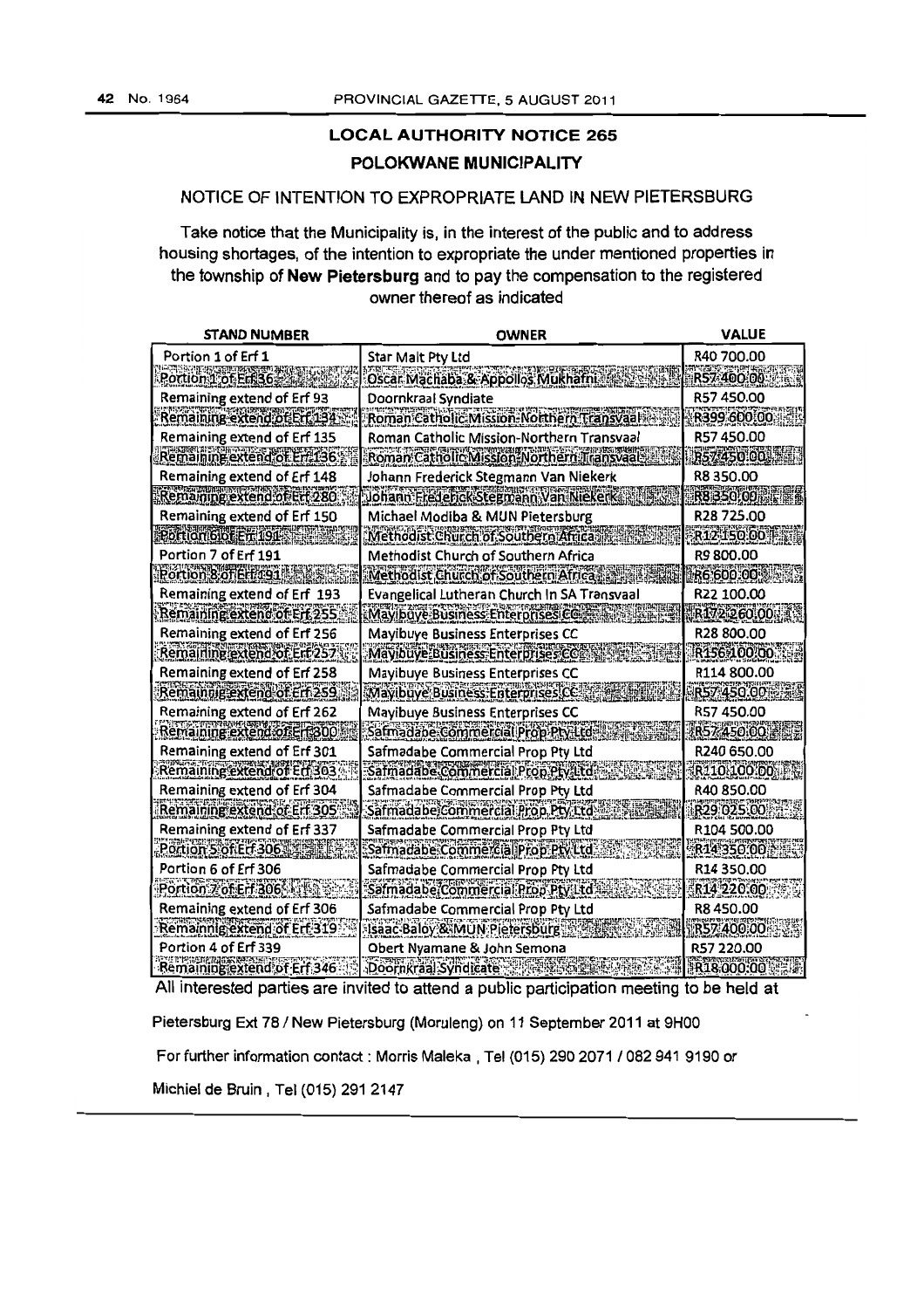## LOCAL AUTHORITY NOTICE 265

## POLOKWANE MUNICIPALITY

### NOTICE OF INTENTION TO EXPROPRIATE LAND IN NEW PIETERSBURG

Take notice that the Municipality is, in the interest of the public and to address housing shortages, of the intention to expropriate the under mentioned properties in the township of **New Pietersburg** and to pay the compensation to the registered owner thereof as indicated

| STAND NUMBER | OWNER | VALUE |
|---|---|---|
| Portion 1 of Erf 1 | Star Malt Pty Ltd | R40 700.00 |
| Portion 1 of Erf 36 | Oscar Machaba & Appollos Mukhafni | R57 400.00 |
| Remaining extend of Erf 93 | Doornkraal Syndiate | R57 450.00 |
| Remaining extend of Erf 134 | Roman Catholic Mission-Northern Transvaal | R399 600.00 |
| Remaining extend of Erf 135 | Roman Catholic Mission-Northern Transvaal | R57 450.00 |
| Remaining extend of Erf 136 | Roman Catholic Mission-Northern Transvaal | R57 450.00 |
| Remaining extend of Erf 148 | Johann Frederick Stegmann Van Niekerk | R8 350.00 |
| Remaining extend of Erf 280 | Johann Frederick Stegmann Van Niekerk | R8 350.00 |
| Remaining extend of Erf 150 | Michael Modiba & MUN Pietersburg | R28 725.00 |
| Portion 6 of Erf 191 | Methodist Church of Southern Africa | R12 150.00 |
| Portion 7 of Erf 191 | Methodist Church of Southern Africa | R9 800.00 |
| Portion 8 of Erf 191 | Methodist Church of Southern Africa | R6 600.00 |
| Remaining extend of Erf 193 | Evangelical Lutheran Church In SA Transvaal | R22 100.00 |
| Remaining extend of Erf 255 | Mayibuye Business Enterprises CC | R172 260.00 |
| Remaining extend of Erf 256 | Mayibuye Business Enterprises CC | R28 800.00 |
| Remaining extend of Erf 257 | Mayibuye Business Enterprises CC | R156 100.00 |
| Remaining extend of Erf 258 | Mayibuye Business Enterprises CC | R114 800.00 |
| Remaining extend of Erf 259 | Mayibuye Business Enterprises CC | R57 450.00 |
| Remaining extend of Erf 262 | Mayibuye Business Enterprises CC | R57 450.00 |
| Remaining extend of Erf 300 | Safmadabe Commercial Prop Pty Ltd | R57 450.00 |
| Remaining extend of Erf 301 | Safmadabe Commercial Prop Pty Ltd | R240 650.00 |
| Remaining extend of Erf 303 | Safmadabe Commercial Prop Pty Ltd | R110 100.00 |
| Remaining extend of Erf 304 | Safmadabe Commercial Prop Pty Ltd | R40 850.00 |
| Remaining extend of Erf 305 | Safmadabe Commercial Prop Pty Ltd | R29 025.00 |
| Remaining extend of Erf 337 | Safmadabe Commercial Prop Pty Ltd | R104 500.00 |
| Portion 5 of Erf 306 | Safmadabe Commercial Prop Pty Ltd | R14 350.00 |
| Portion 6 of Erf 306 | Safmadabe Commercial Prop Pty Ltd | R14 350.00 |
| Portion 7 of Erf 306 | Safmadabe Commercial Prop Pty Ltd | R14 220.00 |
| Remaining extend of Erf 306 | Safmadabe Commercial Prop Pty Ltd | R8 450.00 |
| Remainnig extend of Erf 319 | Isaac Baloy & MUN Pietersburg | R57 400.00 |
| Portion 4 of Erf 339 | Obert Nyamane & John Semona | R57 220.00 |
| Remaining extend of Erf 346 | Doornkraal Syndicate | R18 000.00 |

All interested parties are invited to attend a public participation meeting to be held at

Pietersburg Ext 78 / New Pietersburg (Moruleng) on 11 September 2011 at 9H00

For further information contact : Morris Maleka , Tel (015) 290 2071 / 082 941 9190 or

Michiel de Bruin , Tel (015) 291 2147